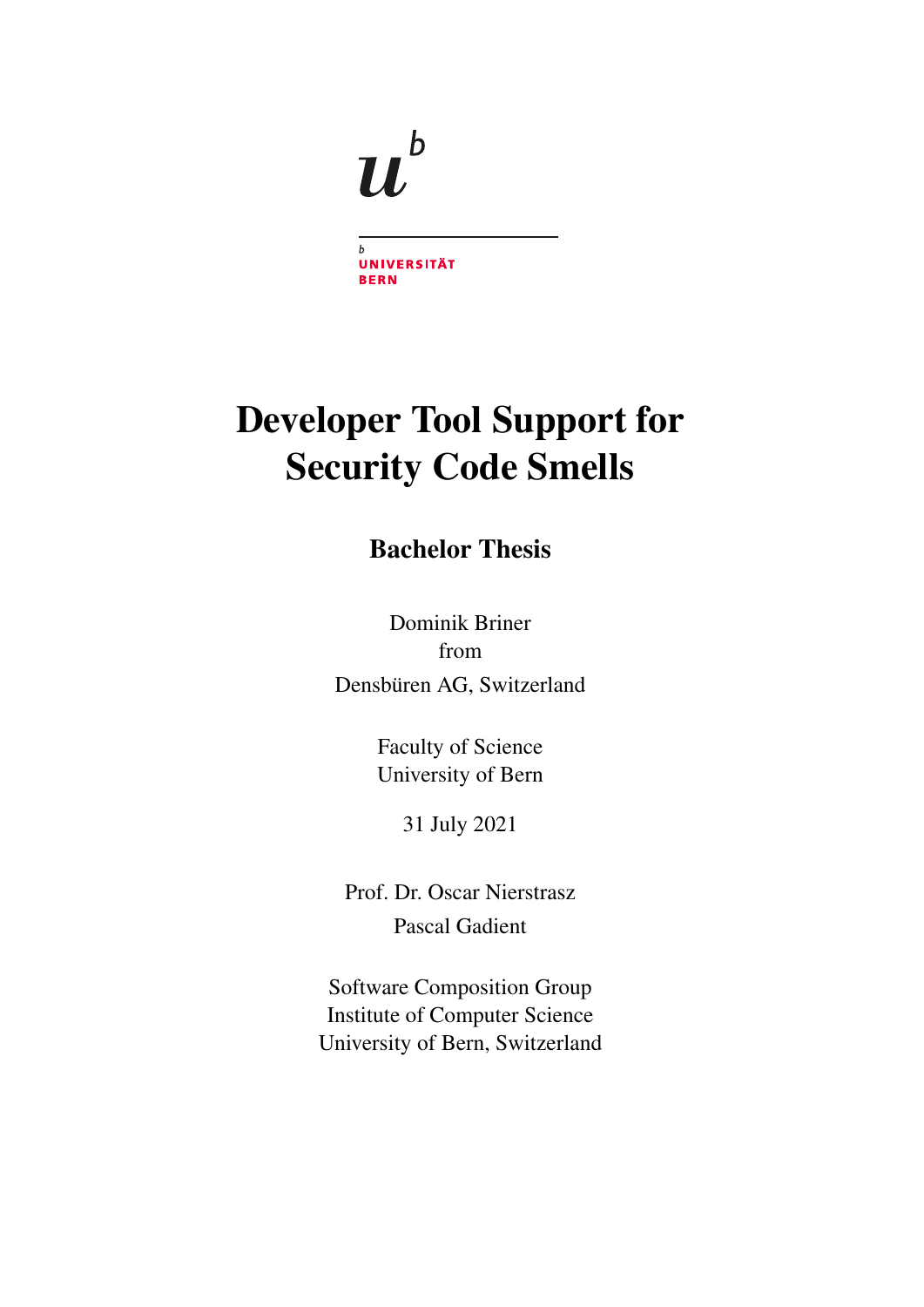UNIVERSITÄT BERN

# Developer Tool Support for Security Code Smells

## Bachelor Thesis

Dominik Briner
from
Densbüren AG, Switzerland

Faculty of Science
University of Bern

31 July 2021

Prof. Dr. Oscar Nierstrasz
Pascal Gadient

Software Composition Group
Institute of Computer Science
University of Bern, Switzerland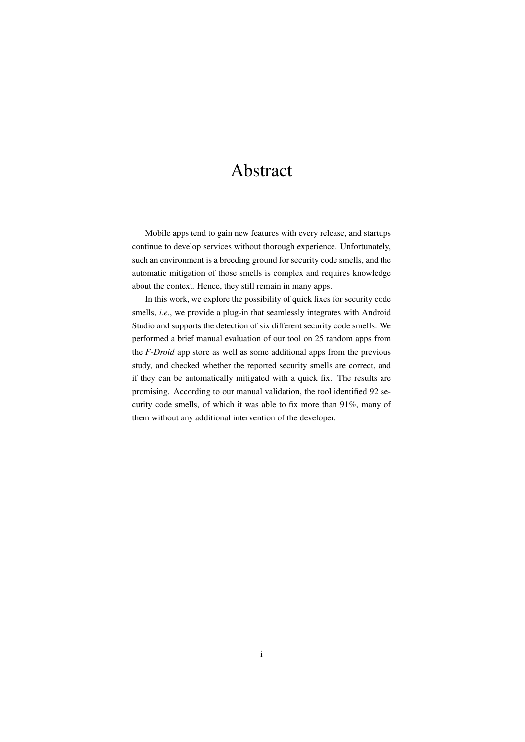# Abstract

Mobile apps tend to gain new features with every release, and startups continue to develop services without thorough experience. Unfortunately, such an environment is a breeding ground for security code smells, and the automatic mitigation of those smells is complex and requires knowledge about the context. Hence, they still remain in many apps.

In this work, we explore the possibility of quick fixes for security code smells, *i.e.*, we provide a plug-in that seamlessly integrates with Android Studio and supports the detection of six different security code smells. We performed a brief manual evaluation of our tool on 25 random apps from the *F-Droid* app store as well as some additional apps from the previous study, and checked whether the reported security smells are correct, and if they can be automatically mitigated with a quick fix. The results are promising. According to our manual validation, the tool identified 92 security code smells, of which it was able to fix more than 91%, many of them without any additional intervention of the developer.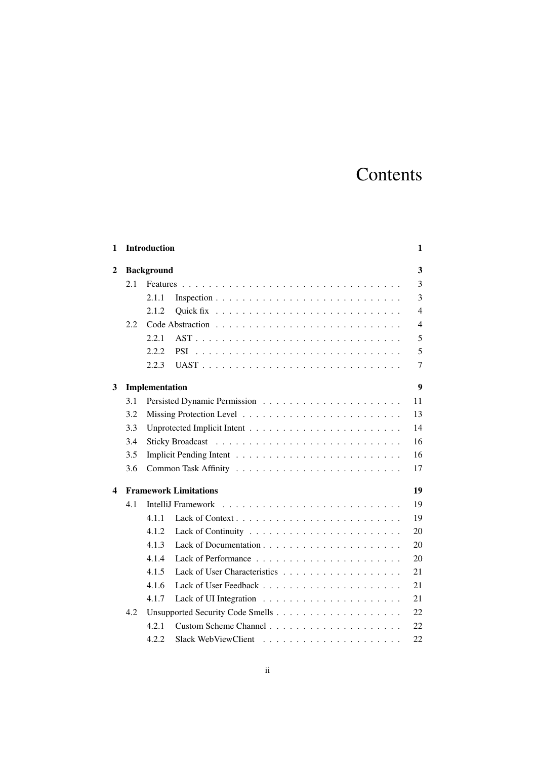# Contents

| | | |
|---|---|---|
| **1** | **Introduction** | **1** |
| **2** | **Background** | **3** |
| 2.1 | Features | 3 |
| 2.1.1 | Inspection | 3 |
| 2.1.2 | Quick fix | 4 |
| 2.2 | Code Abstraction | 4 |
| 2.2.1 | AST | 5 |
| 2.2.2 | PSI | 5 |
| 2.2.3 | UAST | 7 |
| **3** | **Implementation** | **9** |
| 3.1 | Persisted Dynamic Permission | 11 |
| 3.2 | Missing Protection Level | 13 |
| 3.3 | Unprotected Implicit Intent | 14 |
| 3.4 | Sticky Broadcast | 16 |
| 3.5 | Implicit Pending Intent | 16 |
| 3.6 | Common Task Affinity | 17 |
| **4** | **Framework Limitations** | **19** |
| 4.1 | IntelliJ Framework | 19 |
| 4.1.1 | Lack of Context | 19 |
| 4.1.2 | Lack of Continuity | 20 |
| 4.1.3 | Lack of Documentation | 20 |
| 4.1.4 | Lack of Performance | 20 |
| 4.1.5 | Lack of User Characteristics | 21 |
| 4.1.6 | Lack of User Feedback | 21 |
| 4.1.7 | Lack of UI Integration | 21 |
| 4.2 | Unsupported Security Code Smells | 22 |
| 4.2.1 | Custom Scheme Channel | 22 |
| 4.2.2 | Slack WebViewClient | 22 |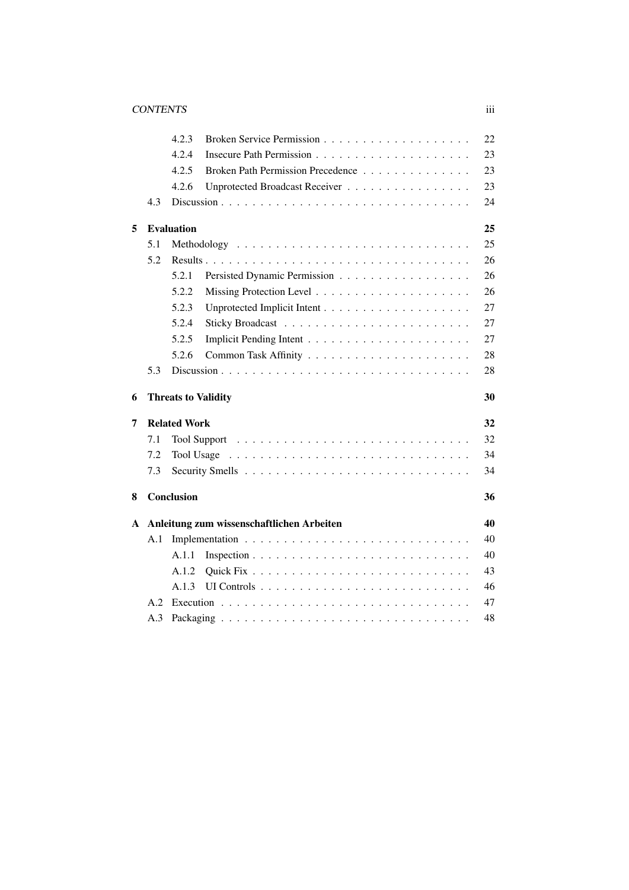| | | | |
|---|---|---|---|
| | 4.2.3 | Broken Service Permission | 22 |
| | 4.2.4 | Insecure Path Permission | 23 |
| | 4.2.5 | Broken Path Permission Precedence | 23 |
| | 4.2.6 | Unprotected Broadcast Receiver | 23 |
| 4.3 | Discussion | | 24 |
| **5** | **Evaluation** | | **25** |
| 5.1 | Methodology | | 25 |
| 5.2 | Results | | 26 |
| | 5.2.1 | Persisted Dynamic Permission | 26 |
| | 5.2.2 | Missing Protection Level | 26 |
| | 5.2.3 | Unprotected Implicit Intent | 27 |
| | 5.2.4 | Sticky Broadcast | 27 |
| | 5.2.5 | Implicit Pending Intent | 27 |
| | 5.2.6 | Common Task Affinity | 28 |
| 5.3 | Discussion | | 28 |
| **6** | **Threats to Validity** | | **30** |
| **7** | **Related Work** | | **32** |
| 7.1 | Tool Support | | 32 |
| 7.2 | Tool Usage | | 34 |
| 7.3 | Security Smells | | 34 |
| **8** | **Conclusion** | | **36** |
| **A** | **Anleitung zum wissenschaftlichen Arbeiten** | | **40** |
| A.1 | Implementation | | 40 |
| | A.1.1 | Inspection | 40 |
| | A.1.2 | Quick Fix | 43 |
| | A.1.3 | UI Controls | 46 |
| A.2 | Execution | | 47 |
| A.3 | Packaging | | 48 |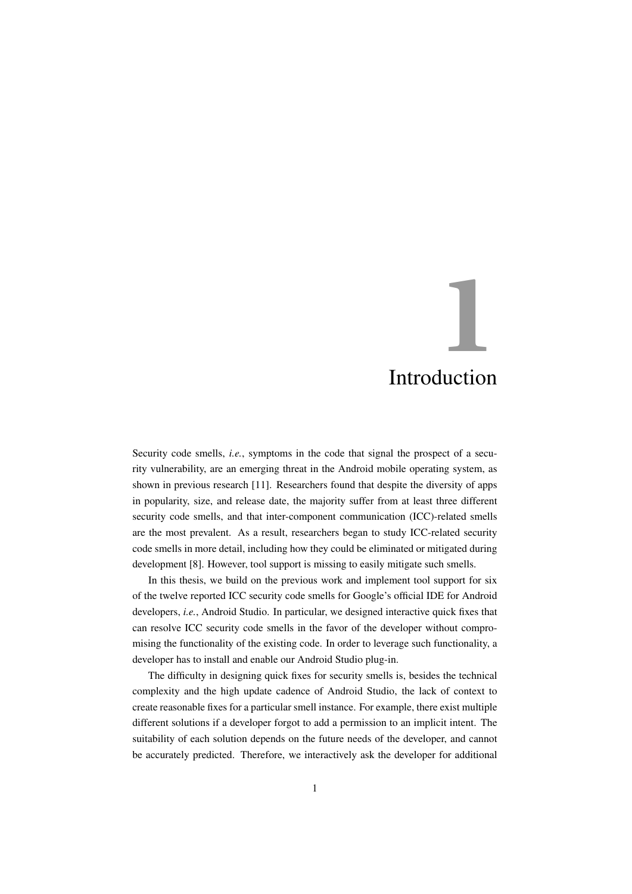# 1 Introduction

Security code smells, *i.e.*, symptoms in the code that signal the prospect of a security vulnerability, are an emerging threat in the Android mobile operating system, as shown in previous research [11]. Researchers found that despite the diversity of apps in popularity, size, and release date, the majority suffer from at least three different security code smells, and that inter-component communication (ICC)-related smells are the most prevalent. As a result, researchers began to study ICC-related security code smells in more detail, including how they could be eliminated or mitigated during development [8]. However, tool support is missing to easily mitigate such smells.

In this thesis, we build on the previous work and implement tool support for six of the twelve reported ICC security code smells for Google's official IDE for Android developers, *i.e.*, Android Studio. In particular, we designed interactive quick fixes that can resolve ICC security code smells in the favor of the developer without compromising the functionality of the existing code. In order to leverage such functionality, a developer has to install and enable our Android Studio plug-in.

The difficulty in designing quick fixes for security smells is, besides the technical complexity and the high update cadence of Android Studio, the lack of context to create reasonable fixes for a particular smell instance. For example, there exist multiple different solutions if a developer forgot to add a permission to an implicit intent. The suitability of each solution depends on the future needs of the developer, and cannot be accurately predicted. Therefore, we interactively ask the developer for additional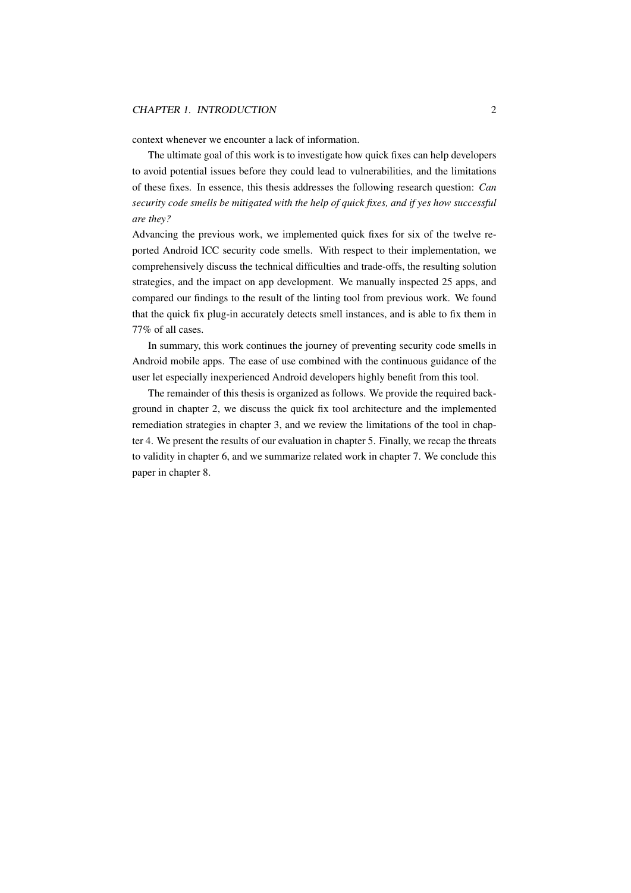context whenever we encounter a lack of information.

The ultimate goal of this work is to investigate how quick fixes can help developers to avoid potential issues before they could lead to vulnerabilities, and the limitations of these fixes. In essence, this thesis addresses the following research question: *Can security code smells be mitigated with the help of quick fixes, and if yes how successful are they?*

Advancing the previous work, we implemented quick fixes for six of the twelve reported Android ICC security code smells. With respect to their implementation, we comprehensively discuss the technical difficulties and trade-offs, the resulting solution strategies, and the impact on app development. We manually inspected 25 apps, and compared our findings to the result of the linting tool from previous work. We found that the quick fix plug-in accurately detects smell instances, and is able to fix them in 77% of all cases.

In summary, this work continues the journey of preventing security code smells in Android mobile apps. The ease of use combined with the continuous guidance of the user let especially inexperienced Android developers highly benefit from this tool.

The remainder of this thesis is organized as follows. We provide the required background in chapter 2, we discuss the quick fix tool architecture and the implemented remediation strategies in chapter 3, and we review the limitations of the tool in chapter 4. We present the results of our evaluation in chapter 5. Finally, we recap the threats to validity in chapter 6, and we summarize related work in chapter 7. We conclude this paper in chapter 8.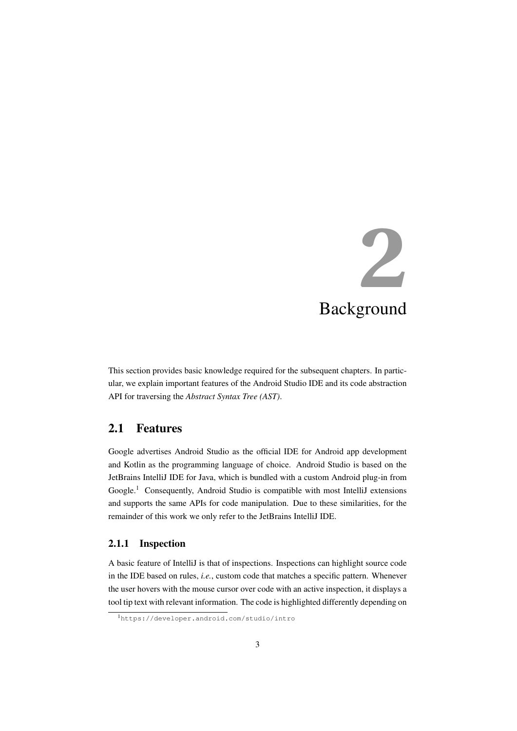# 2 Background

This section provides basic knowledge required for the subsequent chapters. In particular, we explain important features of the Android Studio IDE and its code abstraction API for traversing the *Abstract Syntax Tree (AST)*.

## 2.1 Features

Google advertises Android Studio as the official IDE for Android app development and Kotlin as the programming language of choice. Android Studio is based on the JetBrains IntelliJ IDE for Java, which is bundled with a custom Android plug-in from Google.[1] Consequently, Android Studio is compatible with most IntelliJ extensions and supports the same APIs for code manipulation. Due to these similarities, for the remainder of this work we only refer to the JetBrains IntelliJ IDE.

### 2.1.1 Inspection

A basic feature of IntelliJ is that of inspections. Inspections can highlight source code in the IDE based on rules, *i.e.*, custom code that matches a specific pattern. Whenever the user hovers with the mouse cursor over code with an active inspection, it displays a tool tip text with relevant information. The code is highlighted differently depending on

[1] https://developer.android.com/studio/intro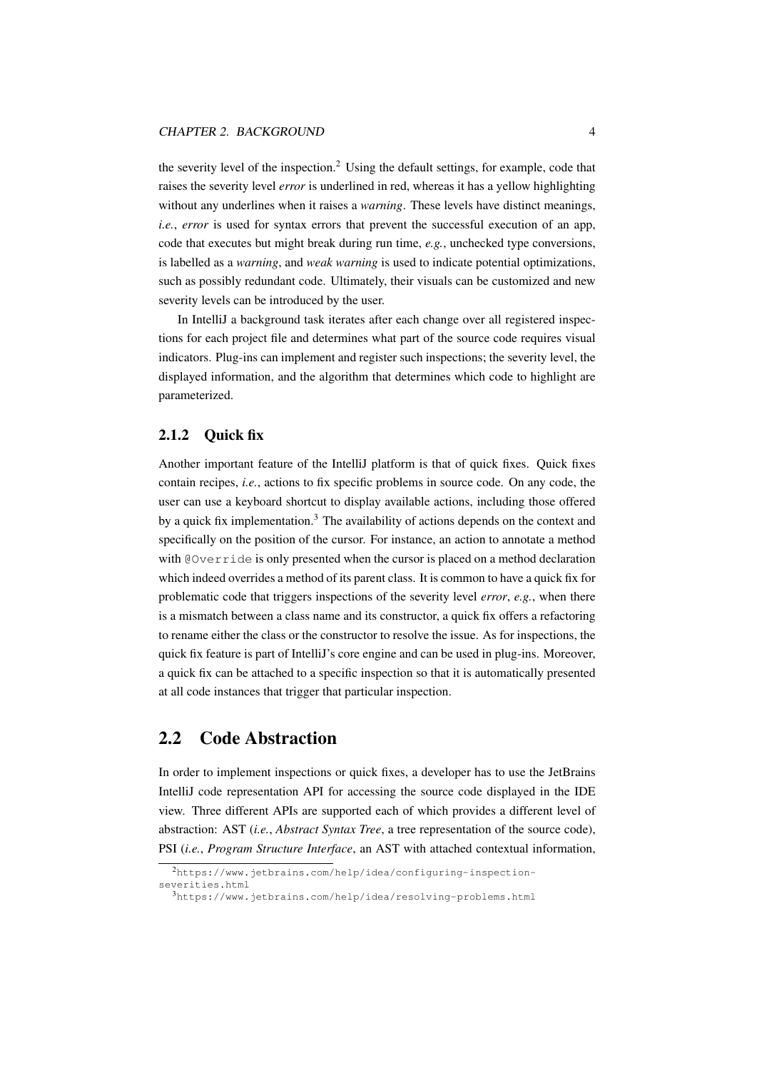the severity level of the inspection.[2] Using the default settings, for example, code that raises the severity level *error* is underlined in red, whereas it has a yellow highlighting without any underlines when it raises a *warning*. These levels have distinct meanings, *i.e.*, *error* is used for syntax errors that prevent the successful execution of an app, code that executes but might break during run time, *e.g.*, unchecked type conversions, is labelled as a *warning*, and *weak warning* is used to indicate potential optimizations, such as possibly redundant code. Ultimately, their visuals can be customized and new severity levels can be introduced by the user.

In IntelliJ a background task iterates after each change over all registered inspections for each project file and determines what part of the source code requires visual indicators. Plug-ins can implement and register such inspections; the severity level, the displayed information, and the algorithm that determines which code to highlight are parameterized.

### 2.1.2 Quick fix

Another important feature of the IntelliJ platform is that of quick fixes. Quick fixes contain recipes, *i.e.*, actions to fix specific problems in source code. On any code, the user can use a keyboard shortcut to display available actions, including those offered by a quick fix implementation.[3] The availability of actions depends on the context and specifically on the position of the cursor. For instance, an action to annotate a method with `@Override` is only presented when the cursor is placed on a method declaration which indeed overrides a method of its parent class. It is common to have a quick fix for problematic code that triggers inspections of the severity level *error*, *e.g.*, when there is a mismatch between a class name and its constructor, a quick fix offers a refactoring to rename either the class or the constructor to resolve the issue. As for inspections, the quick fix feature is part of IntelliJ's core engine and can be used in plug-ins. Moreover, a quick fix can be attached to a specific inspection so that it is automatically presented at all code instances that trigger that particular inspection.

## 2.2 Code Abstraction

In order to implement inspections or quick fixes, a developer has to use the JetBrains IntelliJ code representation API for accessing the source code displayed in the IDE view. Three different APIs are supported each of which provides a different level of abstraction: AST (*i.e.*, *Abstract Syntax Tree*, a tree representation of the source code), PSI (*i.e.*, *Program Structure Interface*, an AST with attached contextual information,

---

[2] https://www.jetbrains.com/help/idea/configuring-inspection-severities.html

[3] https://www.jetbrains.com/help/idea/resolving-problems.html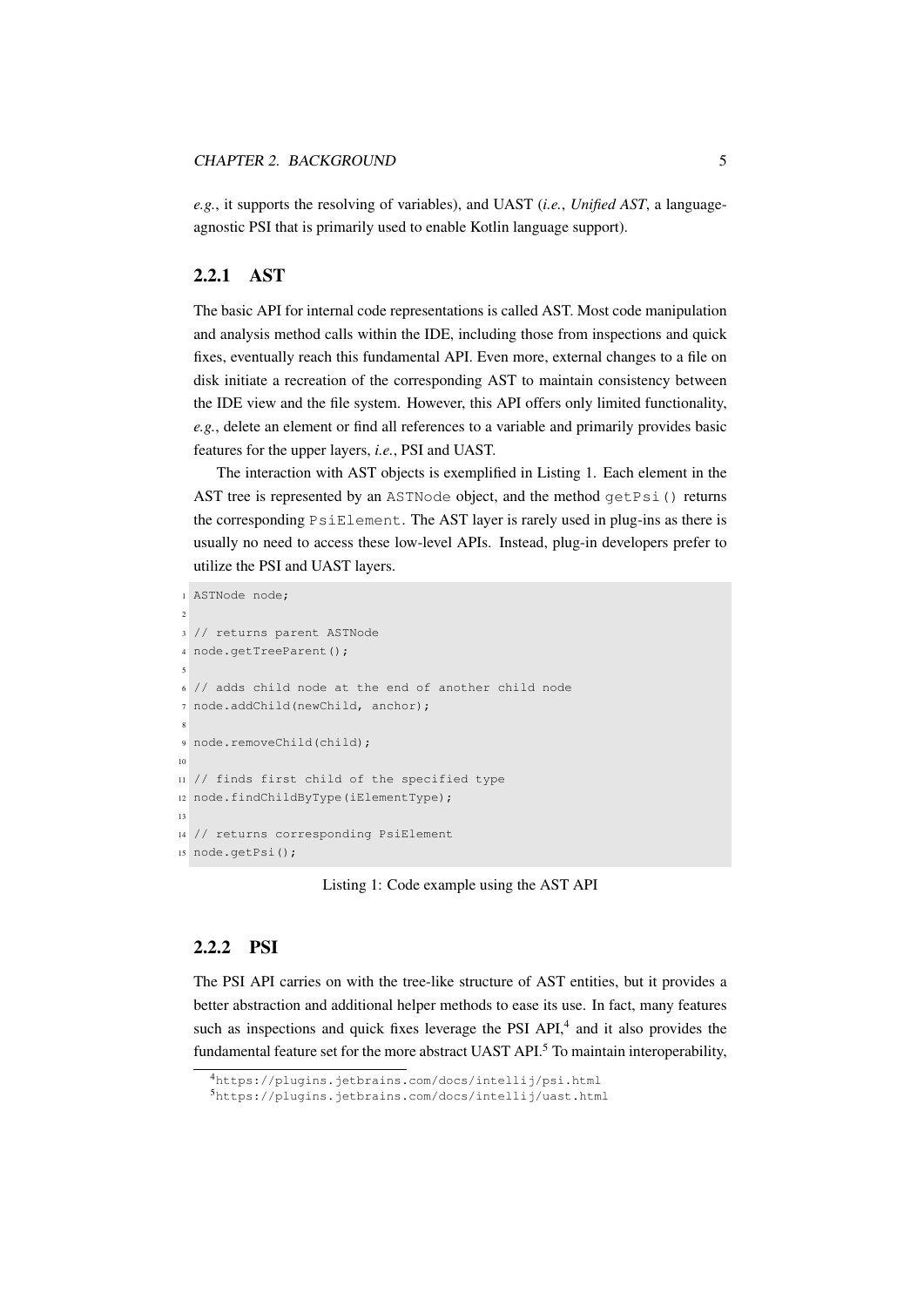*e.g.*, it supports the resolving of variables), and UAST (*i.e.*, *Unified AST*, a language-agnostic PSI that is primarily used to enable Kotlin language support).

### 2.2.1 AST

The basic API for internal code representations is called AST. Most code manipulation and analysis method calls within the IDE, including those from inspections and quick fixes, eventually reach this fundamental API. Even more, external changes to a file on disk initiate a recreation of the corresponding AST to maintain consistency between the IDE view and the file system. However, this API offers only limited functionality, *e.g.*, delete an element or find all references to a variable and primarily provides basic features for the upper layers, *i.e.*, PSI and UAST.

The interaction with AST objects is exemplified in Listing 1. Each element in the AST tree is represented by an `ASTNode` object, and the method `getPsi()` returns the corresponding `PsiElement`. The AST layer is rarely used in plug-ins as there is usually no need to access these low-level APIs. Instead, plug-in developers prefer to utilize the PSI and UAST layers.

```
ASTNode node;

// returns parent ASTNode
node.getTreeParent();

// adds child node at the end of another child node
node.addChild(newChild, anchor);

node.removeChild(child);

// finds first child of the specified type
node.findChildByType(iElementType);

// returns corresponding PsiElement
node.getPsi();
```

Listing 1: Code example using the AST API

### 2.2.2 PSI

The PSI API carries on with the tree-like structure of AST entities, but it provides a better abstraction and additional helper methods to ease its use. In fact, many features such as inspections and quick fixes leverage the PSI API,[4] and it also provides the fundamental feature set for the more abstract UAST API.[5] To maintain interoperability,

[4] https://plugins.jetbrains.com/docs/intellij/psi.html

[5] https://plugins.jetbrains.com/docs/intellij/uast.html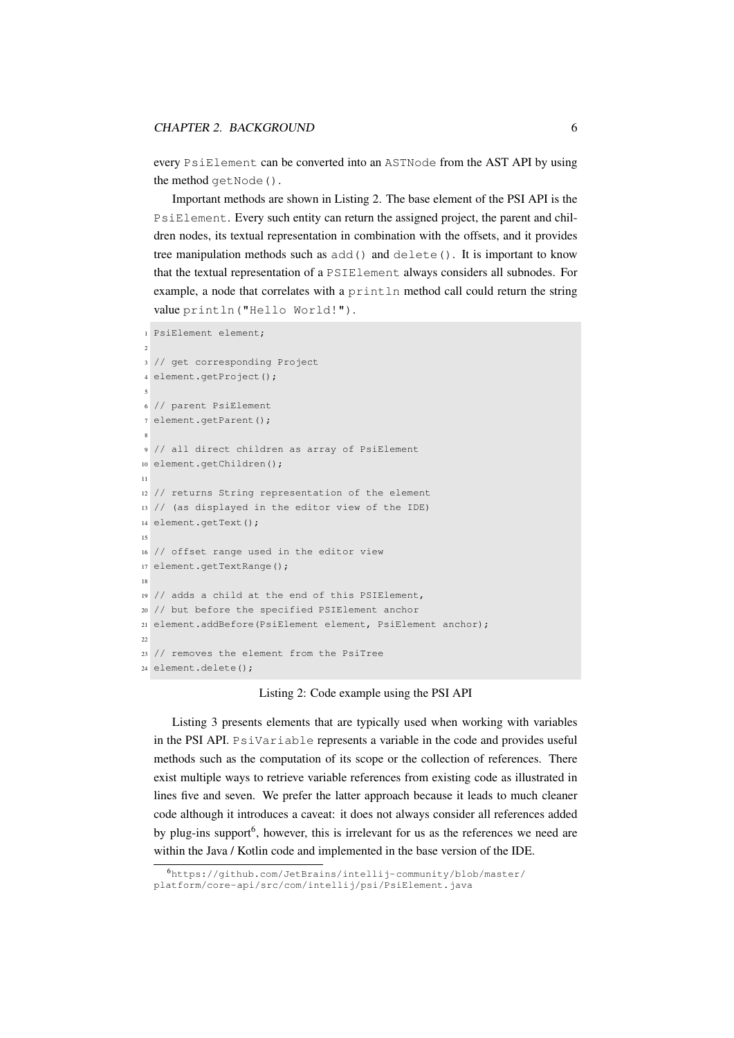every `PsiElement` can be converted into an `ASTNode` from the AST API by using the method `getNode()`.

Important methods are shown in Listing 2. The base element of the PSI API is the `PsiElement`. Every such entity can return the assigned project, the parent and children nodes, its textual representation in combination with the offsets, and it provides tree manipulation methods such as `add()` and `delete()`. It is important to know that the textual representation of a `PSIElement` always considers all subnodes. For example, a node that correlates with a `println` method call could return the string value `println("Hello World!")`.

```
PsiElement element;

// get corresponding Project
element.getProject();

// parent PsiElement
element.getParent();

// all direct children as array of PsiElement
element.getChildren();

// returns String representation of the element
// (as displayed in the editor view of the IDE)
element.getText();

// offset range used in the editor view
element.getTextRange();

// adds a child at the end of this PSIElement,
// but before the specified PSIElement anchor
element.addBefore(PsiElement element, PsiElement anchor);

// removes the element from the PsiTree
element.delete();
```

Listing 2: Code example using the PSI API

Listing 3 presents elements that are typically used when working with variables in the PSI API. `PsiVariable` represents a variable in the code and provides useful methods such as the computation of its scope or the collection of references. There exist multiple ways to retrieve variable references from existing code as illustrated in lines five and seven. We prefer the latter approach because it leads to much cleaner code although it introduces a caveat: it does not always consider all references added by plug-ins support[6], however, this is irrelevant for us as the references we need are within the Java / Kotlin code and implemented in the base version of the IDE.

[6] https://github.com/JetBrains/intellij-community/blob/master/platform/core-api/src/com/intellij/psi/PsiElement.java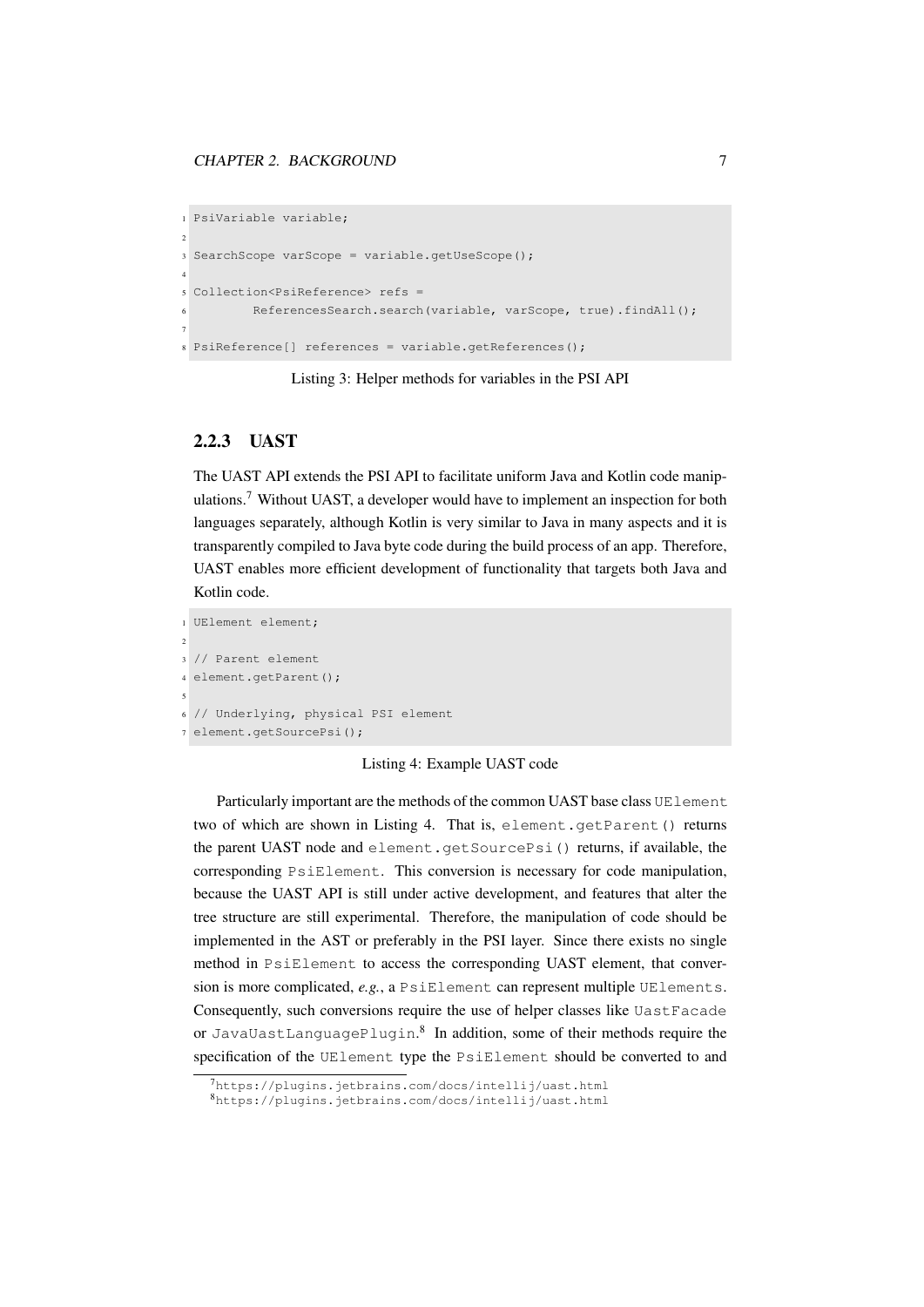```
PsiVariable variable;

SearchScope varScope = variable.getUseScope();

Collection<PsiReference> refs =
        ReferencesSearch.search(variable, varScope, true).findAll();

PsiReference[] references = variable.getReferences();
```

Listing 3: Helper methods for variables in the PSI API

### 2.2.3 UAST

The UAST API extends the PSI API to facilitate uniform Java and Kotlin code manipulations.[7] Without UAST, a developer would have to implement an inspection for both languages separately, although Kotlin is very similar to Java in many aspects and it is transparently compiled to Java byte code during the build process of an app. Therefore, UAST enables more efficient development of functionality that targets both Java and Kotlin code.

```
UElement element;

// Parent element
element.getParent();

// Underlying, physical PSI element
element.getSourcePsi();
```

Listing 4: Example UAST code

Particularly important are the methods of the common UAST base class `UElement` two of which are shown in Listing 4. That is, `element.getParent()` returns the parent UAST node and `element.getSourcePsi()` returns, if available, the corresponding `PsiElement`. This conversion is necessary for code manipulation, because the UAST API is still under active development, and features that alter the tree structure are still experimental. Therefore, the manipulation of code should be implemented in the AST or preferably in the PSI layer. Since there exists no single method in `PsiElement` to access the corresponding UAST element, that conversion is more complicated, *e.g.*, a `PsiElement` can represent multiple `UElements`. Consequently, such conversions require the use of helper classes like `UastFacade` or `JavaUastLanguagePlugin`.[8] In addition, some of their methods require the specification of the `UElement` type the `PsiElement` should be converted to and

[7] https://plugins.jetbrains.com/docs/intellij/uast.html

[8] https://plugins.jetbrains.com/docs/intellij/uast.html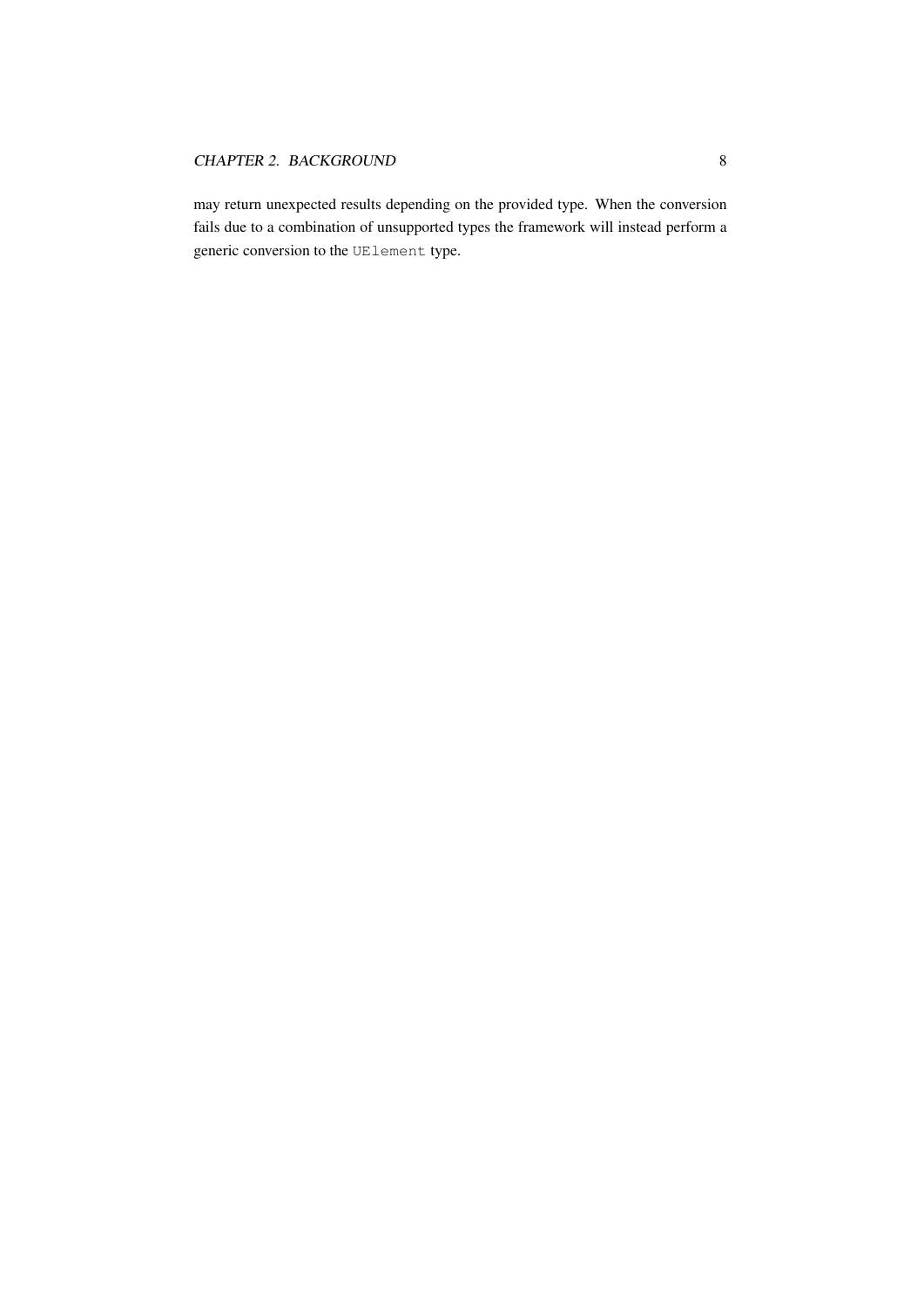may return unexpected results depending on the provided type. When the conversion fails due to a combination of unsupported types the framework will instead perform a generic conversion to the `UElement` type.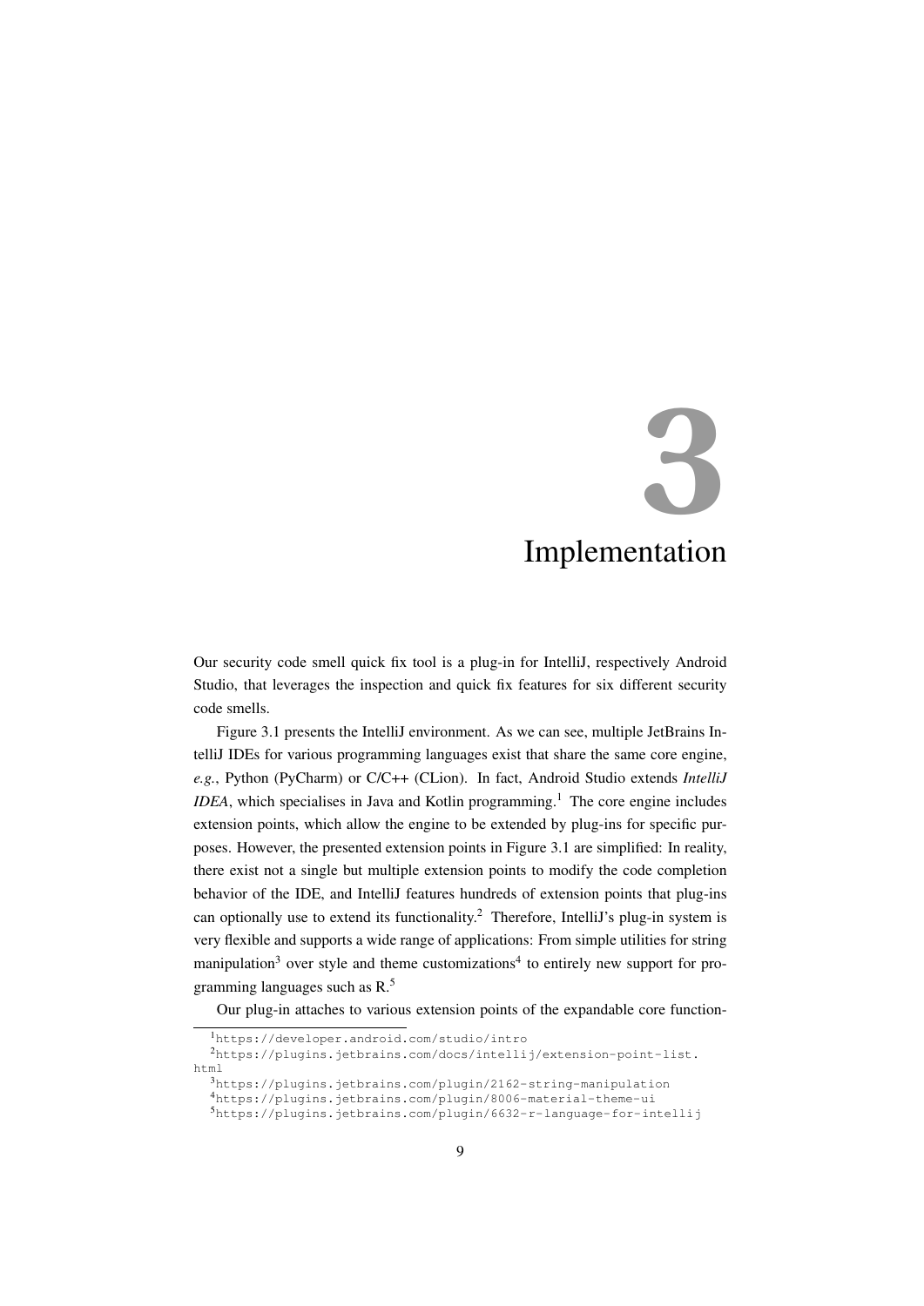# 3 Implementation

Our security code smell quick fix tool is a plug-in for IntelliJ, respectively Android Studio, that leverages the inspection and quick fix features for six different security code smells.

Figure 3.1 presents the IntelliJ environment. As we can see, multiple JetBrains IntelliJ IDEs for various programming languages exist that share the same core engine, *e.g.*, Python (PyCharm) or C/C++ (CLion). In fact, Android Studio extends *IntelliJ IDEA*, which specialises in Java and Kotlin programming.[1] The core engine includes extension points, which allow the engine to be extended by plug-ins for specific purposes. However, the presented extension points in Figure 3.1 are simplified: In reality, there exist not a single but multiple extension points to modify the code completion behavior of the IDE, and IntelliJ features hundreds of extension points that plug-ins can optionally use to extend its functionality.[2] Therefore, IntelliJ's plug-in system is very flexible and supports a wide range of applications: From simple utilities for string manipulation[3] over style and theme customizations[4] to entirely new support for programming languages such as R.[5]

Our plug-in attaches to various extension points of the expandable core function-

[1] https://developer.android.com/studio/intro

[2] https://plugins.jetbrains.com/docs/intellij/extension-point-list.html

[3] https://plugins.jetbrains.com/plugin/2162-string-manipulation

[4] https://plugins.jetbrains.com/plugin/8006-material-theme-ui

[5] https://plugins.jetbrains.com/plugin/6632-r-language-for-intellij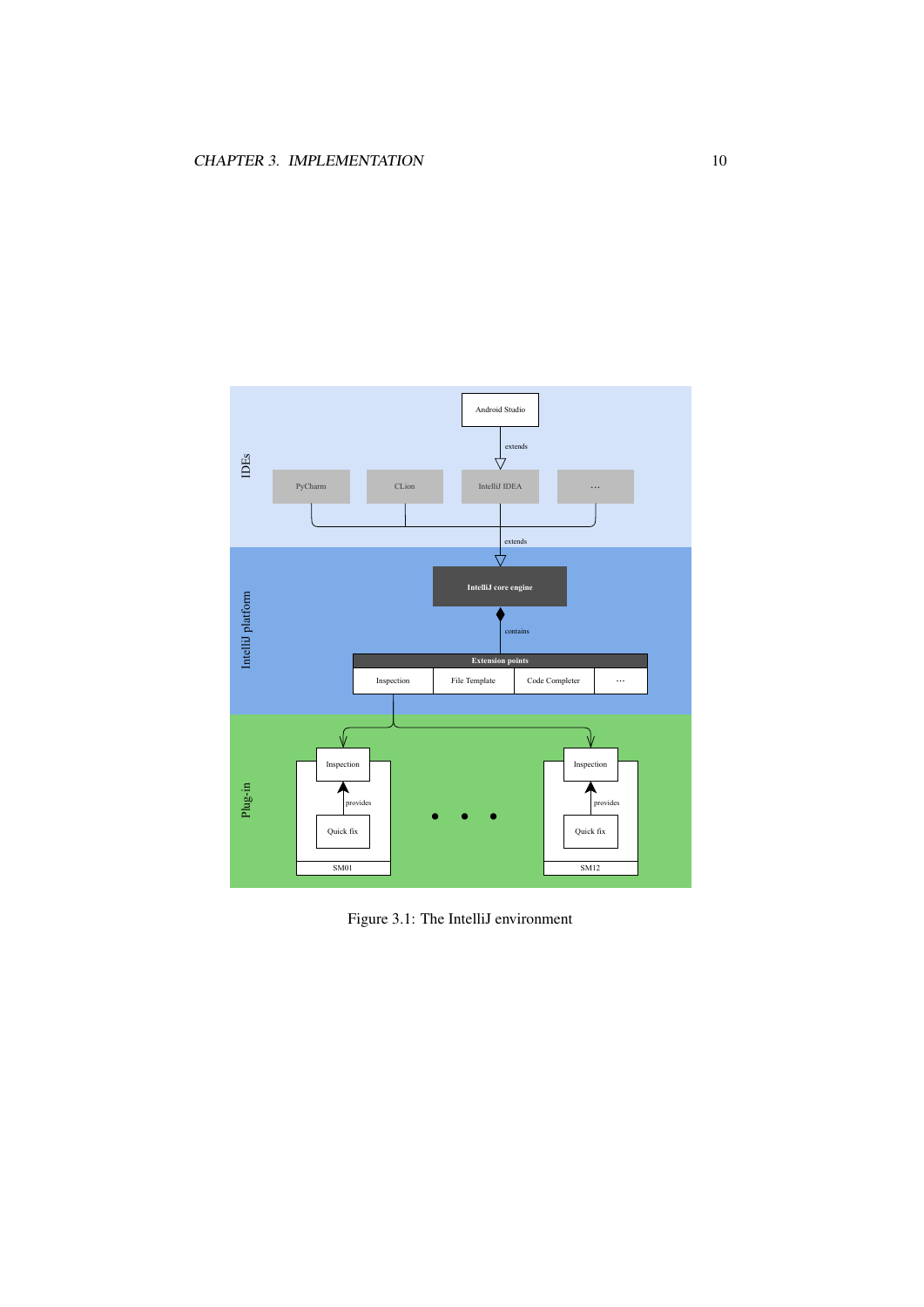Figure 3.1: The IntelliJ environment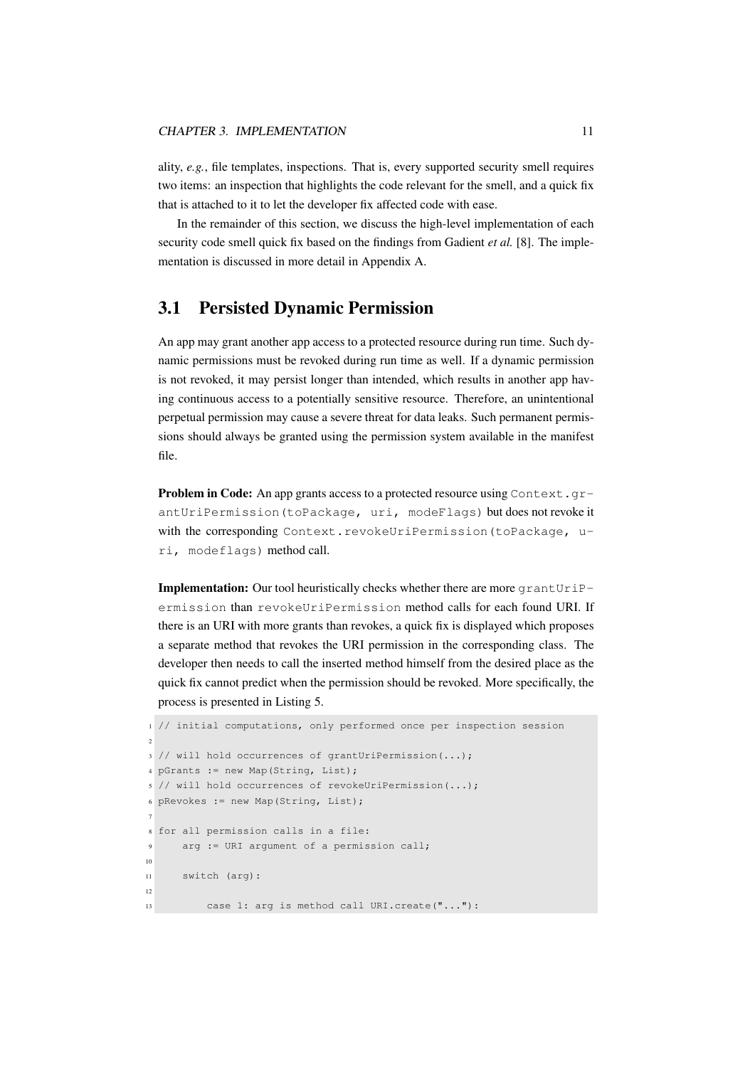ality, *e.g.*, file templates, inspections. That is, every supported security smell requires two items: an inspection that highlights the code relevant for the smell, and a quick fix that is attached to it to let the developer fix affected code with ease.

In the remainder of this section, we discuss the high-level implementation of each security code smell quick fix based on the findings from Gadient *et al.* [8]. The implementation is discussed in more detail in Appendix A.

## 3.1 Persisted Dynamic Permission

An app may grant another app access to a protected resource during run time. Such dynamic permissions must be revoked during run time as well. If a dynamic permission is not revoked, it may persist longer than intended, which results in another app having continuous access to a potentially sensitive resource. Therefore, an unintentional perpetual permission may cause a severe threat for data leaks. Such permanent permissions should always be granted using the permission system available in the manifest file.

**Problem in Code:** An app grants access to a protected resource using `Context.grantUriPermission(toPackage, uri, modeFlags)` but does not revoke it with the corresponding `Context.revokeUriPermission(toPackage, uri, modeflags)` method call.

**Implementation:** Our tool heuristically checks whether there are more `grantUriPermission` than `revokeUriPermission` method calls for each found URI. If there is an URI with more grants than revokes, a quick fix is displayed which proposes a separate method that revokes the URI permission in the corresponding class. The developer then needs to call the inserted method himself from the desired place as the quick fix cannot predict when the permission should be revoked. More specifically, the process is presented in Listing 5.

```
// initial computations, only performed once per inspection session

// will hold occurrences of grantUriPermission(...);
pGrants := new Map(String, List);
// will hold occurrences of revokeUriPermission(...);
pRevokes := new Map(String, List);

for all permission calls in a file:
    arg := URI argument of a permission call;

    switch (arg):

        case 1: arg is method call URI.create("..."):
```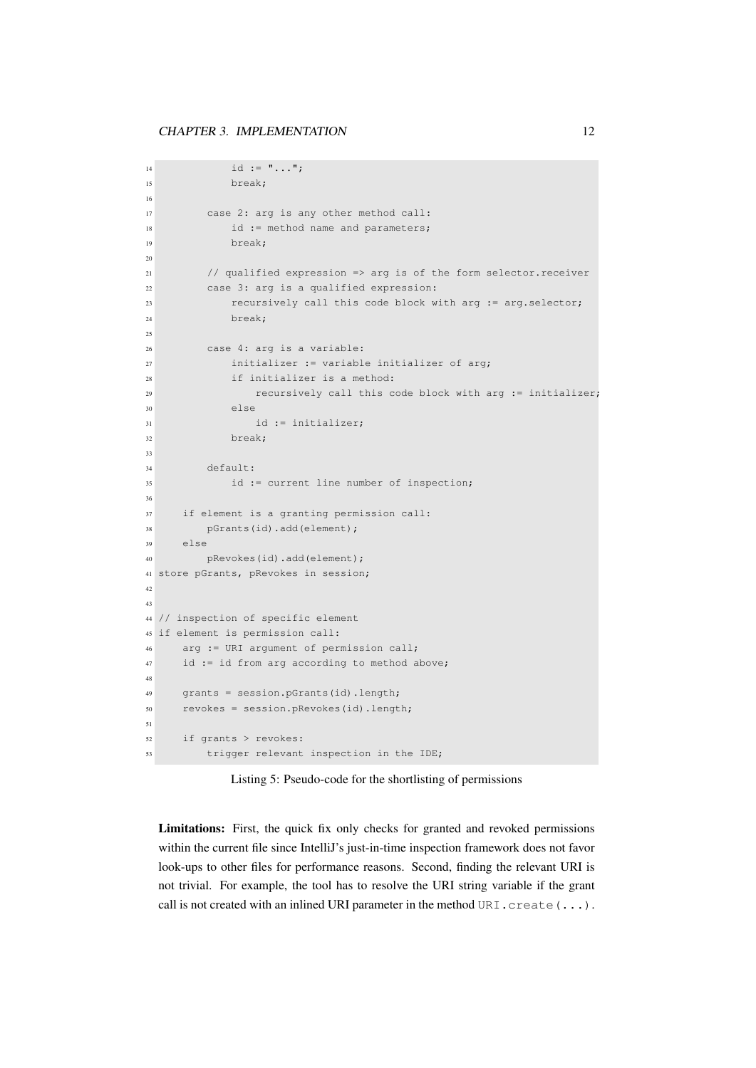```
            id := "...";
            break;

        case 2: arg is any other method call:
            id := method name and parameters;
            break;

        // qualified expression => arg is of the form selector.receiver
        case 3: arg is a qualified expression:
            recursively call this code block with arg := arg.selector;
            break;

        case 4: arg is a variable:
            initializer := variable initializer of arg;
            if initializer is a method:
                recursively call this code block with arg := initializer;
            else
                id := initializer;
            break;

        default:
            id := current line number of inspection;

    if element is a granting permission call:
        pGrants(id).add(element);
    else
        pRevokes(id).add(element);
store pGrants, pRevokes in session;


// inspection of specific element
if element is permission call:
    arg := URI argument of permission call;
    id := id from arg according to method above;

    grants = session.pGrants(id).length;
    revokes = session.pRevokes(id).length;

    if grants > revokes:
        trigger relevant inspection in the IDE;
```

Listing 5: Pseudo-code for the shortlisting of permissions

**Limitations:** First, the quick fix only checks for granted and revoked permissions within the current file since IntelliJ's just-in-time inspection framework does not favor look-ups to other files for performance reasons. Second, finding the relevant URI is not trivial. For example, the tool has to resolve the URI string variable if the grant call is not created with an inlined URI parameter in the method `URI.create(...)`.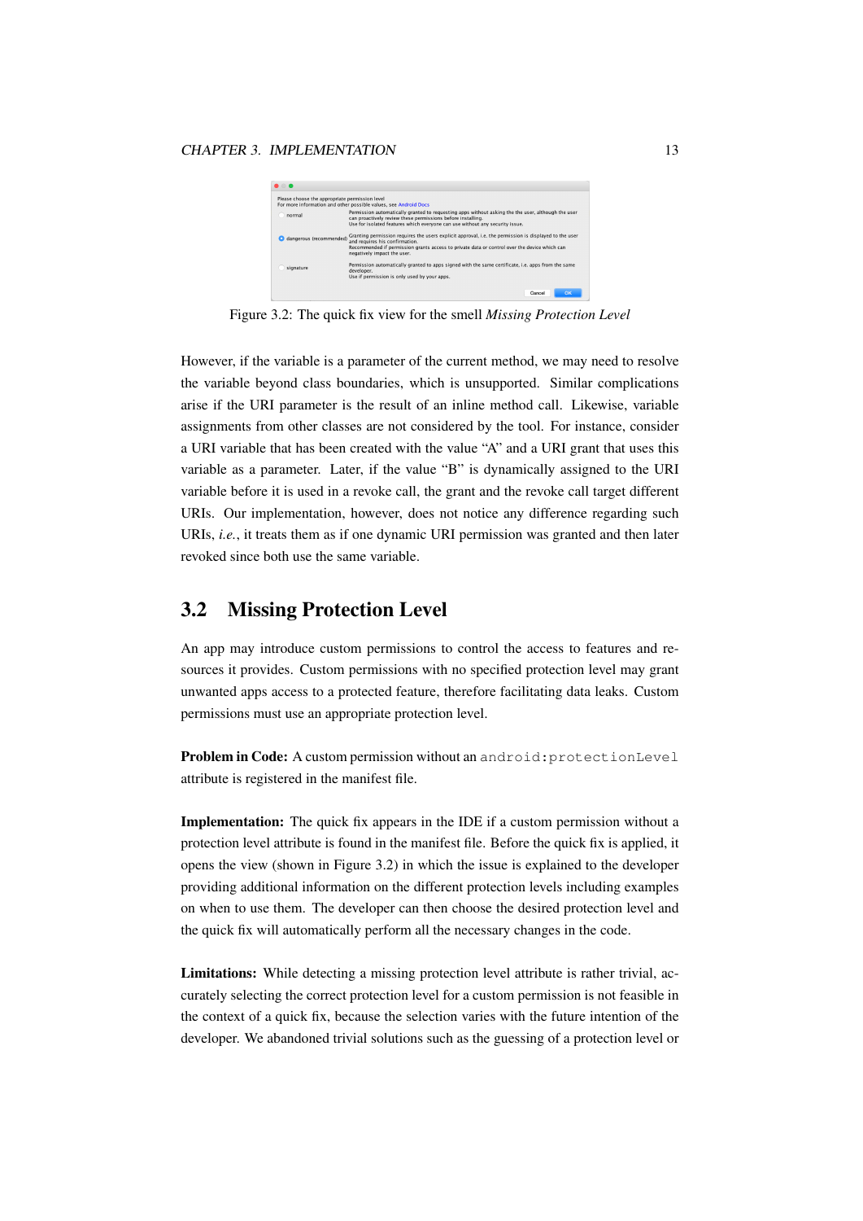Figure 3.2: The quick fix view for the smell *Missing Protection Level*

However, if the variable is a parameter of the current method, we may need to resolve the variable beyond class boundaries, which is unsupported. Similar complications arise if the URI parameter is the result of an inline method call. Likewise, variable assignments from other classes are not considered by the tool. For instance, consider a URI variable that has been created with the value “A” and a URI grant that uses this variable as a parameter. Later, if the value “B” is dynamically assigned to the URI variable before it is used in a revoke call, the grant and the revoke call target different URIs. Our implementation, however, does not notice any difference regarding such URIs, *i.e.*, it treats them as if one dynamic URI permission was granted and then later revoked since both use the same variable.

## 3.2 Missing Protection Level

An app may introduce custom permissions to control the access to features and resources it provides. Custom permissions with no specified protection level may grant unwanted apps access to a protected feature, therefore facilitating data leaks. Custom permissions must use an appropriate protection level.

**Problem in Code:** A custom permission without an `android:protectionLevel` attribute is registered in the manifest file.

**Implementation:** The quick fix appears in the IDE if a custom permission without a protection level attribute is found in the manifest file. Before the quick fix is applied, it opens the view (shown in Figure 3.2) in which the issue is explained to the developer providing additional information on the different protection levels including examples on when to use them. The developer can then choose the desired protection level and the quick fix will automatically perform all the necessary changes in the code.

**Limitations:** While detecting a missing protection level attribute is rather trivial, accurately selecting the correct protection level for a custom permission is not feasible in the context of a quick fix, because the selection varies with the future intention of the developer. We abandoned trivial solutions such as the guessing of a protection level or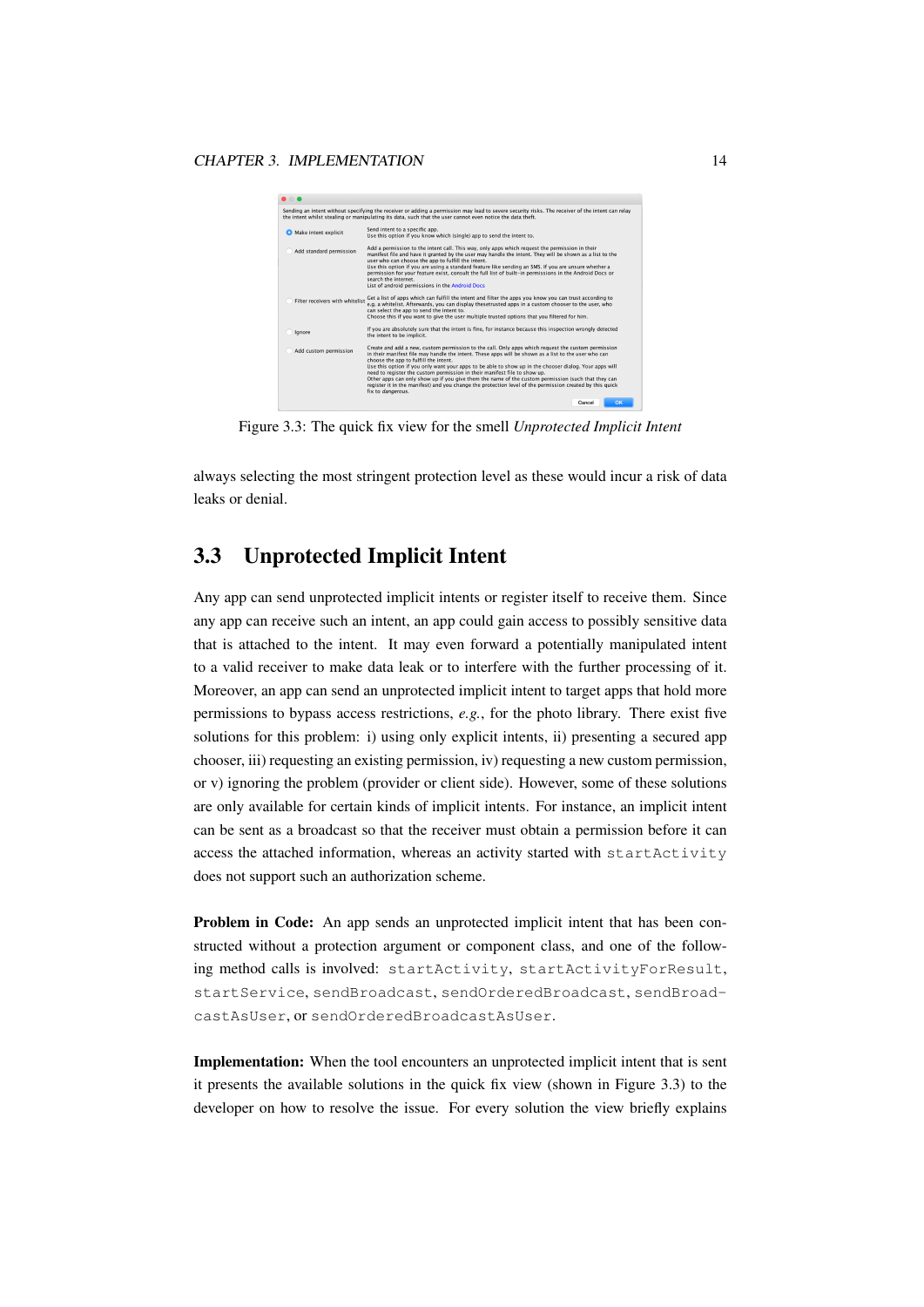Figure 3.3: The quick fix view for the smell *Unprotected Implicit Intent*

always selecting the most stringent protection level as these would incur a risk of data leaks or denial.

## 3.3 Unprotected Implicit Intent

Any app can send unprotected implicit intents or register itself to receive them. Since any app can receive such an intent, an app could gain access to possibly sensitive data that is attached to the intent. It may even forward a potentially manipulated intent to a valid receiver to make data leak or to interfere with the further processing of it. Moreover, an app can send an unprotected implicit intent to target apps that hold more permissions to bypass access restrictions, *e.g.*, for the photo library. There exist five solutions for this problem: i) using only explicit intents, ii) presenting a secured app chooser, iii) requesting an existing permission, iv) requesting a new custom permission, or v) ignoring the problem (provider or client side). However, some of these solutions are only available for certain kinds of implicit intents. For instance, an implicit intent can be sent as a broadcast so that the receiver must obtain a permission before it can access the attached information, whereas an activity started with `startActivity` does not support such an authorization scheme.

**Problem in Code:** An app sends an unprotected implicit intent that has been constructed without a protection argument or component class, and one of the following method calls is involved: `startActivity`, `startActivityForResult`, `startService`, `sendBroadcast`, `sendOrderedBroadcast`, `sendBroadcastAsUser`, or `sendOrderedBroadcastAsUser`.

**Implementation:** When the tool encounters an unprotected implicit intent that is sent it presents the available solutions in the quick fix view (shown in Figure 3.3) to the developer on how to resolve the issue. For every solution the view briefly explains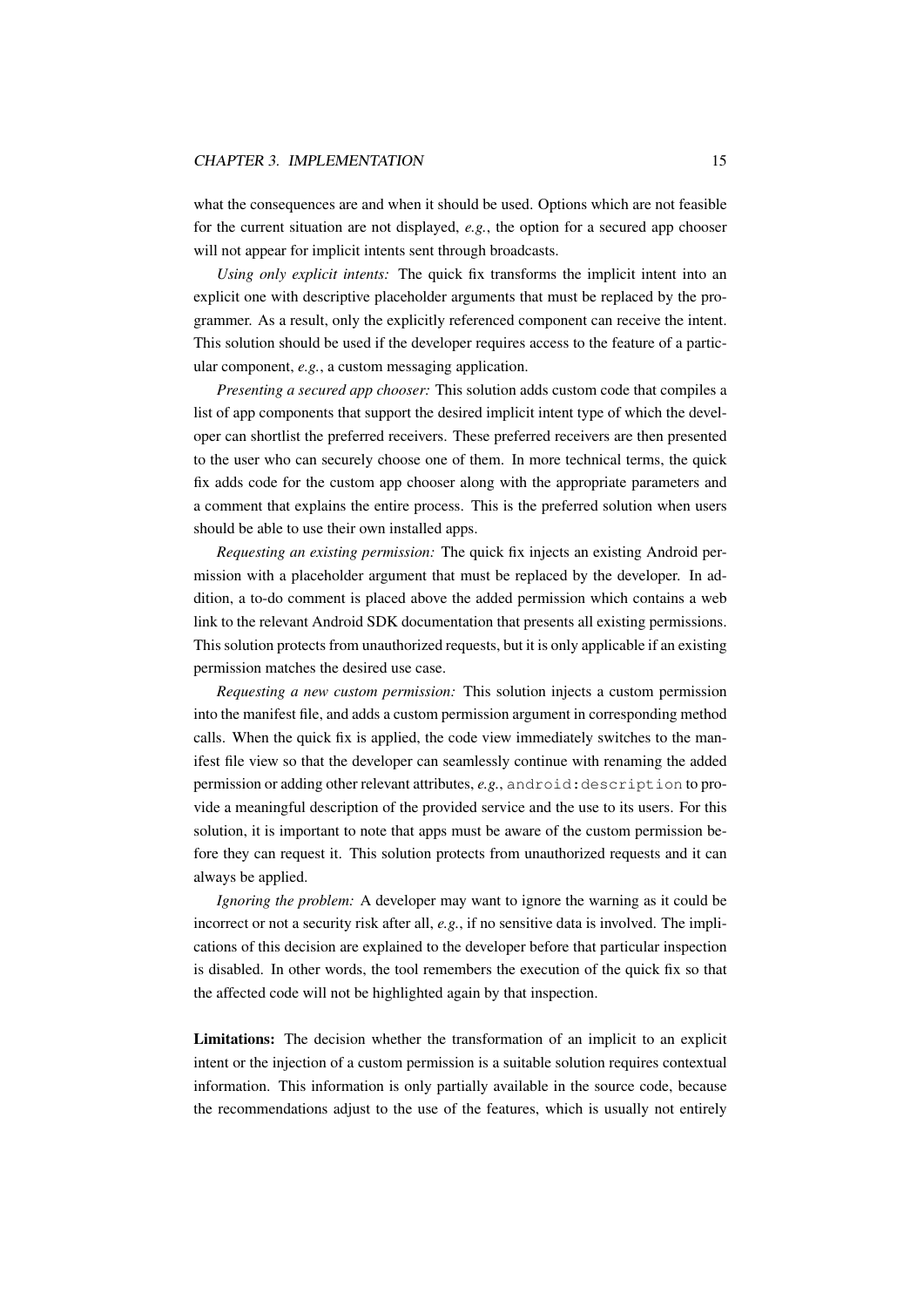what the consequences are and when it should be used. Options which are not feasible for the current situation are not displayed, *e.g.*, the option for a secured app chooser will not appear for implicit intents sent through broadcasts.

*Using only explicit intents:* The quick fix transforms the implicit intent into an explicit one with descriptive placeholder arguments that must be replaced by the programmer. As a result, only the explicitly referenced component can receive the intent. This solution should be used if the developer requires access to the feature of a particular component, *e.g.*, a custom messaging application.

*Presenting a secured app chooser:* This solution adds custom code that compiles a list of app components that support the desired implicit intent type of which the developer can shortlist the preferred receivers. These preferred receivers are then presented to the user who can securely choose one of them. In more technical terms, the quick fix adds code for the custom app chooser along with the appropriate parameters and a comment that explains the entire process. This is the preferred solution when users should be able to use their own installed apps.

*Requesting an existing permission:* The quick fix injects an existing Android permission with a placeholder argument that must be replaced by the developer. In addition, a to-do comment is placed above the added permission which contains a web link to the relevant Android SDK documentation that presents all existing permissions. This solution protects from unauthorized requests, but it is only applicable if an existing permission matches the desired use case.

*Requesting a new custom permission:* This solution injects a custom permission into the manifest file, and adds a custom permission argument in corresponding method calls. When the quick fix is applied, the code view immediately switches to the manifest file view so that the developer can seamlessly continue with renaming the added permission or adding other relevant attributes, *e.g.*, `android:description` to provide a meaningful description of the provided service and the use to its users. For this solution, it is important to note that apps must be aware of the custom permission before they can request it. This solution protects from unauthorized requests and it can always be applied.

*Ignoring the problem:* A developer may want to ignore the warning as it could be incorrect or not a security risk after all, *e.g.*, if no sensitive data is involved. The implications of this decision are explained to the developer before that particular inspection is disabled. In other words, the tool remembers the execution of the quick fix so that the affected code will not be highlighted again by that inspection.

**Limitations:** The decision whether the transformation of an implicit to an explicit intent or the injection of a custom permission is a suitable solution requires contextual information. This information is only partially available in the source code, because the recommendations adjust to the use of the features, which is usually not entirely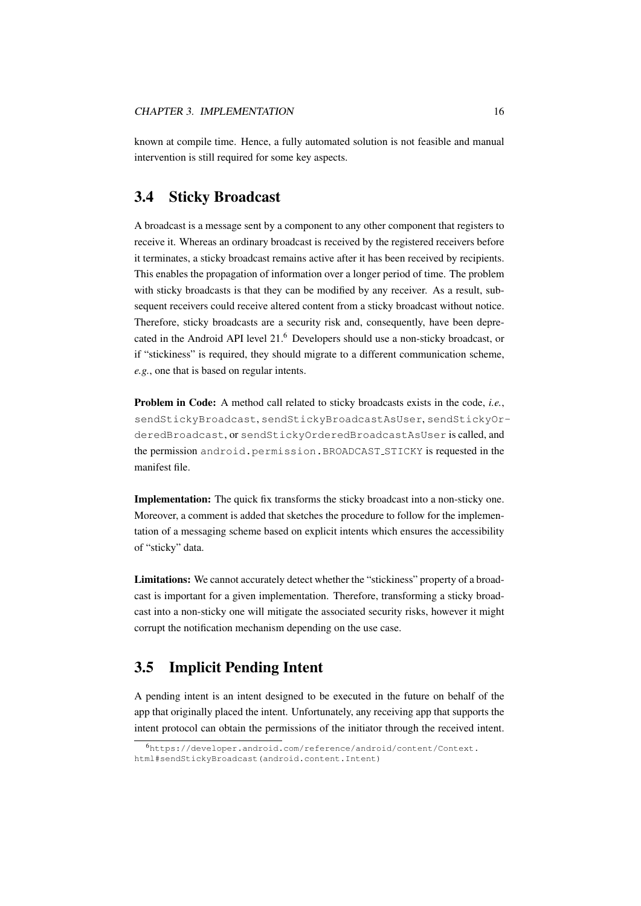known at compile time. Hence, a fully automated solution is not feasible and manual intervention is still required for some key aspects.

## 3.4 Sticky Broadcast

A broadcast is a message sent by a component to any other component that registers to receive it. Whereas an ordinary broadcast is received by the registered receivers before it terminates, a sticky broadcast remains active after it has been received by recipients. This enables the propagation of information over a longer period of time. The problem with sticky broadcasts is that they can be modified by any receiver. As a result, subsequent receivers could receive altered content from a sticky broadcast without notice. Therefore, sticky broadcasts are a security risk and, consequently, have been deprecated in the Android API level 21.[6] Developers should use a non-sticky broadcast, or if "stickiness" is required, they should migrate to a different communication scheme, *e.g.*, one that is based on regular intents.

**Problem in Code:** A method call related to sticky broadcasts exists in the code, *i.e.*, `sendStickyBroadcast`, `sendStickyBroadcastAsUser`, `sendStickyOrderedBroadcast`, or `sendStickyOrderedBroadcastAsUser` is called, and the permission `android.permission.BROADCAST_STICKY` is requested in the manifest file.

**Implementation:** The quick fix transforms the sticky broadcast into a non-sticky one. Moreover, a comment is added that sketches the procedure to follow for the implementation of a messaging scheme based on explicit intents which ensures the accessibility of "sticky" data.

**Limitations:** We cannot accurately detect whether the "stickiness" property of a broadcast is important for a given implementation. Therefore, transforming a sticky broadcast into a non-sticky one will mitigate the associated security risks, however it might corrupt the notification mechanism depending on the use case.

## 3.5 Implicit Pending Intent

A pending intent is an intent designed to be executed in the future on behalf of the app that originally placed the intent. Unfortunately, any receiving app that supports the intent protocol can obtain the permissions of the initiator through the received intent.

[6] https://developer.android.com/reference/android/content/Context.html#sendStickyBroadcast(android.content.Intent)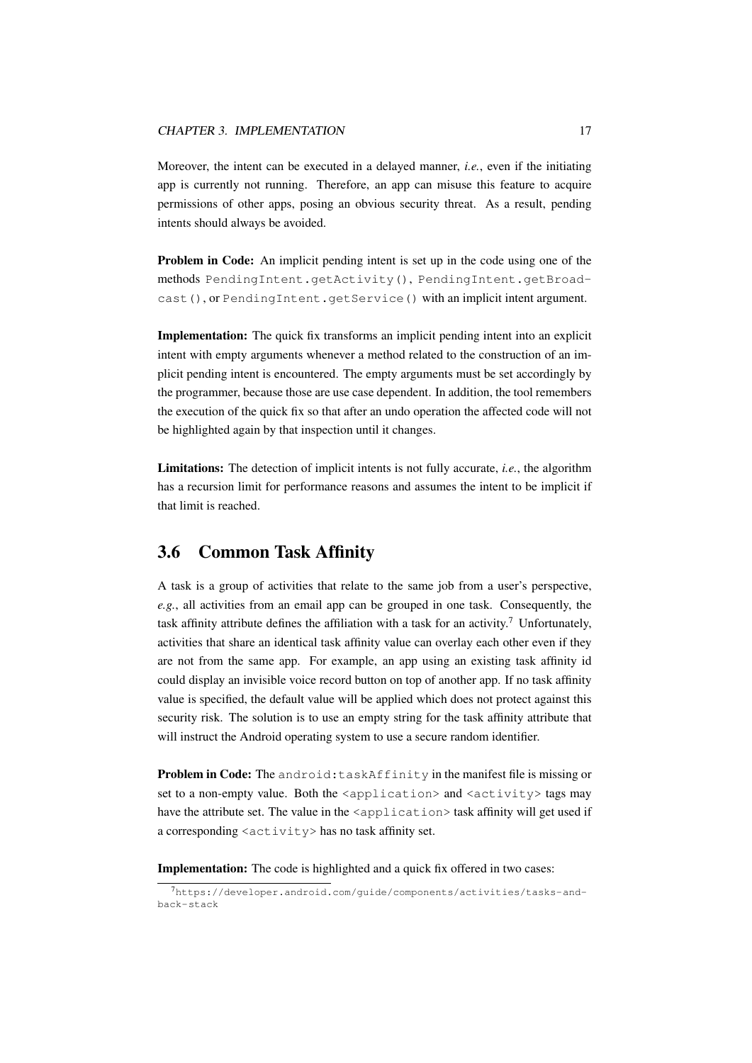Moreover, the intent can be executed in a delayed manner, *i.e.*, even if the initiating app is currently not running. Therefore, an app can misuse this feature to acquire permissions of other apps, posing an obvious security threat. As a result, pending intents should always be avoided.

**Problem in Code:** An implicit pending intent is set up in the code using one of the methods `PendingIntent.getActivity()`, `PendingIntent.getBroadcast()`, or `PendingIntent.getService()` with an implicit intent argument.

**Implementation:** The quick fix transforms an implicit pending intent into an explicit intent with empty arguments whenever a method related to the construction of an implicit pending intent is encountered. The empty arguments must be set accordingly by the programmer, because those are use case dependent. In addition, the tool remembers the execution of the quick fix so that after an undo operation the affected code will not be highlighted again by that inspection until it changes.

**Limitations:** The detection of implicit intents is not fully accurate, *i.e.*, the algorithm has a recursion limit for performance reasons and assumes the intent to be implicit if that limit is reached.

## 3.6 Common Task Affinity

A task is a group of activities that relate to the same job from a user's perspective, *e.g.*, all activities from an email app can be grouped in one task. Consequently, the task affinity attribute defines the affiliation with a task for an activity.[7] Unfortunately, activities that share an identical task affinity value can overlay each other even if they are not from the same app. For example, an app using an existing task affinity id could display an invisible voice record button on top of another app. If no task affinity value is specified, the default value will be applied which does not protect against this security risk. The solution is to use an empty string for the task affinity attribute that will instruct the Android operating system to use a secure random identifier.

**Problem in Code:** The `android:taskAffinity` in the manifest file is missing or set to a non-empty value. Both the `<application>` and `<activity>` tags may have the attribute set. The value in the `<application>` task affinity will get used if a corresponding `<activity>` has no task affinity set.

**Implementation:** The code is highlighted and a quick fix offered in two cases:

[7] `https://developer.android.com/guide/components/activities/tasks-and-back-stack`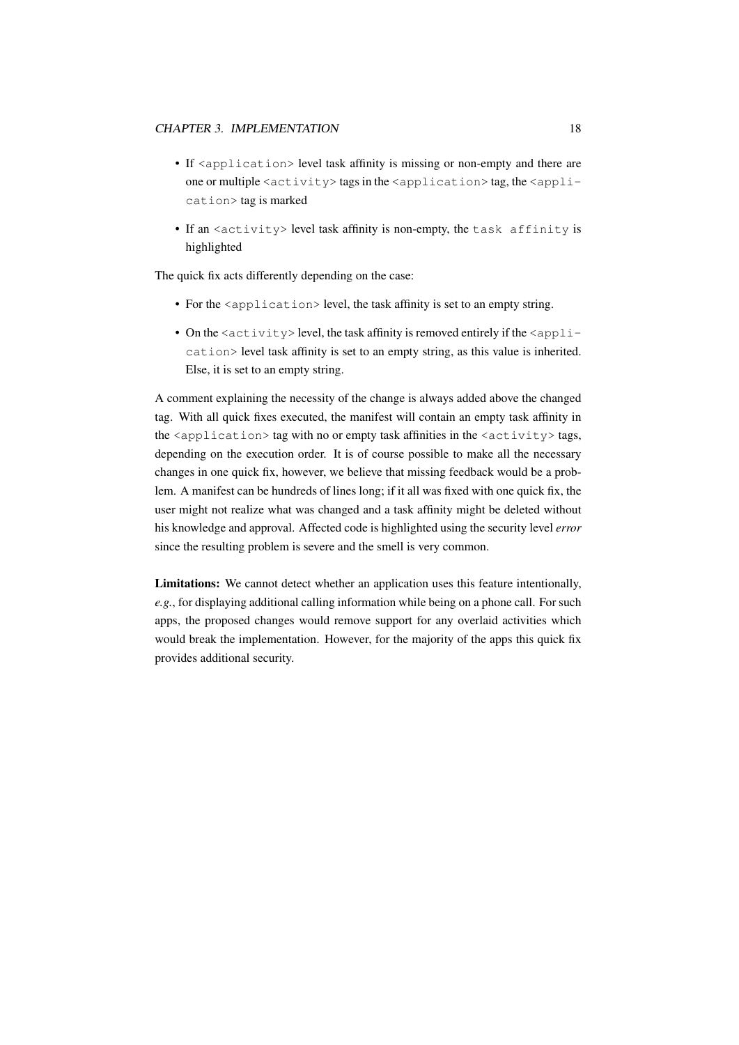- If `<application>` level task affinity is missing or non-empty and there are one or multiple `<activity>` tags in the `<application>` tag, the `<application>` tag is marked
- If an `<activity>` level task affinity is non-empty, the `task affinity` is highlighted

The quick fix acts differently depending on the case:

- For the `<application>` level, the task affinity is set to an empty string.
- On the `<activity>` level, the task affinity is removed entirely if the `<application>` level task affinity is set to an empty string, as this value is inherited. Else, it is set to an empty string.

A comment explaining the necessity of the change is always added above the changed tag. With all quick fixes executed, the manifest will contain an empty task affinity in the `<application>` tag with no or empty task affinities in the `<activity>` tags, depending on the execution order. It is of course possible to make all the necessary changes in one quick fix, however, we believe that missing feedback would be a problem. A manifest can be hundreds of lines long; if it all was fixed with one quick fix, the user might not realize what was changed and a task affinity might be deleted without his knowledge and approval. Affected code is highlighted using the security level *error* since the resulting problem is severe and the smell is very common.

**Limitations:** We cannot detect whether an application uses this feature intentionally, *e.g.*, for displaying additional calling information while being on a phone call. For such apps, the proposed changes would remove support for any overlaid activities which would break the implementation. However, for the majority of the apps this quick fix provides additional security.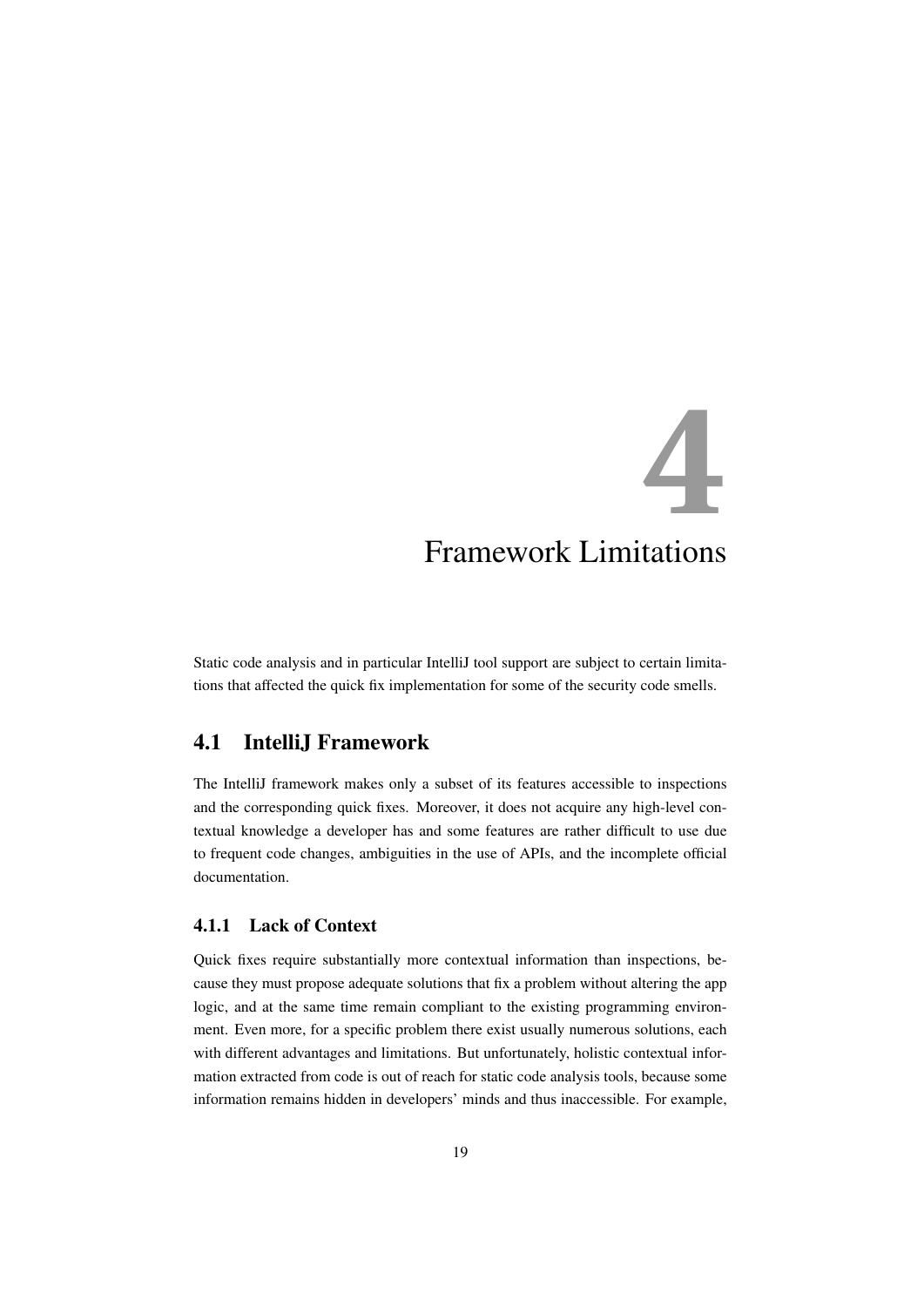# 4 Framework Limitations

Static code analysis and in particular IntelliJ tool support are subject to certain limitations that affected the quick fix implementation for some of the security code smells.

## 4.1 IntelliJ Framework

The IntelliJ framework makes only a subset of its features accessible to inspections and the corresponding quick fixes. Moreover, it does not acquire any high-level contextual knowledge a developer has and some features are rather difficult to use due to frequent code changes, ambiguities in the use of APIs, and the incomplete official documentation.

### 4.1.1 Lack of Context

Quick fixes require substantially more contextual information than inspections, because they must propose adequate solutions that fix a problem without altering the app logic, and at the same time remain compliant to the existing programming environment. Even more, for a specific problem there exist usually numerous solutions, each with different advantages and limitations. But unfortunately, holistic contextual information extracted from code is out of reach for static code analysis tools, because some information remains hidden in developers' minds and thus inaccessible. For example,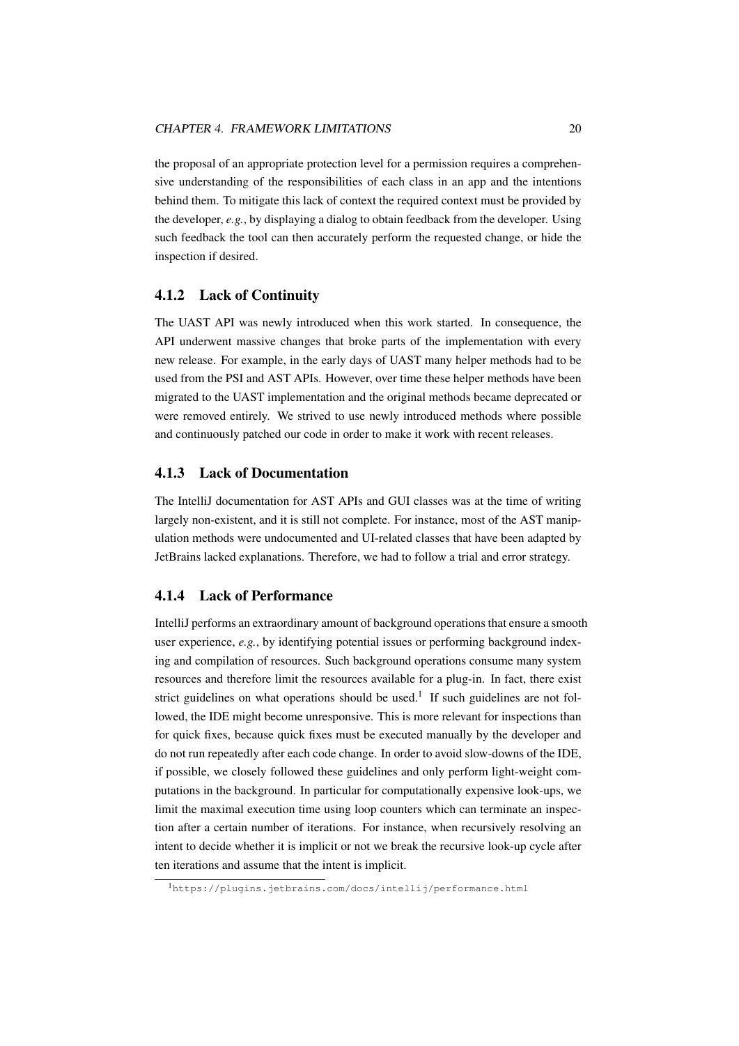the proposal of an appropriate protection level for a permission requires a comprehensive understanding of the responsibilities of each class in an app and the intentions behind them. To mitigate this lack of context the required context must be provided by the developer, *e.g.*, by displaying a dialog to obtain feedback from the developer. Using such feedback the tool can then accurately perform the requested change, or hide the inspection if desired.

### 4.1.2 Lack of Continuity

The UAST API was newly introduced when this work started. In consequence, the API underwent massive changes that broke parts of the implementation with every new release. For example, in the early days of UAST many helper methods had to be used from the PSI and AST APIs. However, over time these helper methods have been migrated to the UAST implementation and the original methods became deprecated or were removed entirely. We strived to use newly introduced methods where possible and continuously patched our code in order to make it work with recent releases.

### 4.1.3 Lack of Documentation

The IntelliJ documentation for AST APIs and GUI classes was at the time of writing largely non-existent, and it is still not complete. For instance, most of the AST manipulation methods were undocumented and UI-related classes that have been adapted by JetBrains lacked explanations. Therefore, we had to follow a trial and error strategy.

### 4.1.4 Lack of Performance

IntelliJ performs an extraordinary amount of background operations that ensure a smooth user experience, *e.g.*, by identifying potential issues or performing background indexing and compilation of resources. Such background operations consume many system resources and therefore limit the resources available for a plug-in. In fact, there exist strict guidelines on what operations should be used.[1] If such guidelines are not followed, the IDE might become unresponsive. This is more relevant for inspections than for quick fixes, because quick fixes must be executed manually by the developer and do not run repeatedly after each code change. In order to avoid slow-downs of the IDE, if possible, we closely followed these guidelines and only perform light-weight computations in the background. In particular for computationally expensive look-ups, we limit the maximal execution time using loop counters which can terminate an inspection after a certain number of iterations. For instance, when recursively resolving an intent to decide whether it is implicit or not we break the recursive look-up cycle after ten iterations and assume that the intent is implicit.

[1] https://plugins.jetbrains.com/docs/intellij/performance.html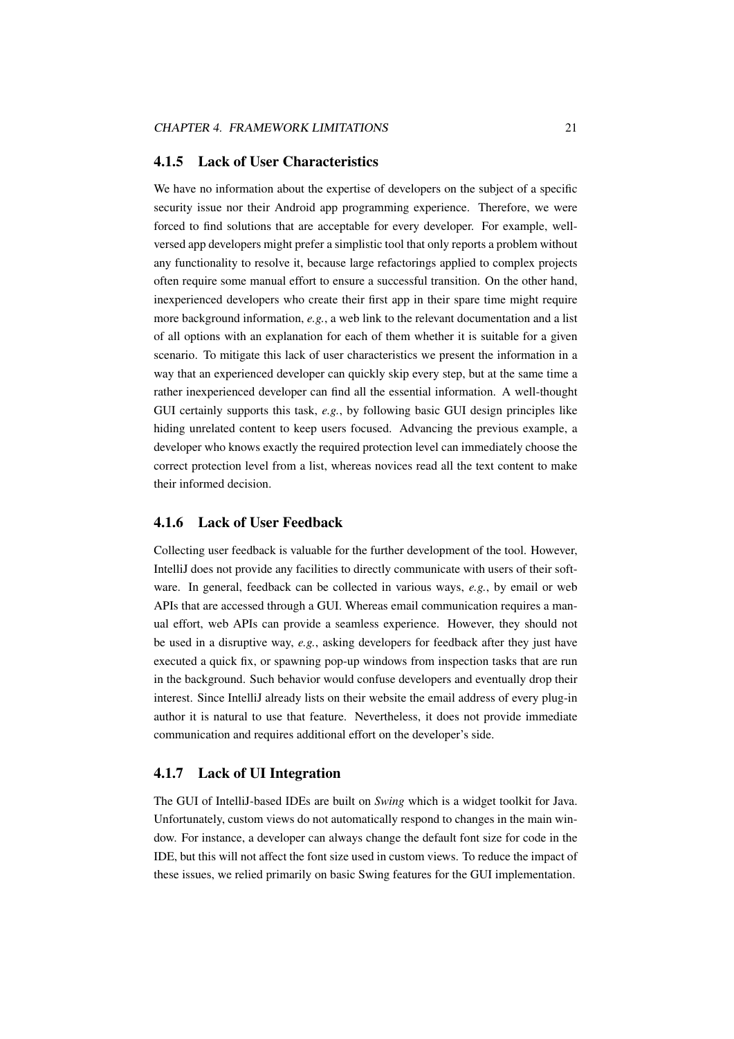### 4.1.5 Lack of User Characteristics

We have no information about the expertise of developers on the subject of a specific security issue nor their Android app programming experience. Therefore, we were forced to find solutions that are acceptable for every developer. For example, well-versed app developers might prefer a simplistic tool that only reports a problem without any functionality to resolve it, because large refactorings applied to complex projects often require some manual effort to ensure a successful transition. On the other hand, inexperienced developers who create their first app in their spare time might require more background information, *e.g.*, a web link to the relevant documentation and a list of all options with an explanation for each of them whether it is suitable for a given scenario. To mitigate this lack of user characteristics we present the information in a way that an experienced developer can quickly skip every step, but at the same time a rather inexperienced developer can find all the essential information. A well-thought GUI certainly supports this task, *e.g.*, by following basic GUI design principles like hiding unrelated content to keep users focused. Advancing the previous example, a developer who knows exactly the required protection level can immediately choose the correct protection level from a list, whereas novices read all the text content to make their informed decision.

### 4.1.6 Lack of User Feedback

Collecting user feedback is valuable for the further development of the tool. However, IntelliJ does not provide any facilities to directly communicate with users of their software. In general, feedback can be collected in various ways, *e.g.*, by email or web APIs that are accessed through a GUI. Whereas email communication requires a manual effort, web APIs can provide a seamless experience. However, they should not be used in a disruptive way, *e.g.*, asking developers for feedback after they just have executed a quick fix, or spawning pop-up windows from inspection tasks that are run in the background. Such behavior would confuse developers and eventually drop their interest. Since IntelliJ already lists on their website the email address of every plug-in author it is natural to use that feature. Nevertheless, it does not provide immediate communication and requires additional effort on the developer's side.

### 4.1.7 Lack of UI Integration

The GUI of IntelliJ-based IDEs are built on *Swing* which is a widget toolkit for Java. Unfortunately, custom views do not automatically respond to changes in the main window. For instance, a developer can always change the default font size for code in the IDE, but this will not affect the font size used in custom views. To reduce the impact of these issues, we relied primarily on basic Swing features for the GUI implementation.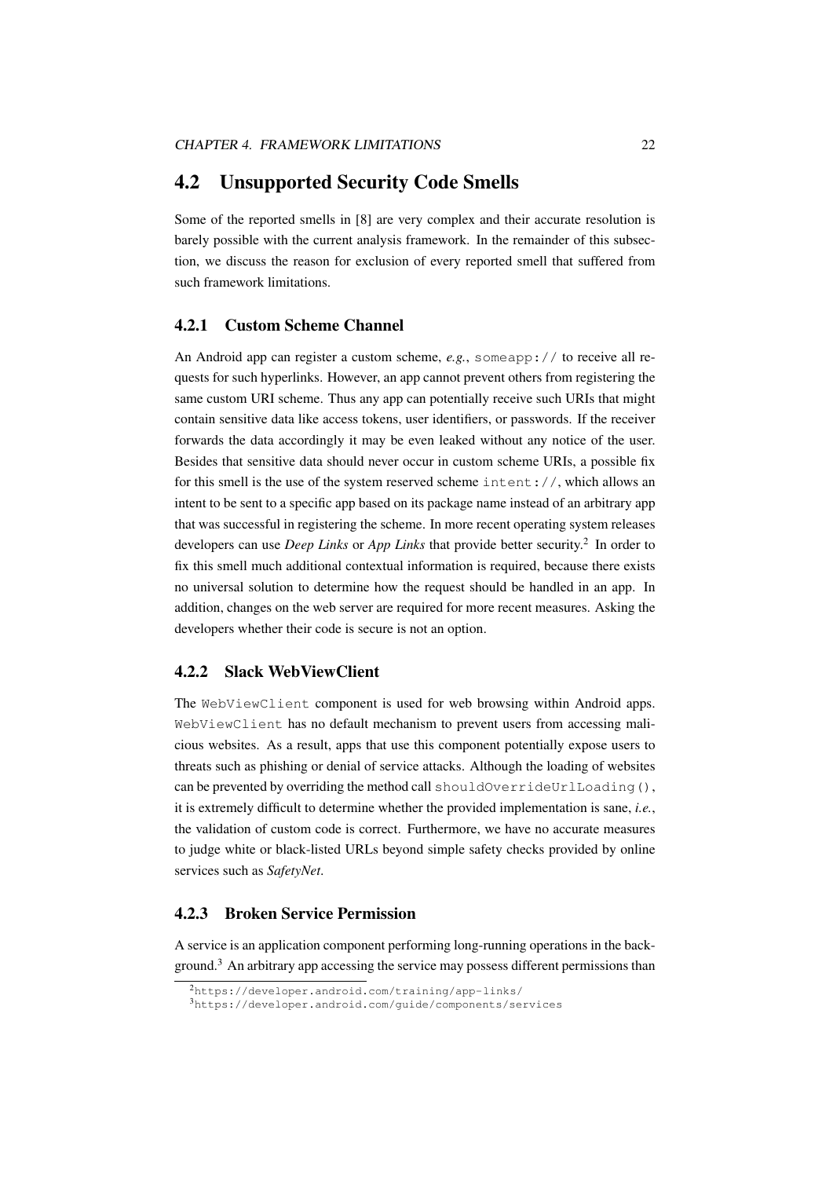## 4.2 Unsupported Security Code Smells

Some of the reported smells in [8] are very complex and their accurate resolution is barely possible with the current analysis framework. In the remainder of this subsection, we discuss the reason for exclusion of every reported smell that suffered from such framework limitations.

### 4.2.1 Custom Scheme Channel

An Android app can register a custom scheme, *e.g.*, `someapp://` to receive all requests for such hyperlinks. However, an app cannot prevent others from registering the same custom URI scheme. Thus any app can potentially receive such URIs that might contain sensitive data like access tokens, user identifiers, or passwords. If the receiver forwards the data accordingly it may be even leaked without any notice of the user. Besides that sensitive data should never occur in custom scheme URIs, a possible fix for this smell is the use of the system reserved scheme `intent://`, which allows an intent to be sent to a specific app based on its package name instead of an arbitrary app that was successful in registering the scheme. In more recent operating system releases developers can use *Deep Links* or *App Links* that provide better security.[2] In order to fix this smell much additional contextual information is required, because there exists no universal solution to determine how the request should be handled in an app. In addition, changes on the web server are required for more recent measures. Asking the developers whether their code is secure is not an option.

### 4.2.2 Slack WebViewClient

The `WebViewClient` component is used for web browsing within Android apps. `WebViewClient` has no default mechanism to prevent users from accessing malicious websites. As a result, apps that use this component potentially expose users to threats such as phishing or denial of service attacks. Although the loading of websites can be prevented by overriding the method call `shouldOverrideUrlLoading()`, it is extremely difficult to determine whether the provided implementation is sane, *i.e.*, the validation of custom code is correct. Furthermore, we have no accurate measures to judge white or black-listed URLs beyond simple safety checks provided by online services such as *SafetyNet*.

### 4.2.3 Broken Service Permission

A service is an application component performing long-running operations in the background.[3] An arbitrary app accessing the service may possess different permissions than

[2] https://developer.android.com/training/app-links/

[3] https://developer.android.com/guide/components/services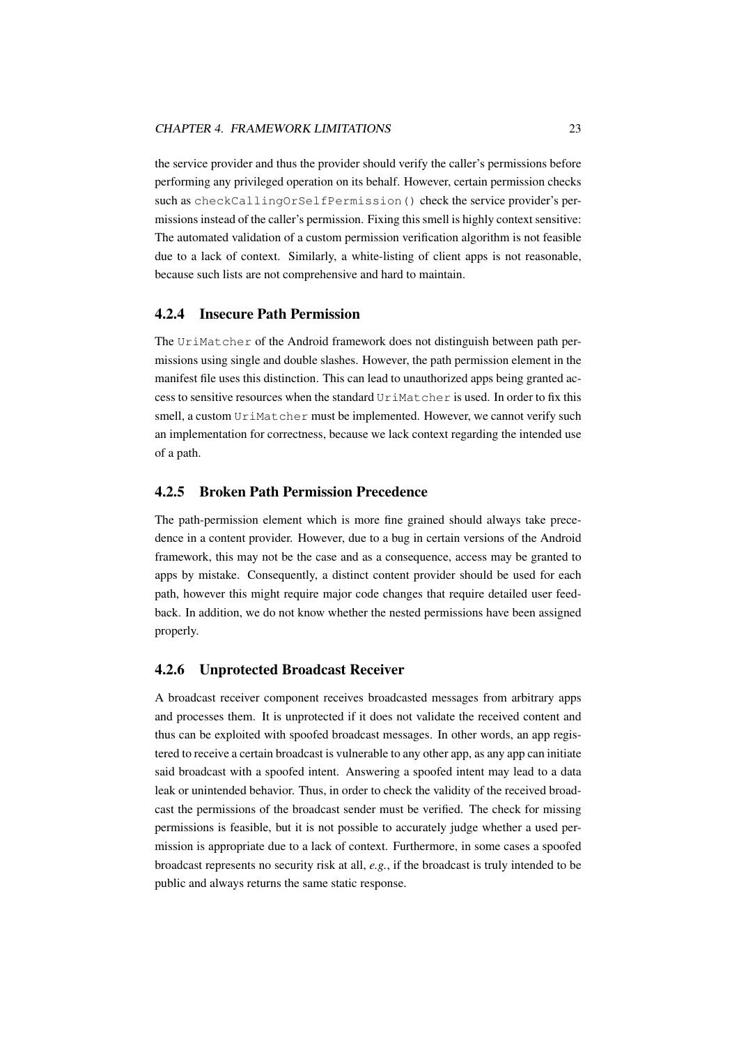the service provider and thus the provider should verify the caller's permissions before performing any privileged operation on its behalf. However, certain permission checks such as `checkCallingOrSelfPermission()` check the service provider's permissions instead of the caller's permission. Fixing this smell is highly context sensitive: The automated validation of a custom permission verification algorithm is not feasible due to a lack of context. Similarly, a white-listing of client apps is not reasonable, because such lists are not comprehensive and hard to maintain.

### 4.2.4 Insecure Path Permission

The `UriMatcher` of the Android framework does not distinguish between path permissions using single and double slashes. However, the path permission element in the manifest file uses this distinction. This can lead to unauthorized apps being granted access to sensitive resources when the standard `UriMatcher` is used. In order to fix this smell, a custom `UriMatcher` must be implemented. However, we cannot verify such an implementation for correctness, because we lack context regarding the intended use of a path.

### 4.2.5 Broken Path Permission Precedence

The path-permission element which is more fine grained should always take precedence in a content provider. However, due to a bug in certain versions of the Android framework, this may not be the case and as a consequence, access may be granted to apps by mistake. Consequently, a distinct content provider should be used for each path, however this might require major code changes that require detailed user feedback. In addition, we do not know whether the nested permissions have been assigned properly.

### 4.2.6 Unprotected Broadcast Receiver

A broadcast receiver component receives broadcasted messages from arbitrary apps and processes them. It is unprotected if it does not validate the received content and thus can be exploited with spoofed broadcast messages. In other words, an app registered to receive a certain broadcast is vulnerable to any other app, as any app can initiate said broadcast with a spoofed intent. Answering a spoofed intent may lead to a data leak or unintended behavior. Thus, in order to check the validity of the received broadcast the permissions of the broadcast sender must be verified. The check for missing permissions is feasible, but it is not possible to accurately judge whether a used permission is appropriate due to a lack of context. Furthermore, in some cases a spoofed broadcast represents no security risk at all, *e.g.*, if the broadcast is truly intended to be public and always returns the same static response.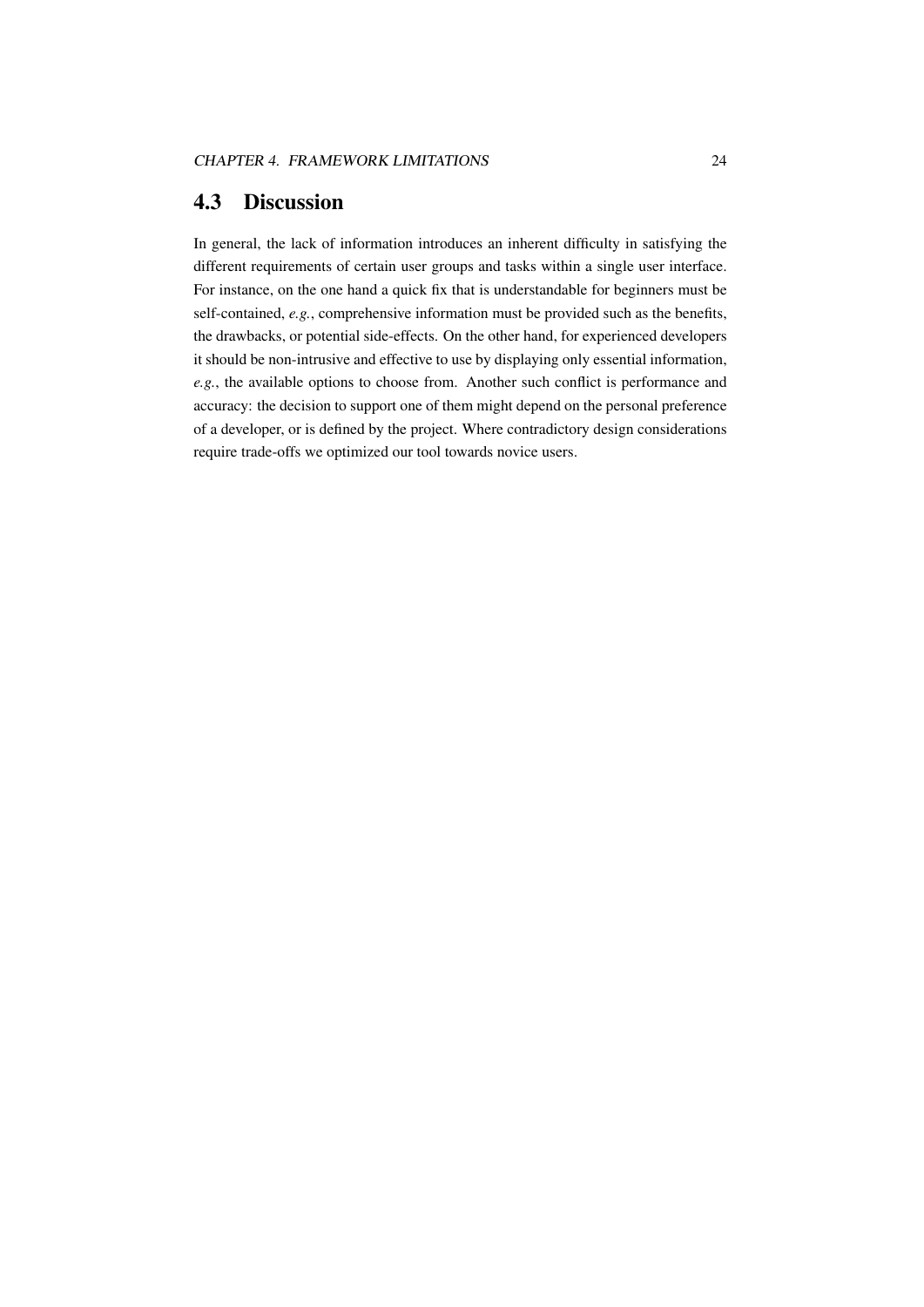## 4.3 Discussion

In general, the lack of information introduces an inherent difficulty in satisfying the different requirements of certain user groups and tasks within a single user interface. For instance, on the one hand a quick fix that is understandable for beginners must be self-contained, *e.g.*, comprehensive information must be provided such as the benefits, the drawbacks, or potential side-effects. On the other hand, for experienced developers it should be non-intrusive and effective to use by displaying only essential information, *e.g.*, the available options to choose from. Another such conflict is performance and accuracy: the decision to support one of them might depend on the personal preference of a developer, or is defined by the project. Where contradictory design considerations require trade-offs we optimized our tool towards novice users.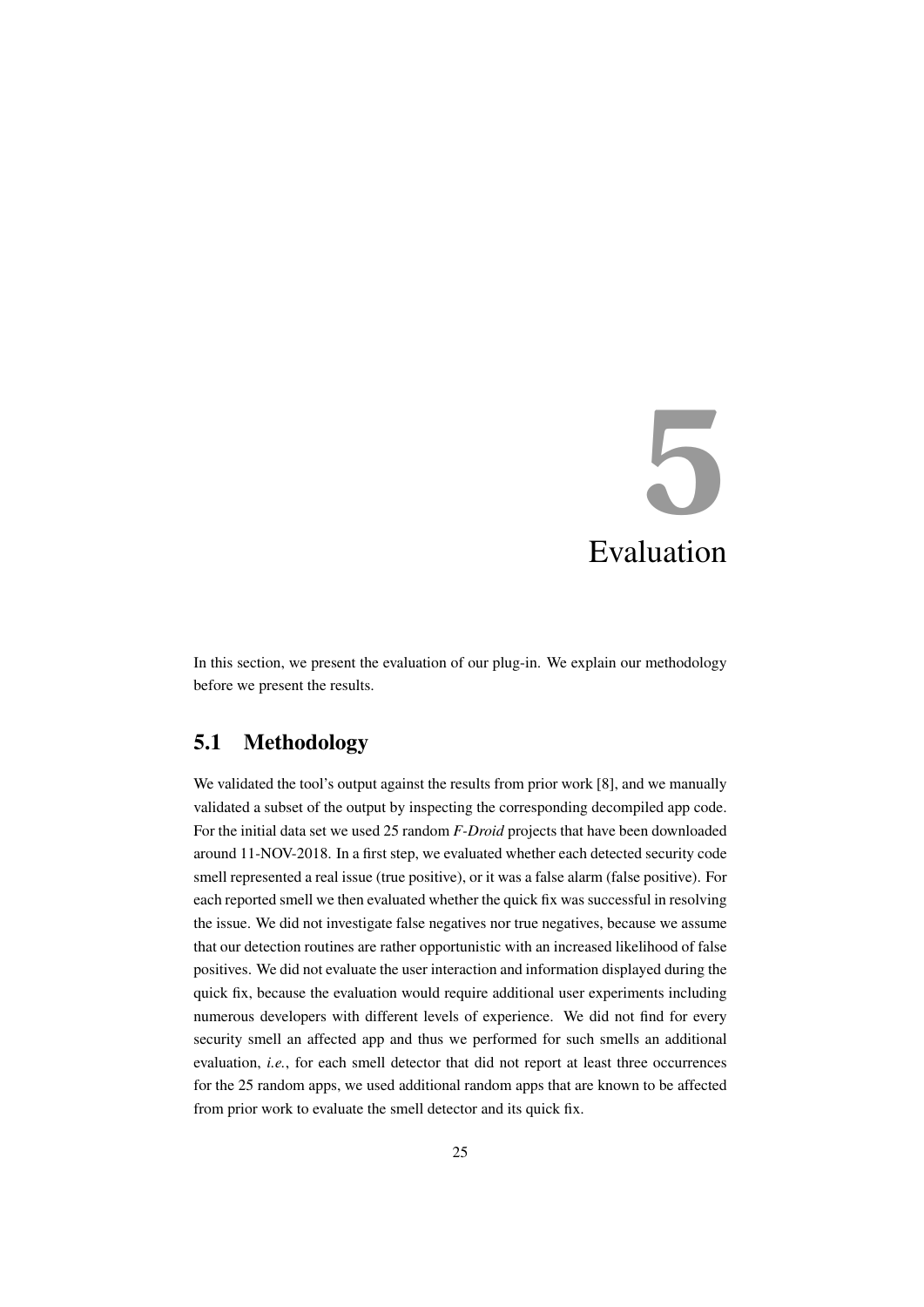# 5 Evaluation

In this section, we present the evaluation of our plug-in. We explain our methodology before we present the results.

## 5.1 Methodology

We validated the tool's output against the results from prior work [8], and we manually validated a subset of the output by inspecting the corresponding decompiled app code. For the initial data set we used 25 random *F-Droid* projects that have been downloaded around 11-NOV-2018. In a first step, we evaluated whether each detected security code smell represented a real issue (true positive), or it was a false alarm (false positive). For each reported smell we then evaluated whether the quick fix was successful in resolving the issue. We did not investigate false negatives nor true negatives, because we assume that our detection routines are rather opportunistic with an increased likelihood of false positives. We did not evaluate the user interaction and information displayed during the quick fix, because the evaluation would require additional user experiments including numerous developers with different levels of experience. We did not find for every security smell an affected app and thus we performed for such smells an additional evaluation, *i.e.*, for each smell detector that did not report at least three occurrences for the 25 random apps, we used additional random apps that are known to be affected from prior work to evaluate the smell detector and its quick fix.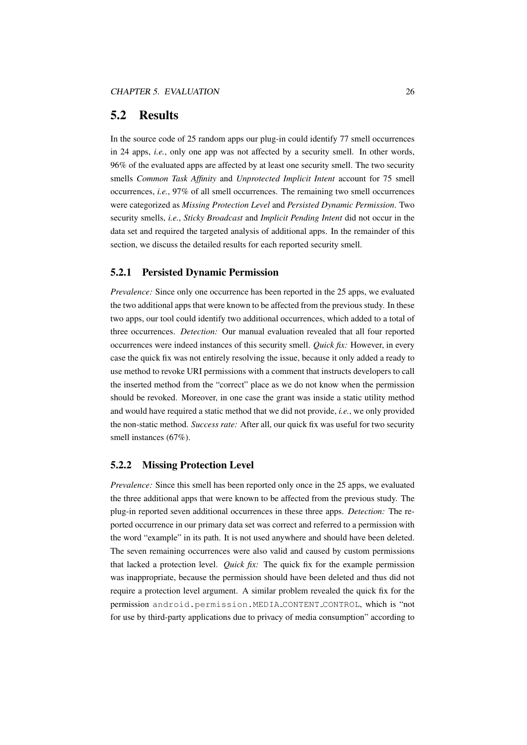## 5.2 Results

In the source code of 25 random apps our plug-in could identify 77 smell occurrences in 24 apps, *i.e.*, only one app was not affected by a security smell. In other words, 96% of the evaluated apps are affected by at least one security smell. The two security smells *Common Task Affinity* and *Unprotected Implicit Intent* account for 75 smell occurrences, *i.e.*, 97% of all smell occurrences. The remaining two smell occurrences were categorized as *Missing Protection Level* and *Persisted Dynamic Permission*. Two security smells, *i.e.*, *Sticky Broadcast* and *Implicit Pending Intent* did not occur in the data set and required the targeted analysis of additional apps. In the remainder of this section, we discuss the detailed results for each reported security smell.

### 5.2.1 Persisted Dynamic Permission

*Prevalence:* Since only one occurrence has been reported in the 25 apps, we evaluated the two additional apps that were known to be affected from the previous study. In these two apps, our tool could identify two additional occurrences, which added to a total of three occurrences. *Detection:* Our manual evaluation revealed that all four reported occurrences were indeed instances of this security smell. *Quick fix:* However, in every case the quick fix was not entirely resolving the issue, because it only added a ready to use method to revoke URI permissions with a comment that instructs developers to call the inserted method from the "correct" place as we do not know when the permission should be revoked. Moreover, in one case the grant was inside a static utility method and would have required a static method that we did not provide, *i.e.*, we only provided the non-static method. *Success rate:* After all, our quick fix was useful for two security smell instances (67%).

### 5.2.2 Missing Protection Level

*Prevalence:* Since this smell has been reported only once in the 25 apps, we evaluated the three additional apps that were known to be affected from the previous study. The plug-in reported seven additional occurrences in these three apps. *Detection:* The reported occurrence in our primary data set was correct and referred to a permission with the word "example" in its path. It is not used anywhere and should have been deleted. The seven remaining occurrences were also valid and caused by custom permissions that lacked a protection level. *Quick fix:* The quick fix for the example permission was inappropriate, because the permission should have been deleted and thus did not require a protection level argument. A similar problem revealed the quick fix for the permission `android.permission.MEDIA_CONTENT_CONTROL`, which is "not for use by third-party applications due to privacy of media consumption" according to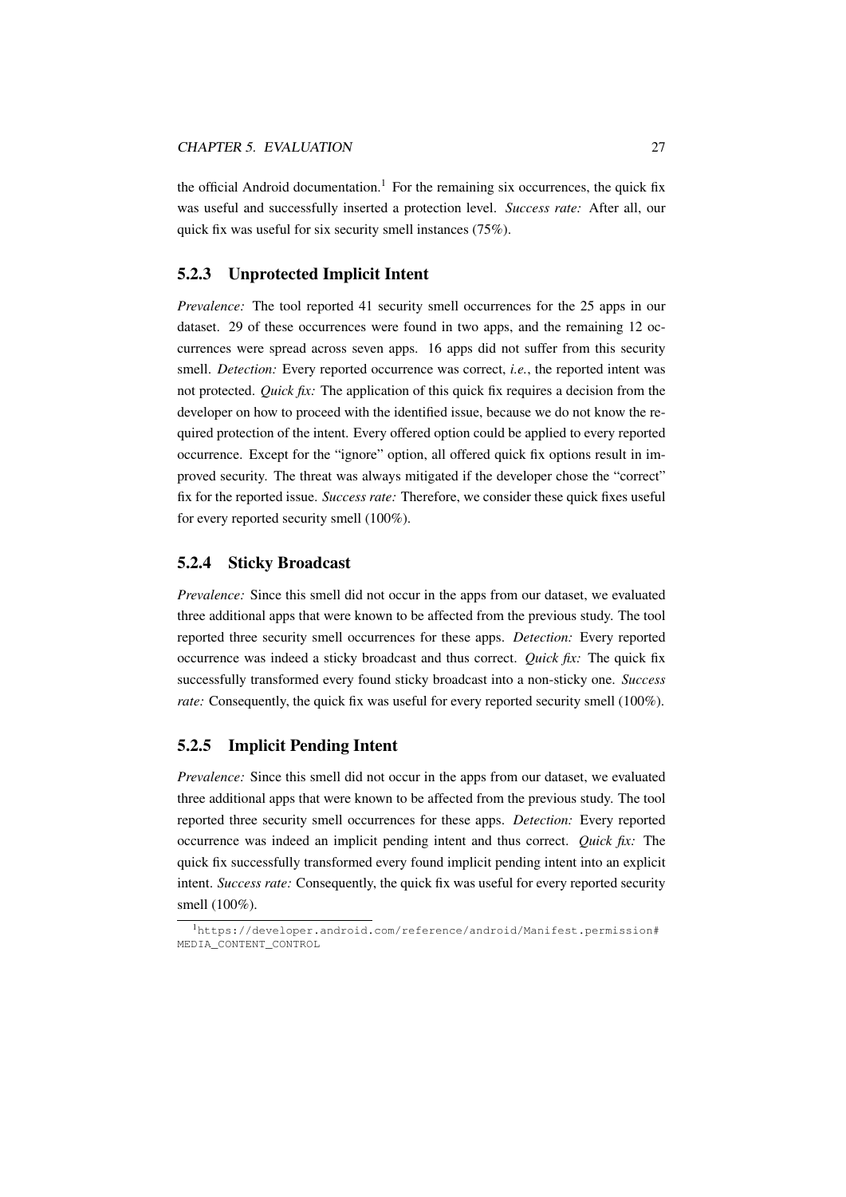the official Android documentation.[1] For the remaining six occurrences, the quick fix was useful and successfully inserted a protection level. *Success rate:* After all, our quick fix was useful for six security smell instances (75%).

### 5.2.3 Unprotected Implicit Intent

*Prevalence:* The tool reported 41 security smell occurrences for the 25 apps in our dataset. 29 of these occurrences were found in two apps, and the remaining 12 occurrences were spread across seven apps. 16 apps did not suffer from this security smell. *Detection:* Every reported occurrence was correct, *i.e.*, the reported intent was not protected. *Quick fix:* The application of this quick fix requires a decision from the developer on how to proceed with the identified issue, because we do not know the required protection of the intent. Every offered option could be applied to every reported occurrence. Except for the "ignore" option, all offered quick fix options result in improved security. The threat was always mitigated if the developer chose the "correct" fix for the reported issue. *Success rate:* Therefore, we consider these quick fixes useful for every reported security smell (100%).

### 5.2.4 Sticky Broadcast

*Prevalence:* Since this smell did not occur in the apps from our dataset, we evaluated three additional apps that were known to be affected from the previous study. The tool reported three security smell occurrences for these apps. *Detection:* Every reported occurrence was indeed a sticky broadcast and thus correct. *Quick fix:* The quick fix successfully transformed every found sticky broadcast into a non-sticky one. *Success rate:* Consequently, the quick fix was useful for every reported security smell (100%).

### 5.2.5 Implicit Pending Intent

*Prevalence:* Since this smell did not occur in the apps from our dataset, we evaluated three additional apps that were known to be affected from the previous study. The tool reported three security smell occurrences for these apps. *Detection:* Every reported occurrence was indeed an implicit pending intent and thus correct. *Quick fix:* The quick fix successfully transformed every found implicit pending intent into an explicit intent. *Success rate:* Consequently, the quick fix was useful for every reported security smell (100%).

---

[1] `https://developer.android.com/reference/android/Manifest.permission#MEDIA_CONTENT_CONTROL`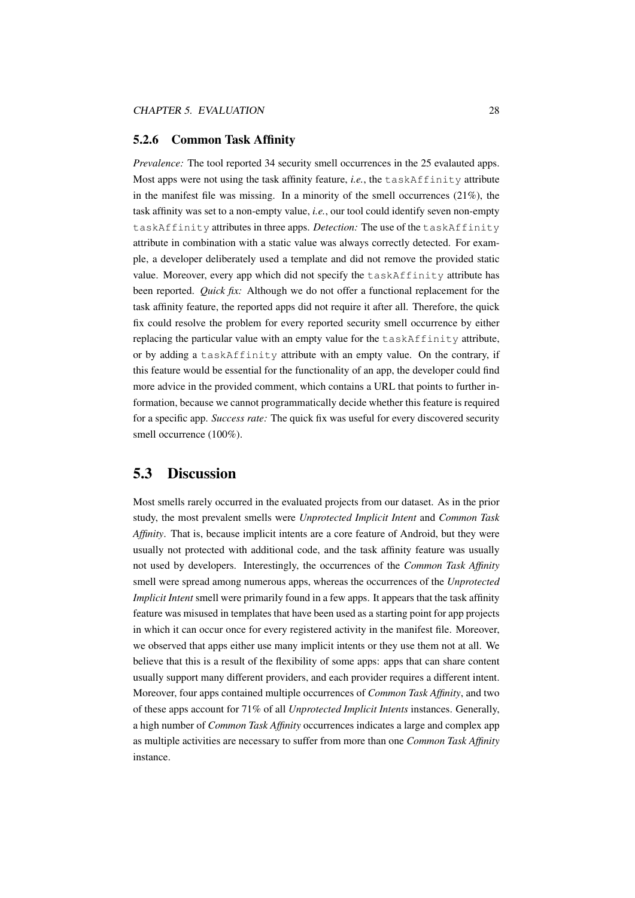### 5.2.6 Common Task Affinity

*Prevalence:* The tool reported 34 security smell occurrences in the 25 evalauted apps. Most apps were not using the task affinity feature, *i.e.*, the `taskAffinity` attribute in the manifest file was missing. In a minority of the smell occurrences (21%), the task affinity was set to a non-empty value, *i.e.*, our tool could identify seven non-empty `taskAffinity` attributes in three apps. *Detection:* The use of the `taskAffinity` attribute in combination with a static value was always correctly detected. For example, a developer deliberately used a template and did not remove the provided static value. Moreover, every app which did not specify the `taskAffinity` attribute has been reported. *Quick fix:* Although we do not offer a functional replacement for the task affinity feature, the reported apps did not require it after all. Therefore, the quick fix could resolve the problem for every reported security smell occurrence by either replacing the particular value with an empty value for the `taskAffinity` attribute, or by adding a `taskAffinity` attribute with an empty value. On the contrary, if this feature would be essential for the functionality of an app, the developer could find more advice in the provided comment, which contains a URL that points to further information, because we cannot programmatically decide whether this feature is required for a specific app. *Success rate:* The quick fix was useful for every discovered security smell occurrence (100%).

## 5.3 Discussion

Most smells rarely occurred in the evaluated projects from our dataset. As in the prior study, the most prevalent smells were *Unprotected Implicit Intent* and *Common Task Affinity*. That is, because implicit intents are a core feature of Android, but they were usually not protected with additional code, and the task affinity feature was usually not used by developers. Interestingly, the occurrences of the *Common Task Affinity* smell were spread among numerous apps, whereas the occurrences of the *Unprotected Implicit Intent* smell were primarily found in a few apps. It appears that the task affinity feature was misused in templates that have been used as a starting point for app projects in which it can occur once for every registered activity in the manifest file. Moreover, we observed that apps either use many implicit intents or they use them not at all. We believe that this is a result of the flexibility of some apps: apps that can share content usually support many different providers, and each provider requires a different intent. Moreover, four apps contained multiple occurrences of *Common Task Affinity*, and two of these apps account for 71% of all *Unprotected Implicit Intents* instances. Generally, a high number of *Common Task Affinity* occurrences indicates a large and complex app as multiple activities are necessary to suffer from more than one *Common Task Affinity* instance.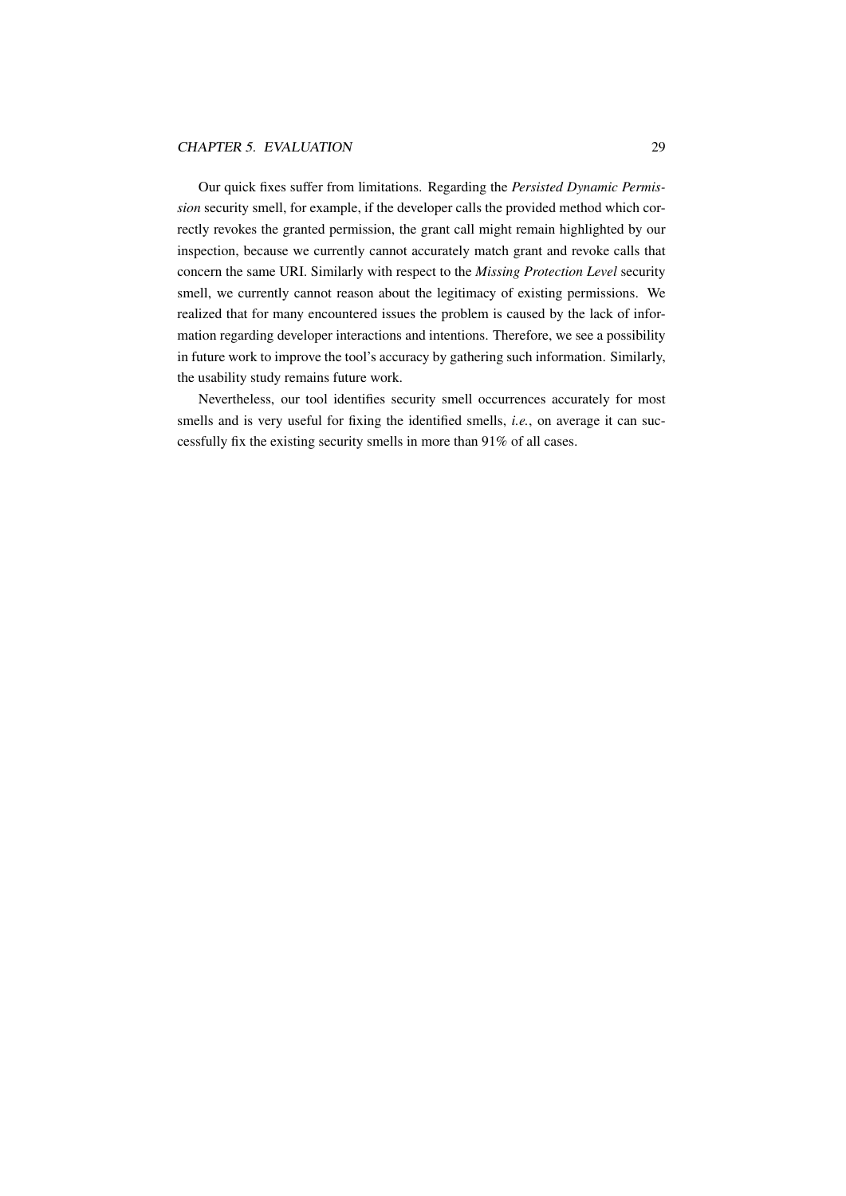Our quick fixes suffer from limitations. Regarding the *Persisted Dynamic Permission* security smell, for example, if the developer calls the provided method which correctly revokes the granted permission, the grant call might remain highlighted by our inspection, because we currently cannot accurately match grant and revoke calls that concern the same URI. Similarly with respect to the *Missing Protection Level* security smell, we currently cannot reason about the legitimacy of existing permissions. We realized that for many encountered issues the problem is caused by the lack of information regarding developer interactions and intentions. Therefore, we see a possibility in future work to improve the tool's accuracy by gathering such information. Similarly, the usability study remains future work.

Nevertheless, our tool identifies security smell occurrences accurately for most smells and is very useful for fixing the identified smells, *i.e.*, on average it can successfully fix the existing security smells in more than 91% of all cases.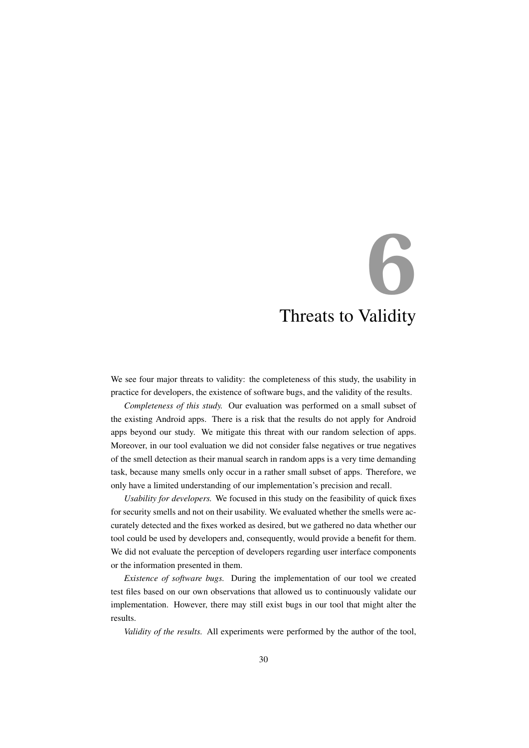# 6 Threats to Validity

We see four major threats to validity: the completeness of this study, the usability in practice for developers, the existence of software bugs, and the validity of the results.

*Completeness of this study.* Our evaluation was performed on a small subset of the existing Android apps. There is a risk that the results do not apply for Android apps beyond our study. We mitigate this threat with our random selection of apps. Moreover, in our tool evaluation we did not consider false negatives or true negatives of the smell detection as their manual search in random apps is a very time demanding task, because many smells only occur in a rather small subset of apps. Therefore, we only have a limited understanding of our implementation's precision and recall.

*Usability for developers.* We focused in this study on the feasibility of quick fixes for security smells and not on their usability. We evaluated whether the smells were accurately detected and the fixes worked as desired, but we gathered no data whether our tool could be used by developers and, consequently, would provide a benefit for them. We did not evaluate the perception of developers regarding user interface components or the information presented in them.

*Existence of software bugs.* During the implementation of our tool we created test files based on our own observations that allowed us to continuously validate our implementation. However, there may still exist bugs in our tool that might alter the results.

*Validity of the results.* All experiments were performed by the author of the tool,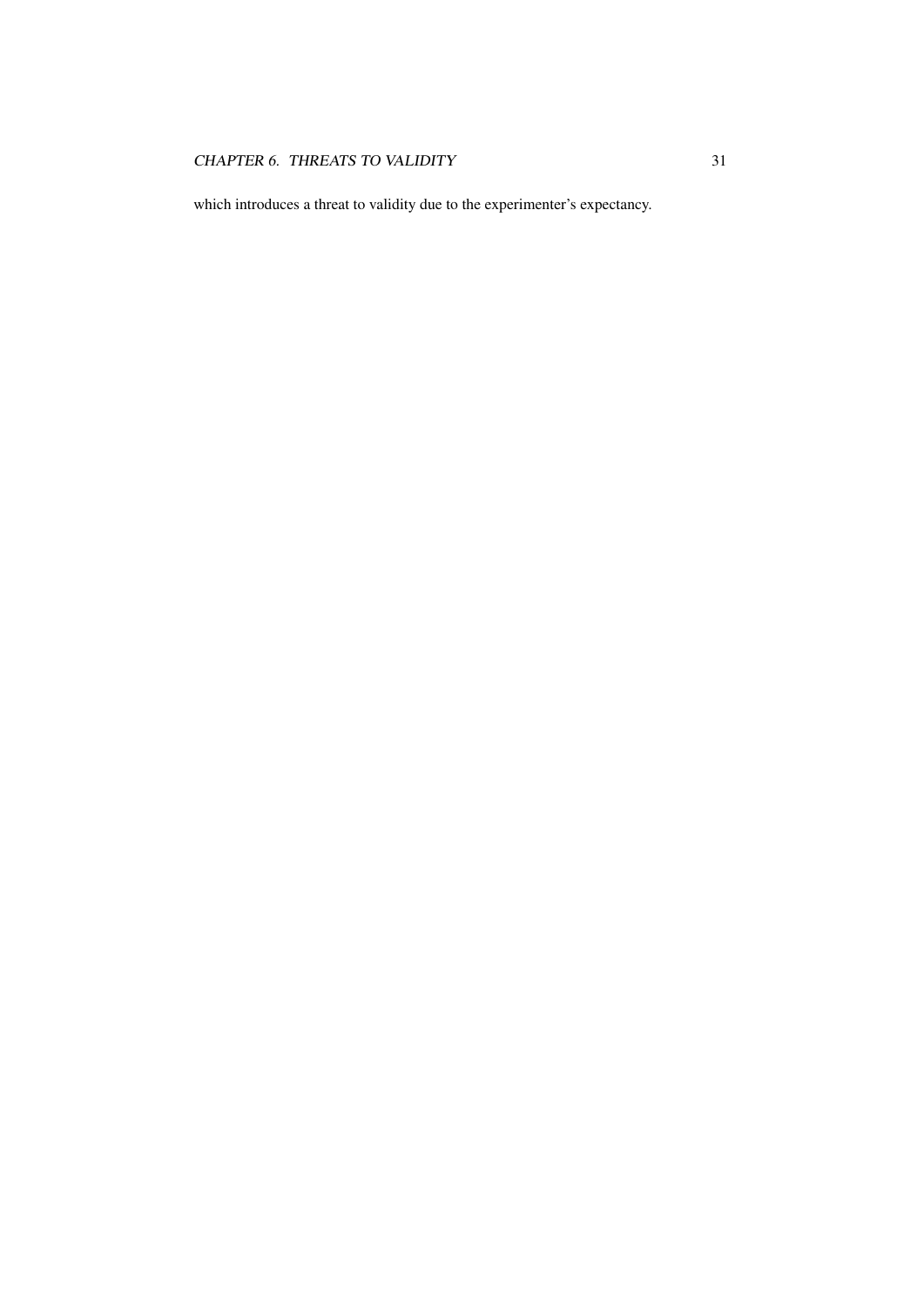which introduces a threat to validity due to the experimenter's expectancy.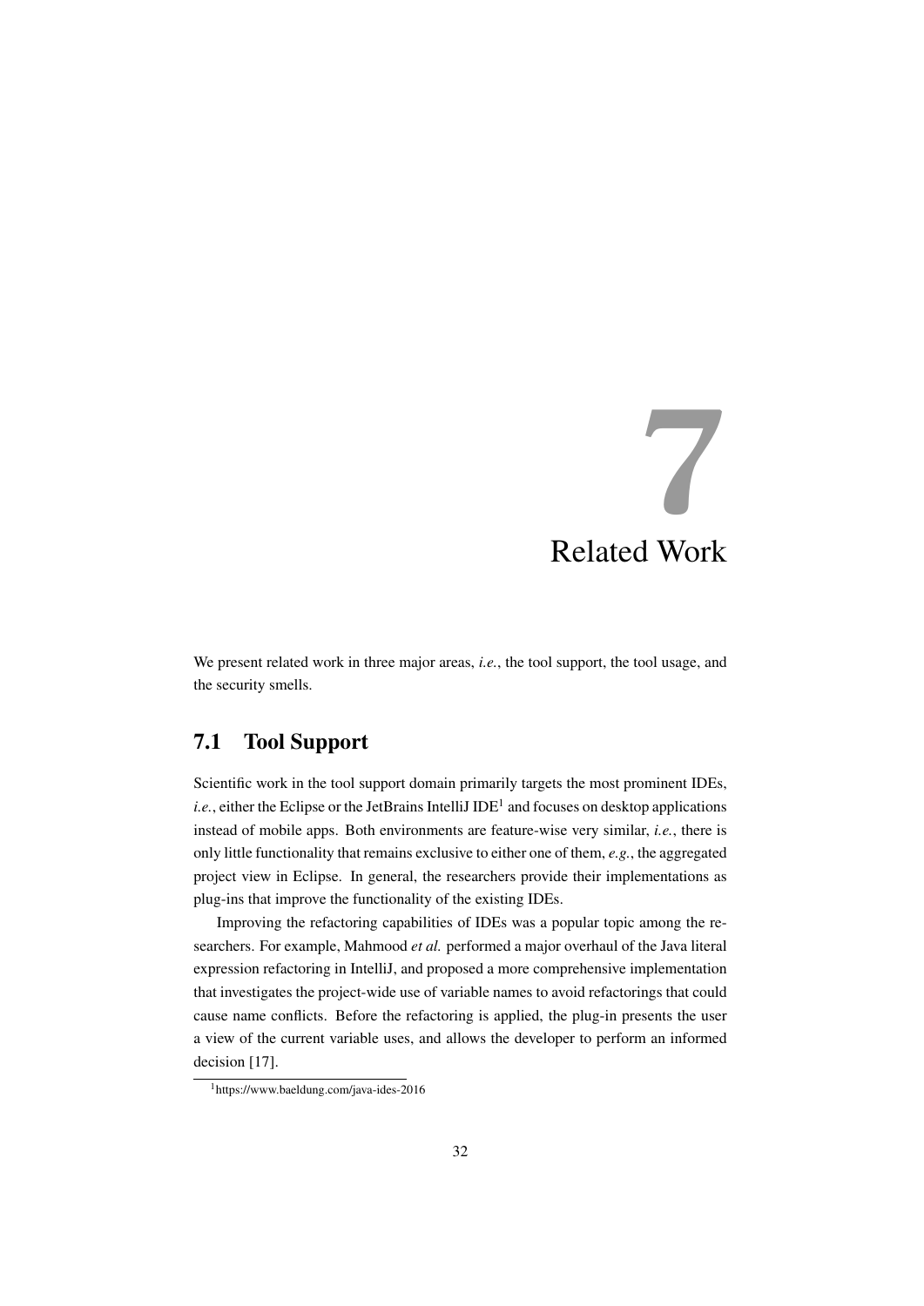# 7 Related Work

We present related work in three major areas, *i.e.*, the tool support, the tool usage, and the security smells.

## 7.1 Tool Support

Scientific work in the tool support domain primarily targets the most prominent IDEs, *i.e.*, either the Eclipse or the JetBrains IntelliJ IDE[1] and focuses on desktop applications instead of mobile apps. Both environments are feature-wise very similar, *i.e.*, there is only little functionality that remains exclusive to either one of them, *e.g.*, the aggregated project view in Eclipse. In general, the researchers provide their implementations as plug-ins that improve the functionality of the existing IDEs.

Improving the refactoring capabilities of IDEs was a popular topic among the researchers. For example, Mahmood *et al.* performed a major overhaul of the Java literal expression refactoring in IntelliJ, and proposed a more comprehensive implementation that investigates the project-wide use of variable names to avoid refactorings that could cause name conflicts. Before the refactoring is applied, the plug-in presents the user a view of the current variable uses, and allows the developer to perform an informed decision [17].

[1] https://www.baeldung.com/java-ides-2016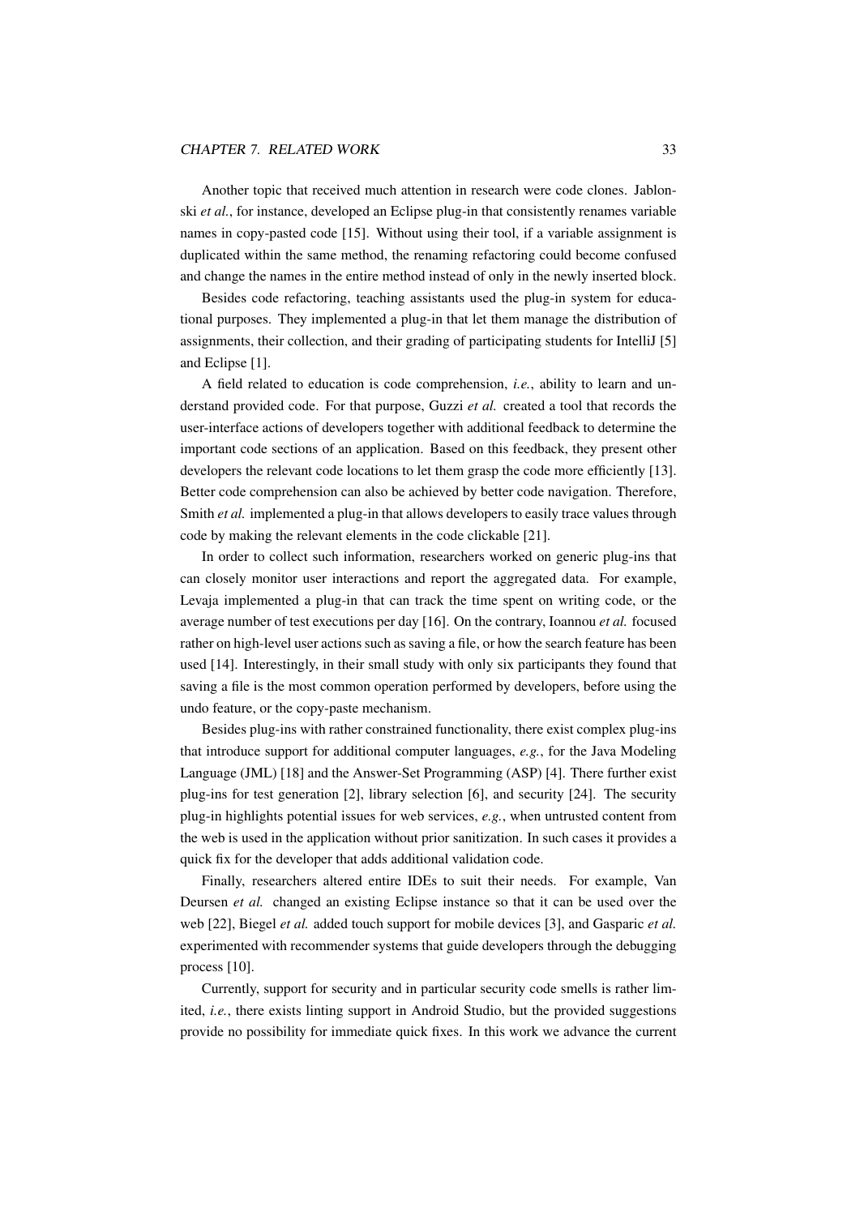Another topic that received much attention in research were code clones. Jablonski *et al.*, for instance, developed an Eclipse plug-in that consistently renames variable names in copy-pasted code [15]. Without using their tool, if a variable assignment is duplicated within the same method, the renaming refactoring could become confused and change the names in the entire method instead of only in the newly inserted block.

Besides code refactoring, teaching assistants used the plug-in system for educational purposes. They implemented a plug-in that let them manage the distribution of assignments, their collection, and their grading of participating students for IntelliJ [5] and Eclipse [1].

A field related to education is code comprehension, *i.e.*, ability to learn and understand provided code. For that purpose, Guzzi *et al.* created a tool that records the user-interface actions of developers together with additional feedback to determine the important code sections of an application. Based on this feedback, they present other developers the relevant code locations to let them grasp the code more efficiently [13]. Better code comprehension can also be achieved by better code navigation. Therefore, Smith *et al.* implemented a plug-in that allows developers to easily trace values through code by making the relevant elements in the code clickable [21].

In order to collect such information, researchers worked on generic plug-ins that can closely monitor user interactions and report the aggregated data. For example, Levaja implemented a plug-in that can track the time spent on writing code, or the average number of test executions per day [16]. On the contrary, Ioannou *et al.* focused rather on high-level user actions such as saving a file, or how the search feature has been used [14]. Interestingly, in their small study with only six participants they found that saving a file is the most common operation performed by developers, before using the undo feature, or the copy-paste mechanism.

Besides plug-ins with rather constrained functionality, there exist complex plug-ins that introduce support for additional computer languages, *e.g.*, for the Java Modeling Language (JML) [18] and the Answer-Set Programming (ASP) [4]. There further exist plug-ins for test generation [2], library selection [6], and security [24]. The security plug-in highlights potential issues for web services, *e.g.*, when untrusted content from the web is used in the application without prior sanitization. In such cases it provides a quick fix for the developer that adds additional validation code.

Finally, researchers altered entire IDEs to suit their needs. For example, Van Deursen *et al.* changed an existing Eclipse instance so that it can be used over the web [22], Biegel *et al.* added touch support for mobile devices [3], and Gasparic *et al.* experimented with recommender systems that guide developers through the debugging process [10].

Currently, support for security and in particular security code smells is rather limited, *i.e.*, there exists linting support in Android Studio, but the provided suggestions provide no possibility for immediate quick fixes. In this work we advance the current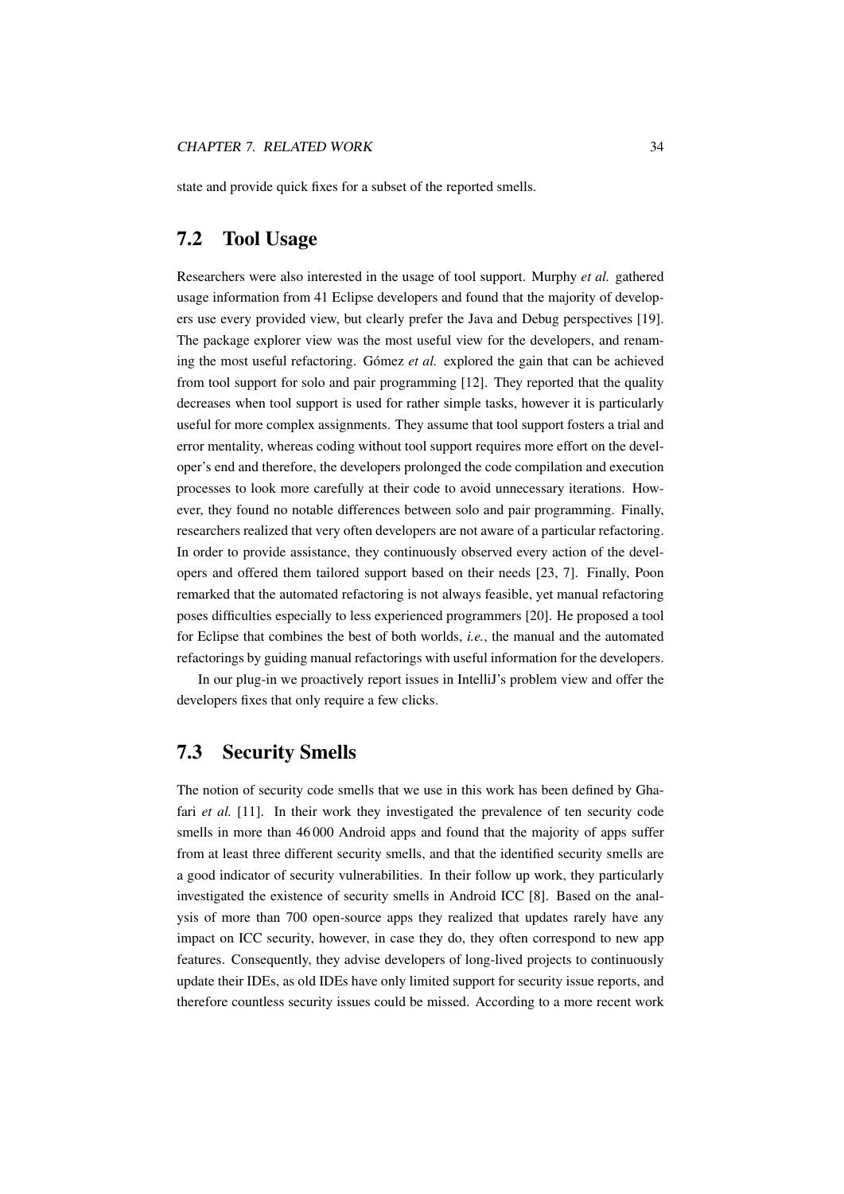state and provide quick fixes for a subset of the reported smells.

## 7.2 Tool Usage

Researchers were also interested in the usage of tool support. Murphy *et al.* gathered usage information from 41 Eclipse developers and found that the majority of developers use every provided view, but clearly prefer the Java and Debug perspectives [19]. The package explorer view was the most useful view for the developers, and renaming the most useful refactoring. Gómez *et al.* explored the gain that can be achieved from tool support for solo and pair programming [12]. They reported that the quality decreases when tool support is used for rather simple tasks, however it is particularly useful for more complex assignments. They assume that tool support fosters a trial and error mentality, whereas coding without tool support requires more effort on the developer's end and therefore, the developers prolonged the code compilation and execution processes to look more carefully at their code to avoid unnecessary iterations. However, they found no notable differences between solo and pair programming. Finally, researchers realized that very often developers are not aware of a particular refactoring. In order to provide assistance, they continuously observed every action of the developers and offered them tailored support based on their needs [23, 7]. Finally, Poon remarked that the automated refactoring is not always feasible, yet manual refactoring poses difficulties especially to less experienced programmers [20]. He proposed a tool for Eclipse that combines the best of both worlds, *i.e.*, the manual and the automated refactorings by guiding manual refactorings with useful information for the developers.

In our plug-in we proactively report issues in IntelliJ's problem view and offer the developers fixes that only require a few clicks.

## 7.3 Security Smells

The notion of security code smells that we use in this work has been defined by Ghafari *et al.* [11]. In their work they investigated the prevalence of ten security code smells in more than 46 000 Android apps and found that the majority of apps suffer from at least three different security smells, and that the identified security smells are a good indicator of security vulnerabilities. In their follow up work, they particularly investigated the existence of security smells in Android ICC [8]. Based on the analysis of more than 700 open-source apps they realized that updates rarely have any impact on ICC security, however, in case they do, they often correspond to new app features. Consequently, they advise developers of long-lived projects to continuously update their IDEs, as old IDEs have only limited support for security issue reports, and therefore countless security issues could be missed. According to a more recent work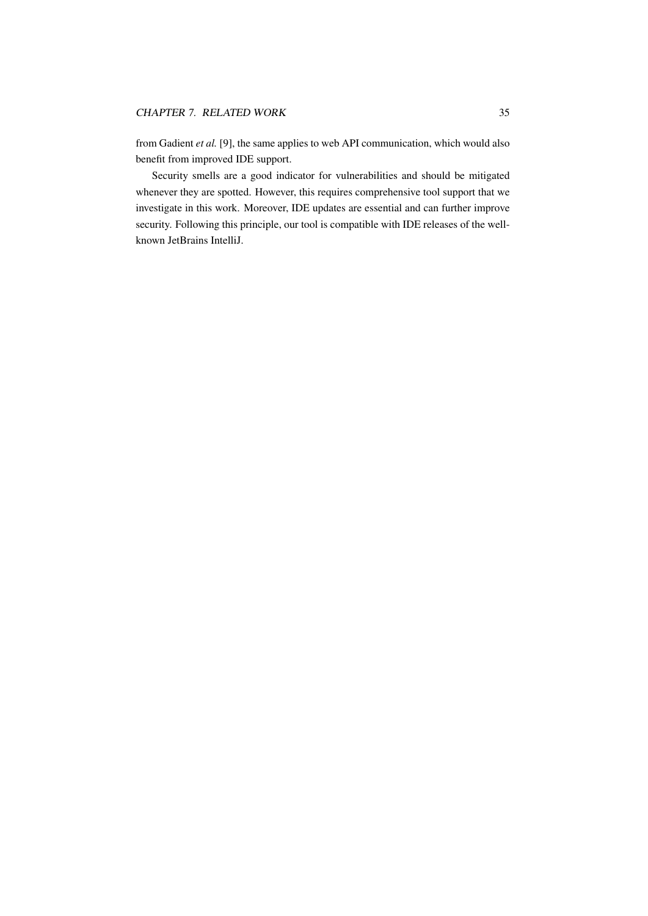from Gadient *et al.* [9], the same applies to web API communication, which would also benefit from improved IDE support.

Security smells are a good indicator for vulnerabilities and should be mitigated whenever they are spotted. However, this requires comprehensive tool support that we investigate in this work. Moreover, IDE updates are essential and can further improve security. Following this principle, our tool is compatible with IDE releases of the well-known JetBrains IntelliJ.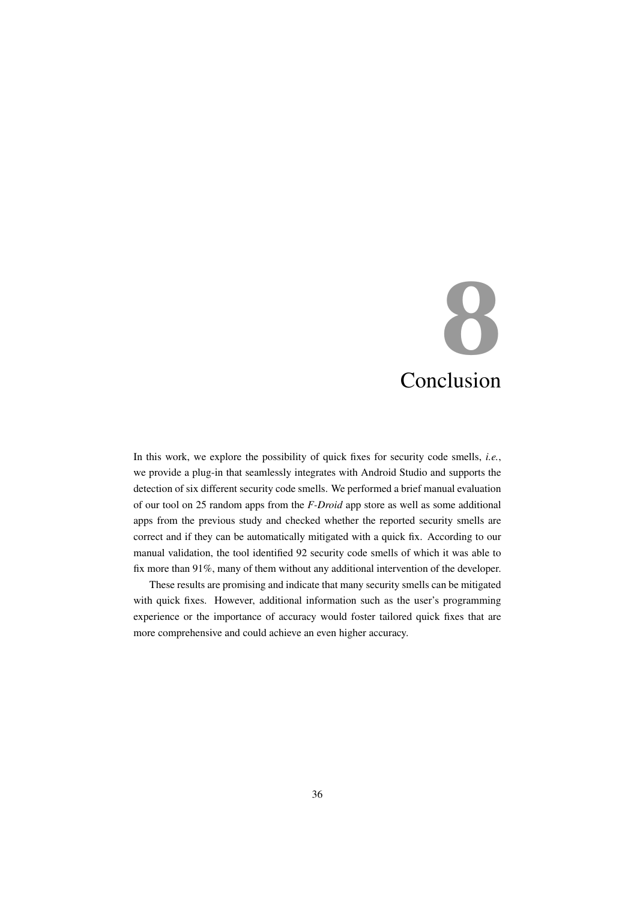# 8 Conclusion

In this work, we explore the possibility of quick fixes for security code smells, *i.e.*, we provide a plug-in that seamlessly integrates with Android Studio and supports the detection of six different security code smells. We performed a brief manual evaluation of our tool on 25 random apps from the *F-Droid* app store as well as some additional apps from the previous study and checked whether the reported security smells are correct and if they can be automatically mitigated with a quick fix. According to our manual validation, the tool identified 92 security code smells of which it was able to fix more than 91%, many of them without any additional intervention of the developer.

These results are promising and indicate that many security smells can be mitigated with quick fixes. However, additional information such as the user's programming experience or the importance of accuracy would foster tailored quick fixes that are more comprehensive and could achieve an even higher accuracy.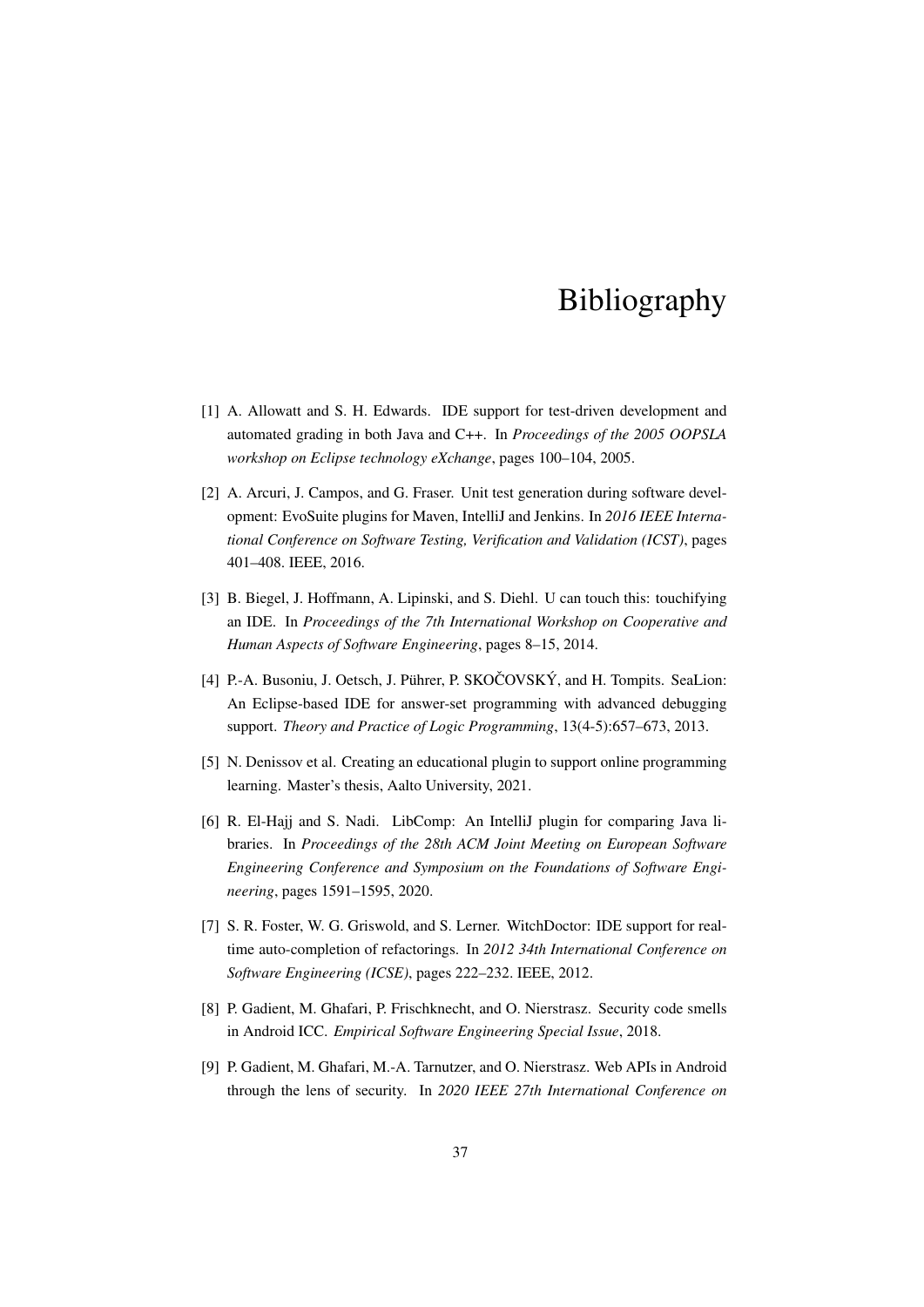# Bibliography

[1] A. Allowatt and S. H. Edwards. IDE support for test-driven development and automated grading in both Java and C++. In *Proceedings of the 2005 OOPSLA workshop on Eclipse technology eXchange*, pages 100–104, 2005.

[2] A. Arcuri, J. Campos, and G. Fraser. Unit test generation during software development: EvoSuite plugins for Maven, IntelliJ and Jenkins. In *2016 IEEE International Conference on Software Testing, Verification and Validation (ICST)*, pages 401–408. IEEE, 2016.

[3] B. Biegel, J. Hoffmann, A. Lipinski, and S. Diehl. U can touch this: touchifying an IDE. In *Proceedings of the 7th International Workshop on Cooperative and Human Aspects of Software Engineering*, pages 8–15, 2014.

[4] P.-A. Busoniu, J. Oetsch, J. Pührer, P. SKOČOVSKÝ, and H. Tompits. SeaLion: An Eclipse-based IDE for answer-set programming with advanced debugging support. *Theory and Practice of Logic Programming*, 13(4-5):657–673, 2013.

[5] N. Denissov et al. Creating an educational plugin to support online programming learning. Master's thesis, Aalto University, 2021.

[6] R. El-Hajj and S. Nadi. LibComp: An IntelliJ plugin for comparing Java libraries. In *Proceedings of the 28th ACM Joint Meeting on European Software Engineering Conference and Symposium on the Foundations of Software Engineering*, pages 1591–1595, 2020.

[7] S. R. Foster, W. G. Griswold, and S. Lerner. WitchDoctor: IDE support for realtime auto-completion of refactorings. In *2012 34th International Conference on Software Engineering (ICSE)*, pages 222–232. IEEE, 2012.

[8] P. Gadient, M. Ghafari, P. Frischknecht, and O. Nierstrasz. Security code smells in Android ICC. *Empirical Software Engineering Special Issue*, 2018.

[9] P. Gadient, M. Ghafari, M.-A. Tarnutzer, and O. Nierstrasz. Web APIs in Android through the lens of security. In *2020 IEEE 27th International Conference on*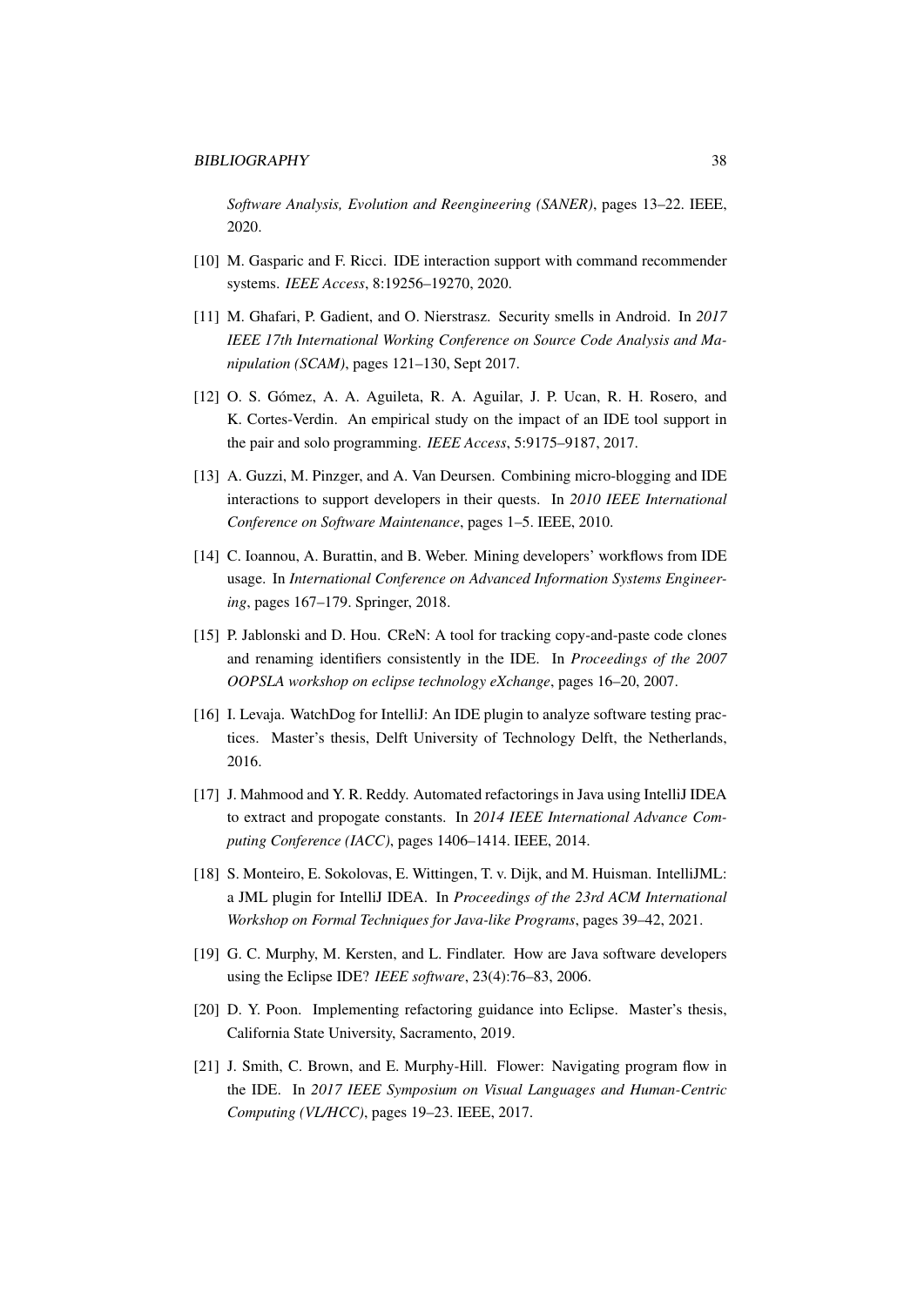*Software Analysis, Evolution and Reengineering (SANER)*, pages 13–22. IEEE, 2020.

[10] M. Gasparic and F. Ricci. IDE interaction support with command recommender systems. *IEEE Access*, 8:19256–19270, 2020.

[11] M. Ghafari, P. Gadient, and O. Nierstrasz. Security smells in Android. In *2017 IEEE 17th International Working Conference on Source Code Analysis and Manipulation (SCAM)*, pages 121–130, Sept 2017.

[12] O. S. Gómez, A. A. Aguileta, R. A. Aguilar, J. P. Ucan, R. H. Rosero, and K. Cortes-Verdin. An empirical study on the impact of an IDE tool support in the pair and solo programming. *IEEE Access*, 5:9175–9187, 2017.

[13] A. Guzzi, M. Pinzger, and A. Van Deursen. Combining micro-blogging and IDE interactions to support developers in their quests. In *2010 IEEE International Conference on Software Maintenance*, pages 1–5. IEEE, 2010.

[14] C. Ioannou, A. Burattin, and B. Weber. Mining developers' workflows from IDE usage. In *International Conference on Advanced Information Systems Engineering*, pages 167–179. Springer, 2018.

[15] P. Jablonski and D. Hou. CReN: A tool for tracking copy-and-paste code clones and renaming identifiers consistently in the IDE. In *Proceedings of the 2007 OOPSLA workshop on eclipse technology eXchange*, pages 16–20, 2007.

[16] I. Levaja. WatchDog for IntelliJ: An IDE plugin to analyze software testing practices. Master's thesis, Delft University of Technology Delft, the Netherlands, 2016.

[17] J. Mahmood and Y. R. Reddy. Automated refactorings in Java using IntelliJ IDEA to extract and propogate constants. In *2014 IEEE International Advance Computing Conference (IACC)*, pages 1406–1414. IEEE, 2014.

[18] S. Monteiro, E. Sokolovas, E. Wittingen, T. v. Dijk, and M. Huisman. IntelliJML: a JML plugin for IntelliJ IDEA. In *Proceedings of the 23rd ACM International Workshop on Formal Techniques for Java-like Programs*, pages 39–42, 2021.

[19] G. C. Murphy, M. Kersten, and L. Findlater. How are Java software developers using the Eclipse IDE? *IEEE software*, 23(4):76–83, 2006.

[20] D. Y. Poon. Implementing refactoring guidance into Eclipse. Master's thesis, California State University, Sacramento, 2019.

[21] J. Smith, C. Brown, and E. Murphy-Hill. Flower: Navigating program flow in the IDE. In *2017 IEEE Symposium on Visual Languages and Human-Centric Computing (VL/HCC)*, pages 19–23. IEEE, 2017.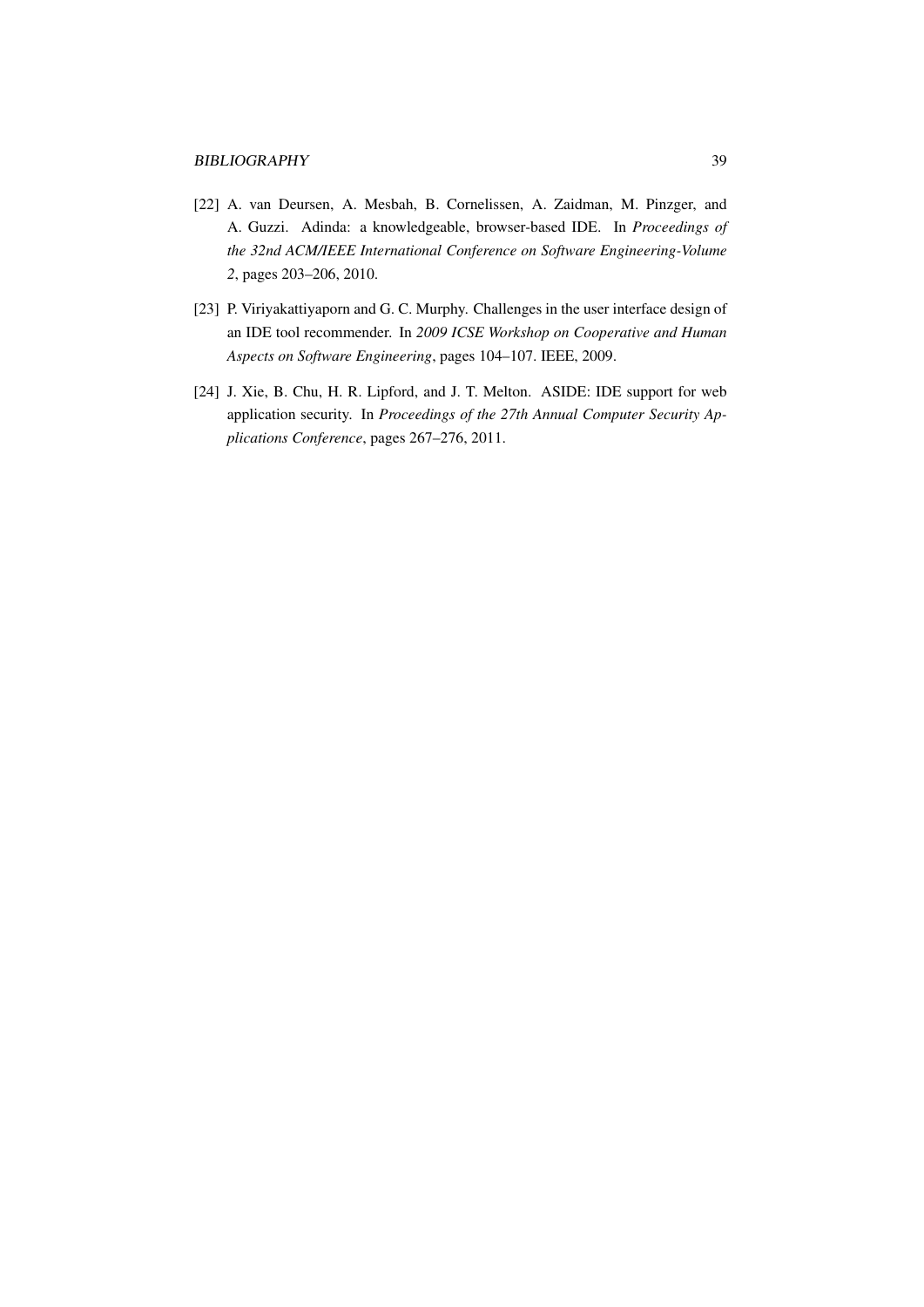[22] A. van Deursen, A. Mesbah, B. Cornelissen, A. Zaidman, M. Pinzger, and A. Guzzi. Adinda: a knowledgeable, browser-based IDE. In *Proceedings of the 32nd ACM/IEEE International Conference on Software Engineering-Volume 2*, pages 203–206, 2010.

[23] P. Viriyakattiyaporn and G. C. Murphy. Challenges in the user interface design of an IDE tool recommender. In *2009 ICSE Workshop on Cooperative and Human Aspects on Software Engineering*, pages 104–107. IEEE, 2009.

[24] J. Xie, B. Chu, H. R. Lipford, and J. T. Melton. ASIDE: IDE support for web application security. In *Proceedings of the 27th Annual Computer Security Applications Conference*, pages 267–276, 2011.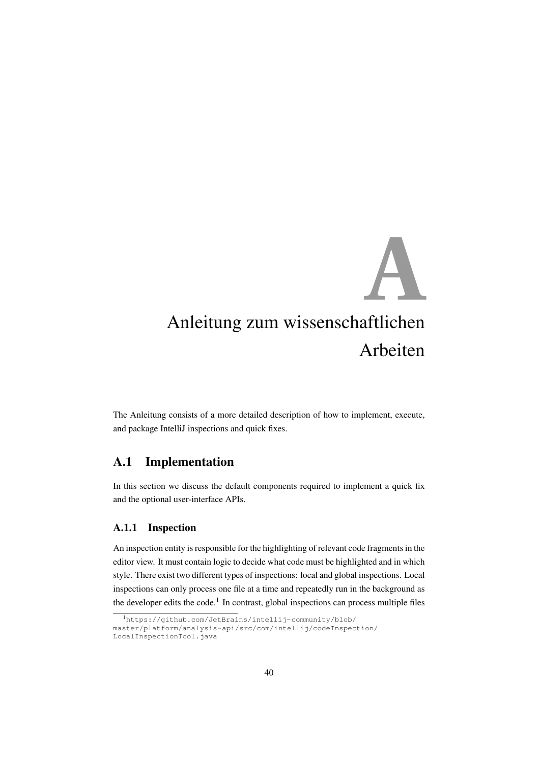# A Anleitung zum wissenschaftlichen Arbeiten

The Anleitung consists of a more detailed description of how to implement, execute, and package IntelliJ inspections and quick fixes.

## A.1 Implementation

In this section we discuss the default components required to implement a quick fix and the optional user-interface APIs.

### A.1.1 Inspection

An inspection entity is responsible for the highlighting of relevant code fragments in the editor view. It must contain logic to decide what code must be highlighted and in which style. There exist two different types of inspections: local and global inspections. Local inspections can only process one file at a time and repeatedly run in the background as the developer edits the code.[1] In contrast, global inspections can process multiple files

[1] `https://github.com/JetBrains/intellij-community/blob/master/platform/analysis-api/src/com/intellij/codeInspection/LocalInspectionTool.java`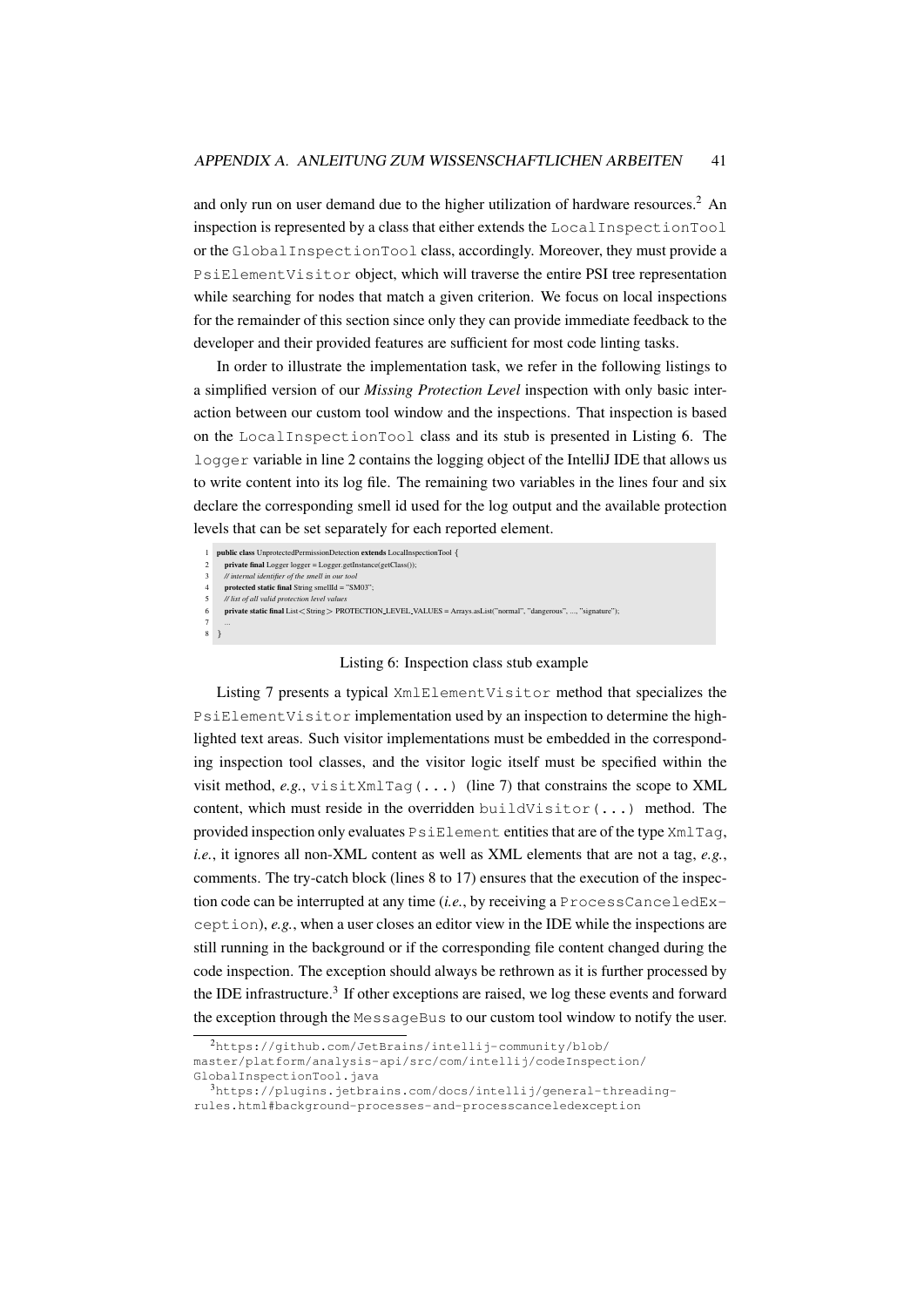and only run on user demand due to the higher utilization of hardware resources.[2] An inspection is represented by a class that either extends the `LocalInspectionTool` or the `GlobalInspectionTool` class, accordingly. Moreover, they must provide a `PsiElementVisitor` object, which will traverse the entire PSI tree representation while searching for nodes that match a given criterion. We focus on local inspections for the remainder of this section since only they can provide immediate feedback to the developer and their provided features are sufficient for most code linting tasks.

In order to illustrate the implementation task, we refer in the following listings to a simplified version of our *Missing Protection Level* inspection with only basic interaction between our custom tool window and the inspections. That inspection is based on the `LocalInspectionTool` class and its stub is presented in Listing 6. The `logger` variable in line 2 contains the logging object of the IntelliJ IDE that allows us to write content into its log file. The remaining two variables in the lines four and six declare the corresponding smell id used for the log output and the available protection levels that can be set separately for each reported element.

```
1  public class UnprotectedPermissionDetection extends LocalInspectionTool {
2      private final Logger logger = Logger.getInstance(getClass());
3      // internal identifier of the smell in our tool
4      protected static final String smellId = "SM03";
5      // list of all valid protection level values
6      private static final List<String> PROTECTION_LEVEL_VALUES = Arrays.asList("normal", "dangerous", ..., "signature");
7      ...
8  }
```

Listing 6: Inspection class stub example

Listing 7 presents a typical `XmlElementVisitor` method that specializes the `PsiElementVisitor` implementation used by an inspection to determine the highlighted text areas. Such visitor implementations must be embedded in the corresponding inspection tool classes, and the visitor logic itself must be specified within the visit method, *e.g.*, `visitXmlTag(...)` (line 7) that constrains the scope to XML content, which must reside in the overridden `buildVisitor(...)` method. The provided inspection only evaluates `PsiElement` entities that are of the type `XmlTag`, *i.e.*, it ignores all non-XML content as well as XML elements that are not a tag, *e.g.*, comments. The try-catch block (lines 8 to 17) ensures that the execution of the inspection code can be interrupted at any time (*i.e.*, by receiving a `ProcessCanceledException`), *e.g.*, when a user closes an editor view in the IDE while the inspections are still running in the background or if the corresponding file content changed during the code inspection. The exception should always be rethrown as it is further processed by the IDE infrastructure.[3] If other exceptions are raised, we log these events and forward the exception through the `MessageBus` to our custom tool window to notify the user.

[2] https://github.com/JetBrains/intellij-community/blob/master/platform/analysis-api/src/com/intellij/codeInspection/GlobalInspectionTool.java

[3] https://plugins.jetbrains.com/docs/intellij/general-threading-rules.html#background-processes-and-processcanceledexception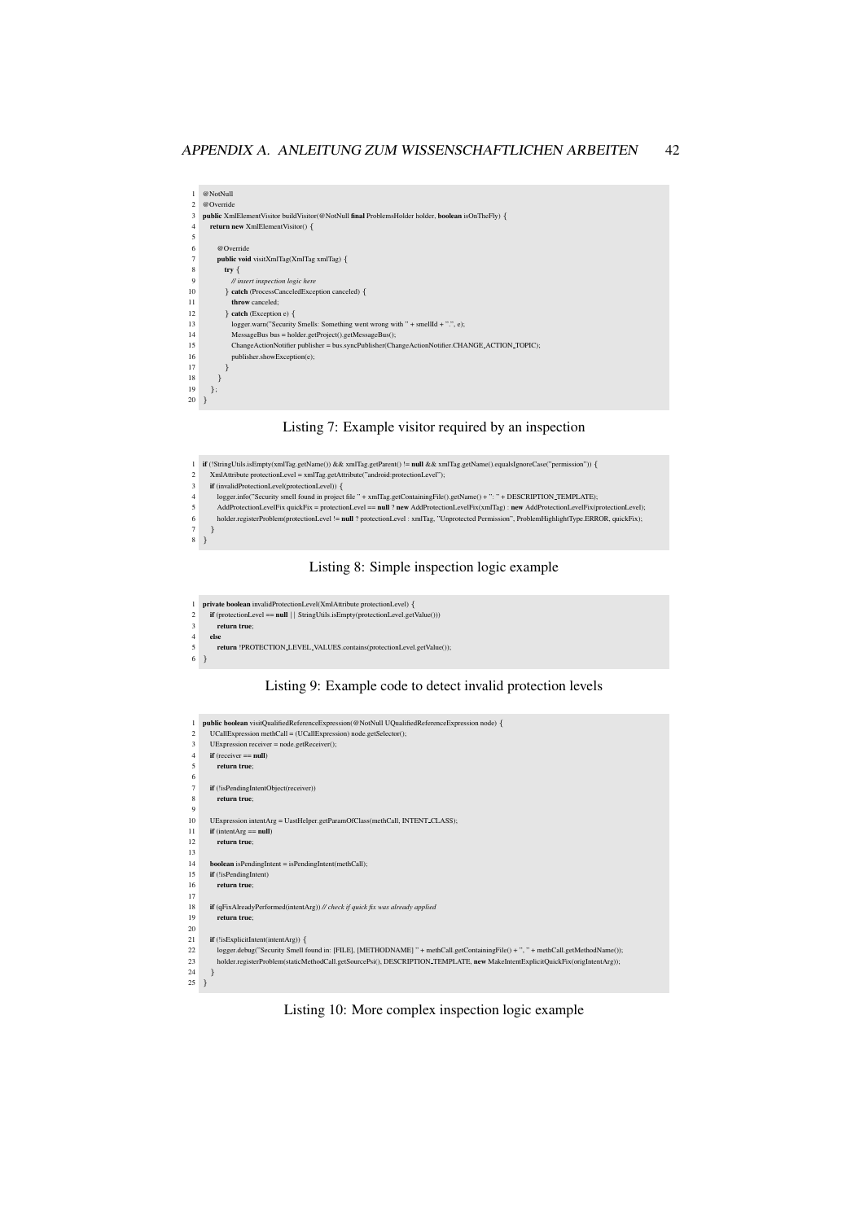```java
@NotNull
@Override
public XmlElementVisitor buildVisitor(@NotNull final ProblemsHolder holder, boolean isOnTheFly) {
    return new XmlElementVisitor() {

        @Override
        public void visitXmlTag(XmlTag xmlTag) {
            try {
                // insert inspection logic here
            } catch (ProcessCanceledException canceled) {
                throw canceled;
            } catch (Exception e) {
                logger.warn("Security Smells: Something went wrong with " + smellId + ".", e);
                MessageBus bus = holder.getProject().getMessageBus();
                ChangeActionNotifier publisher = bus.syncPublisher(ChangeActionNotifier.CHANGE_ACTION_TOPIC);
                publisher.showException(e);
            }
        }
    };
}
```

Listing 7: Example visitor required by an inspection

```java
if (!StringUtils.isEmpty(xmlTag.getName()) && xmlTag.getParent() != null && xmlTag.getName().equalsIgnoreCase("permission")) {
    XmlAttribute protectionLevel = xmlTag.getAttribute("android:protectionLevel");
    if (invalidProtectionLevel(protectionLevel)) {
        logger.info("Security smell found in project file " + xmlTag.getContainingFile().getName() + ": " + DESCRIPTION_TEMPLATE);
        AddProtectionLevelFix quickFix = protectionLevel == null ? new AddProtectionLevelFix(xmlTag) : new AddProtectionLevelFix(protectionLevel);
        holder.registerProblem(protectionLevel != null ? protectionLevel : xmlTag, "Unprotected Permission", ProblemHighlightType.ERROR, quickFix);
    }
}
```

Listing 8: Simple inspection logic example

```java
private boolean invalidProtectionLevel(XmlAttribute protectionLevel) {
    if (protectionLevel == null || StringUtils.isEmpty(protectionLevel.getValue()))
        return true;
    else
        return !PROTECTION_LEVEL_VALUES.contains(protectionLevel.getValue());
}
```

Listing 9: Example code to detect invalid protection levels

```java
public boolean visitQualifiedReferenceExpression(@NotNull UQualifiedReferenceExpression node) {
    UCallExpression methCall = (UCallExpression) node.getSelector();
    UExpression receiver = node.getReceiver();
    if (receiver == null)
        return true;

    if (!isPendingIntentObject(receiver))
        return true;

    UExpression intentArg = UastHelper.getParamOfClass(methCall, INTENT_CLASS);
    if (intentArg == null)
        return true;

    boolean isPendingIntent = isPendingIntent(methCall);
    if (!isPendingIntent)
        return true;

    if (qFixAlreadyPerformed(intentArg)) // check if quick fix was already applied
        return true;

    if (!isExplicitIntent(intentArg)) {
        logger.debug("Security Smell found in: [FILE], [METHODNAME] " + methCall.getContainingFile() + ", " + methCall.getMethodName());
        holder.registerProblem(staticMethodCall.getSourcePsi(), DESCRIPTION_TEMPLATE, new MakeIntentExplicitQuickFix(origIntentArg));
    }
}
```

Listing 10: More complex inspection logic example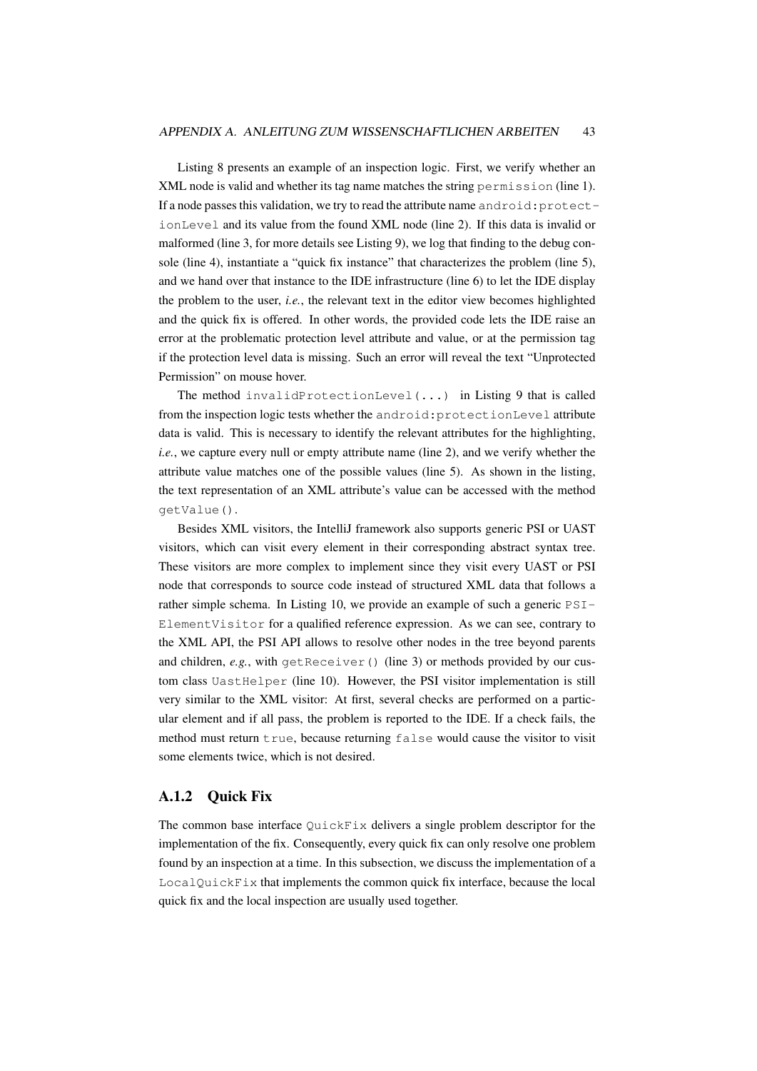Listing 8 presents an example of an inspection logic. First, we verify whether an XML node is valid and whether its tag name matches the string `permission` (line 1). If a node passes this validation, we try to read the attribute name `android:protectionLevel` and its value from the found XML node (line 2). If this data is invalid or malformed (line 3, for more details see Listing 9), we log that finding to the debug console (line 4), instantiate a "quick fix instance" that characterizes the problem (line 5), and we hand over that instance to the IDE infrastructure (line 6) to let the IDE display the problem to the user, *i.e.*, the relevant text in the editor view becomes highlighted and the quick fix is offered. In other words, the provided code lets the IDE raise an error at the problematic protection level attribute and value, or at the permission tag if the protection level data is missing. Such an error will reveal the text "Unprotected Permission" on mouse hover.

The method `invalidProtectionLevel(...)` in Listing 9 that is called from the inspection logic tests whether the `android:protectionLevel` attribute data is valid. This is necessary to identify the relevant attributes for the highlighting, *i.e.*, we capture every null or empty attribute name (line 2), and we verify whether the attribute value matches one of the possible values (line 5). As shown in the listing, the text representation of an XML attribute's value can be accessed with the method `getValue()`.

Besides XML visitors, the IntelliJ framework also supports generic PSI or UAST visitors, which can visit every element in their corresponding abstract syntax tree. These visitors are more complex to implement since they visit every UAST or PSI node that corresponds to source code instead of structured XML data that follows a rather simple schema. In Listing 10, we provide an example of such a generic `PSIElementVisitor` for a qualified reference expression. As we can see, contrary to the XML API, the PSI API allows to resolve other nodes in the tree beyond parents and children, *e.g.*, with `getReceiver()` (line 3) or methods provided by our custom class `UastHelper` (line 10). However, the PSI visitor implementation is still very similar to the XML visitor: At first, several checks are performed on a particular element and if all pass, the problem is reported to the IDE. If a check fails, the method must return `true`, because returning `false` would cause the visitor to visit some elements twice, which is not desired.

### A.1.2 Quick Fix

The common base interface `QuickFix` delivers a single problem descriptor for the implementation of the fix. Consequently, every quick fix can only resolve one problem found by an inspection at a time. In this subsection, we discuss the implementation of a `LocalQuickFix` that implements the common quick fix interface, because the local quick fix and the local inspection are usually used together.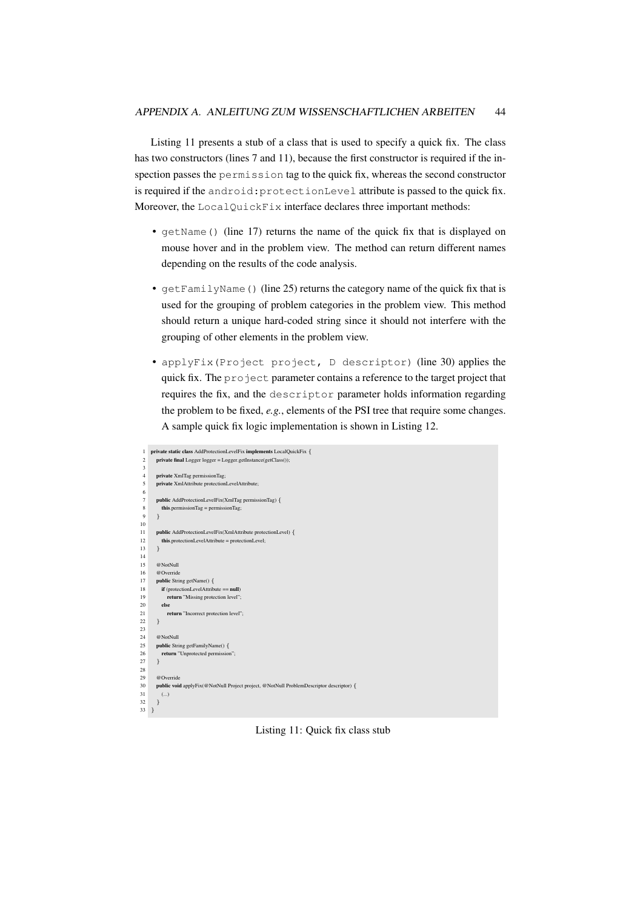Listing 11 presents a stub of a class that is used to specify a quick fix. The class has two constructors (lines 7 and 11), because the first constructor is required if the inspection passes the `permission` tag to the quick fix, whereas the second constructor is required if the `android:protectionLevel` attribute is passed to the quick fix. Moreover, the `LocalQuickFix` interface declares three important methods:

- `getName()` (line 17) returns the name of the quick fix that is displayed on mouse hover and in the problem view. The method can return different names depending on the results of the code analysis.
- `getFamilyName()` (line 25) returns the category name of the quick fix that is used for the grouping of problem categories in the problem view. This method should return a unique hard-coded string since it should not interfere with the grouping of other elements in the problem view.
- `applyFix(Project project, D descriptor)` (line 30) applies the quick fix. The `project` parameter contains a reference to the target project that requires the fix, and the `descriptor` parameter holds information regarding the problem to be fixed, *e.g.*, elements of the PSI tree that require some changes. A sample quick fix logic implementation is shown in Listing 12.

```java
private static class AddProtectionLevelFix implements LocalQuickFix {
    private final Logger logger = Logger.getInstance(getClass());

    private XmlTag permissionTag;
    private XmlAttribute protectionLevelAttribute;

    public AddProtectionLevelFix(XmlTag permissionTag) {
        this.permissionTag = permissionTag;
    }

    public AddProtectionLevelFix(XmlAttribute protectionLevel) {
        this.protectionLevelAttribute = protectionLevel;
    }

    @NotNull
    @Override
    public String getName() {
        if (protectionLevelAttribute == null)
            return "Missing protection level";
        else
            return "Incorrect protection level";
    }

    @NotNull
    public String getFamilyName() {
        return "Unprotected permission";
    }

    @Override
    public void applyFix(@NotNull Project project, @NotNull ProblemDescriptor descriptor) {
        (...)
    }
}
```

Listing 11: Quick fix class stub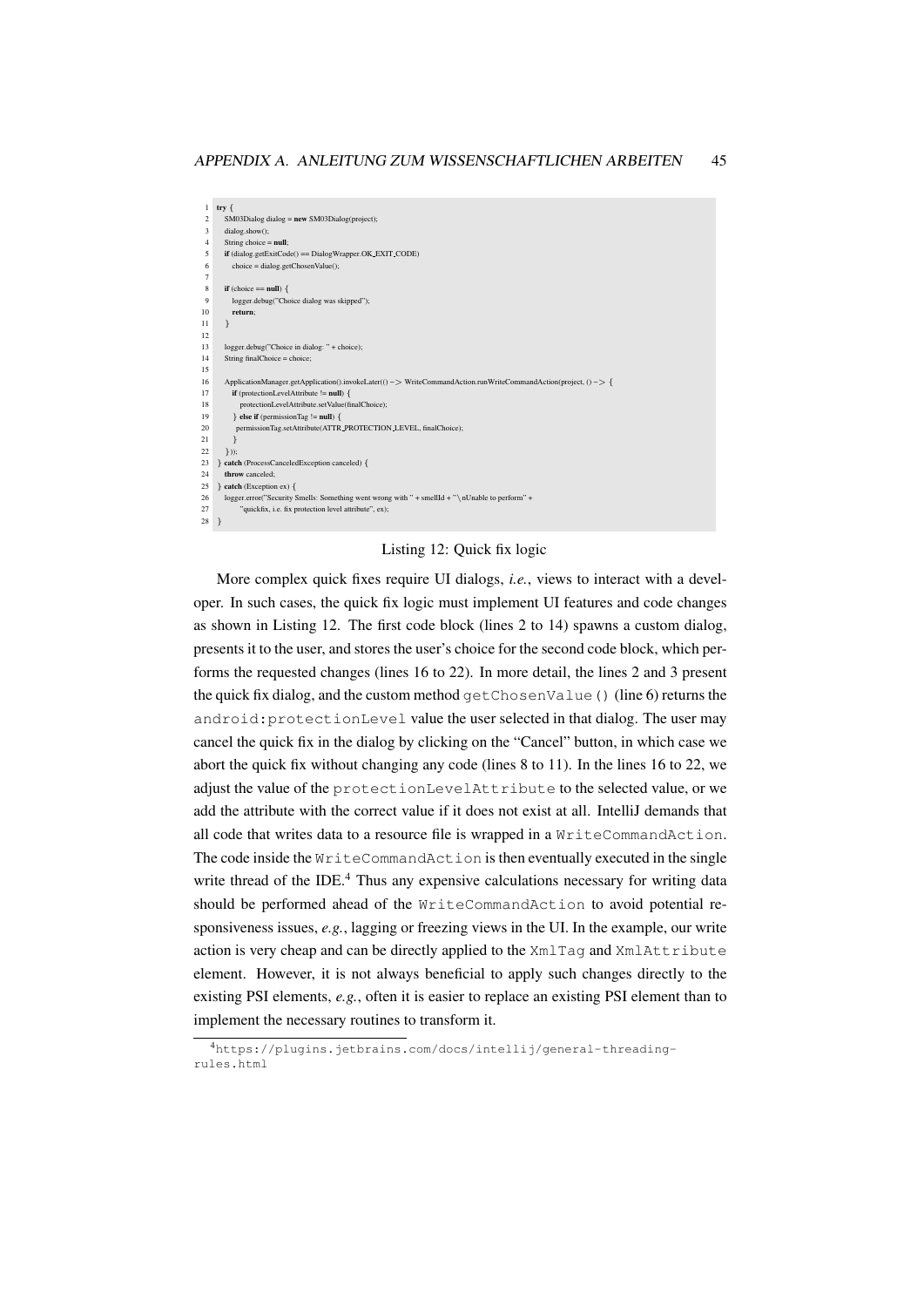```
try {
    SM03Dialog dialog = new SM03Dialog(project);
    dialog.show();
    String choice = null;
    if (dialog.getExitCode() == DialogWrapper.OK_EXIT_CODE)
        choice = dialog.getChosenValue();

    if (choice == null) {
        logger.debug("Choice dialog was skipped");
        return;
    }

    logger.debug("Choice in dialog: " + choice);
    String finalChoice = choice;

    ApplicationManager.getApplication().invokeLater(() -> WriteCommandAction.runWriteCommandAction(project, () -> {
        if (protectionLevelAttribute != null) {
            protectionLevelAttribute.setValue(finalChoice);
        } else if (permissionTag != null) {
            permissionTag.setAttribute(ATTR_PROTECTION_LEVEL, finalChoice);
        }
    }));
} catch (ProcessCanceledException canceled) {
    throw canceled;
} catch (Exception ex) {
    logger.error("Security Smells: Something went wrong with " + smellId + "\nUnable to perform" +
        "quickfix, i.e. fix protection level attribute", ex);
}
```

Listing 12: Quick fix logic

More complex quick fixes require UI dialogs, *i.e.*, views to interact with a developer. In such cases, the quick fix logic must implement UI features and code changes as shown in Listing 12. The first code block (lines 2 to 14) spawns a custom dialog, presents it to the user, and stores the user's choice for the second code block, which performs the requested changes (lines 16 to 22). In more detail, the lines 2 and 3 present the quick fix dialog, and the custom method `getChosenValue()` (line 6) returns the `android:protectionLevel` value the user selected in that dialog. The user may cancel the quick fix in the dialog by clicking on the "Cancel" button, in which case we abort the quick fix without changing any code (lines 8 to 11). In the lines 16 to 22, we adjust the value of the `protectionLevelAttribute` to the selected value, or we add the attribute with the correct value if it does not exist at all. IntelliJ demands that all code that writes data to a resource file is wrapped in a `WriteCommandAction`. The code inside the `WriteCommandAction` is then eventually executed in the single write thread of the IDE.[4] Thus any expensive calculations necessary for writing data should be performed ahead of the `WriteCommandAction` to avoid potential responsiveness issues, *e.g.*, lagging or freezing views in the UI. In the example, our write action is very cheap and can be directly applied to the `XmlTag` and `XmlAttribute` element. However, it is not always beneficial to apply such changes directly to the existing PSI elements, *e.g.*, often it is easier to replace an existing PSI element than to implement the necessary routines to transform it.

[4] https://plugins.jetbrains.com/docs/intellij/general-threading-rules.html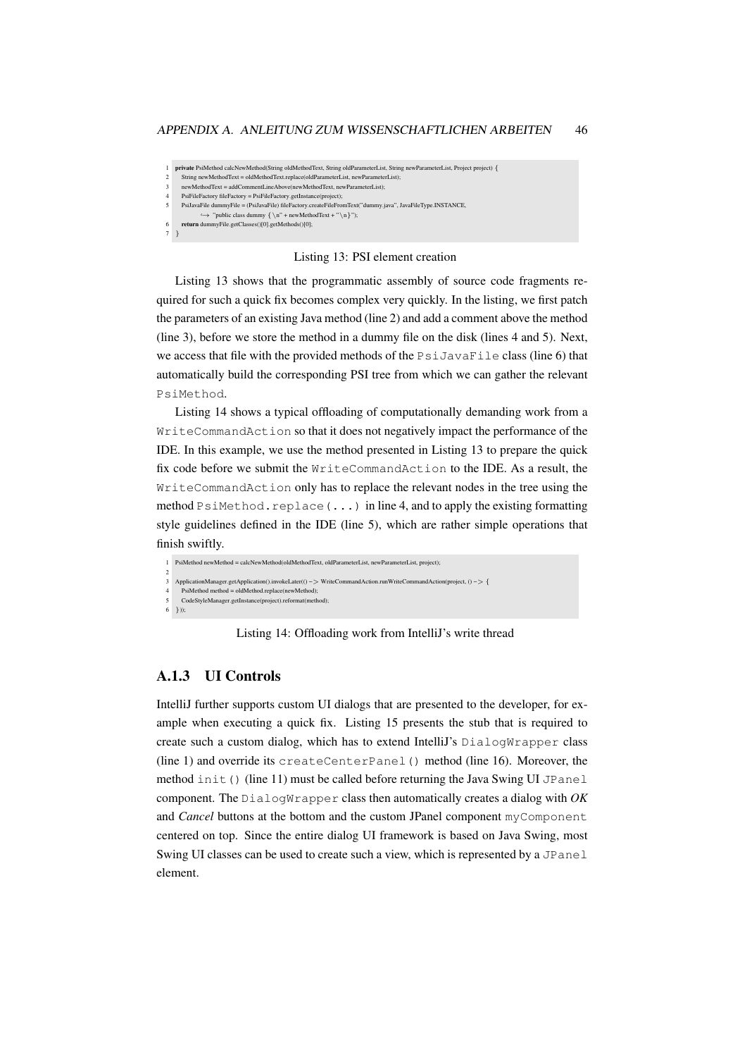```java
private PsiMethod calcNewMethod(String oldMethodText, String oldParameterList, String newParameterList, Project project) {
    String newMethodText = oldMethodText.replace(oldParameterList, newParameterList);
    newMethodText = addCommentLineAbove(newMethodText, newParameterList);
    PsiFileFactory fileFactory = PsiFileFactory.getInstance(project);
    PsiJavaFile dummyFile = (PsiJavaFile) fileFactory.createFileFromText("dummy.java", JavaFileType.INSTANCE,
            "public class dummy {\n" + newMethodText + "\n}");
    return dummyFile.getClasses()[0].getMethods()[0];
}
```

Listing 13: PSI element creation

Listing 13 shows that the programmatic assembly of source code fragments required for such a quick fix becomes complex very quickly. In the listing, we first patch the parameters of an existing Java method (line 2) and add a comment above the method (line 3), before we store the method in a dummy file on the disk (lines 4 and 5). Next, we access that file with the provided methods of the `PsiJavaFile` class (line 6) that automatically build the corresponding PSI tree from which we can gather the relevant `PsiMethod`.

Listing 14 shows a typical offloading of computationally demanding work from a `WriteCommandAction` so that it does not negatively impact the performance of the IDE. In this example, we use the method presented in Listing 13 to prepare the quick fix code before we submit the `WriteCommandAction` to the IDE. As a result, the `WriteCommandAction` only has to replace the relevant nodes in the tree using the method `PsiMethod.replace(...)` in line 4, and to apply the existing formatting style guidelines defined in the IDE (line 5), which are rather simple operations that finish swiftly.

```java
PsiMethod newMethod = calcNewMethod(oldMethodText, oldParameterList, newParameterList, project);

ApplicationManager.getApplication().invokeLater(() -> WriteCommandAction.runWriteCommandAction(project, () -> {
    PsiMethod method = oldMethod.replace(newMethod);
    CodeStyleManager.getInstance(project).reformat(method);
}));
```

Listing 14: Offloading work from IntelliJ's write thread

### A.1.3 UI Controls

IntelliJ further supports custom UI dialogs that are presented to the developer, for example when executing a quick fix. Listing 15 presents the stub that is required to create such a custom dialog, which has to extend IntelliJ's `DialogWrapper` class (line 1) and override its `createCenterPanel()` method (line 16). Moreover, the method `init()` (line 11) must be called before returning the Java Swing UI `JPanel` component. The `DialogWrapper` class then automatically creates a dialog with *OK* and *Cancel* buttons at the bottom and the custom JPanel component `myComponent` centered on top. Since the entire dialog UI framework is based on Java Swing, most Swing UI classes can be used to create such a view, which is represented by a `JPanel` element.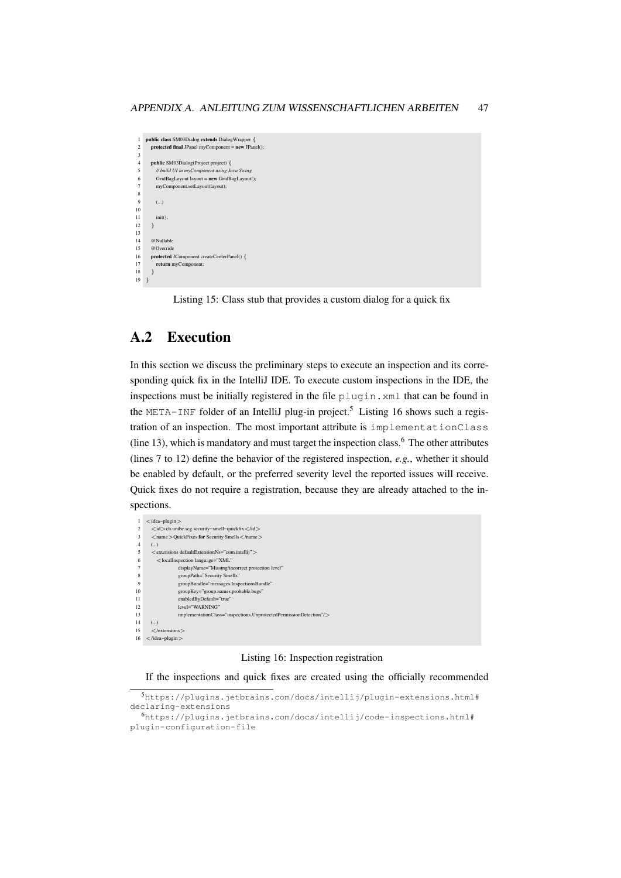```java
public class SM03Dialog extends DialogWrapper {
    protected final JPanel myComponent = new JPanel();

    public SM03Dialog(Project project) {
        // build UI in myComponent using Java Swing
        GridBagLayout layout = new GridBagLayout();
        myComponent.setLayout(layout);

        (...)

        init();
    }

    @Nullable
    @Override
    protected JComponent createCenterPanel() {
        return myComponent;
    }
}
```

Listing 15: Class stub that provides a custom dialog for a quick fix

## A.2 Execution

In this section we discuss the preliminary steps to execute an inspection and its corresponding quick fix in the IntelliJ IDE. To execute custom inspections in the IDE, the inspections must be initially registered in the file `plugin.xml` that can be found in the `META-INF` folder of an IntelliJ plug-in project.[5] Listing 16 shows such a registration of an inspection. The most important attribute is `implementationClass` (line 13), which is mandatory and must target the inspection class.[6] The other attributes (lines 7 to 12) define the behavior of the registered inspection, *e.g.*, whether it should be enabled by default, or the preferred severity level the reported issues will receive. Quick fixes do not require a registration, because they are already attached to the inspections.

```xml
<idea-plugin>
    <id>ch.unibe.scg.security-smell-quickfix</id>
    <name>QuickFixes for Security Smells</name>
    (...)
    <extensions defaultExtensionNs="com.intellij">
        <localInspection language="XML"
                    displayName="Missing/incorrect protection level"
                    groupPath="Security Smells"
                    groupBundle="messages.InspectionsBundle"
                    groupKey="group.names.probable.bugs"
                    enabledByDefault="true"
                    level="WARNING"
                    implementationClass="inspections.UnprotectedPermissionDetection"/>
    (...)
    </extensions>
</idea-plugin>
```

Listing 16: Inspection registration

If the inspections and quick fixes are created using the officially recommended

[5] https://plugins.jetbrains.com/docs/intellij/plugin-extensions.html#declaring-extensions

[6] https://plugins.jetbrains.com/docs/intellij/code-inspections.html#plugin-configuration-file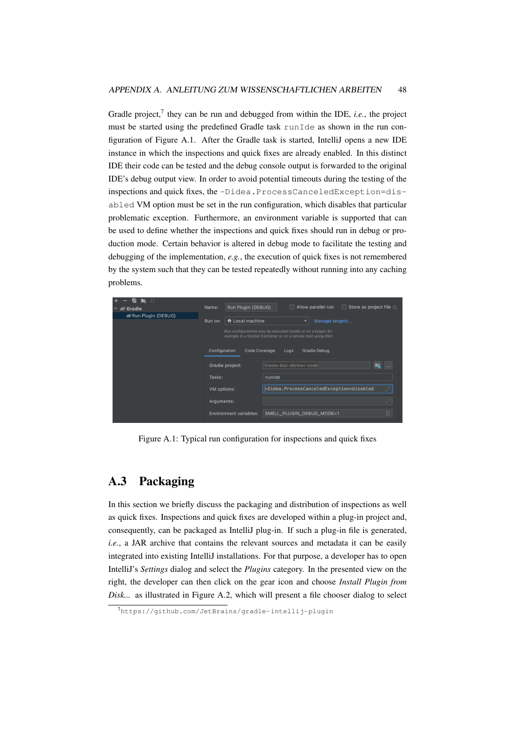Gradle project,[7] they can be run and debugged from within the IDE, *i.e.*, the project must be started using the predefined Gradle task `runIde` as shown in the run configuration of Figure A.1. After the Gradle task is started, IntelliJ opens a new IDE instance in which the inspections and quick fixes are already enabled. In this distinct IDE their code can be tested and the debug console output is forwarded to the original IDE's debug output view. In order to avoid potential timeouts during the testing of the inspections and quick fixes, the `-Didea.ProcessCanceledException=disabled` VM option must be set in the run configuration, which disables that particular problematic exception. Furthermore, an environment variable is supported that can be used to define whether the inspections and quick fixes should run in debug or production mode. Certain behavior is altered in debug mode to facilitate the testing and debugging of the implementation, *e.g.*, the execution of quick fixes is not remembered by the system such that they can be tested repeatedly without running into any caching problems.

Figure A.1: Typical run configuration for inspections and quick fixes

## A.3 Packaging

In this section we briefly discuss the packaging and distribution of inspections as well as quick fixes. Inspections and quick fixes are developed within a plug-in project and, consequently, can be packaged as IntelliJ plug-in. If such a plug-in file is generated, *i.e.*, a JAR archive that contains the relevant sources and metadata it can be easily integrated into existing IntelliJ installations. For that purpose, a developer has to open IntelliJ's *Settings* dialog and select the *Plugins* category. In the presented view on the right, the developer can then click on the gear icon and choose *Install Plugin from Disk...* as illustrated in Figure A.2, which will present a file chooser dialog to select

[7] `https://github.com/JetBrains/gradle-intellij-plugin`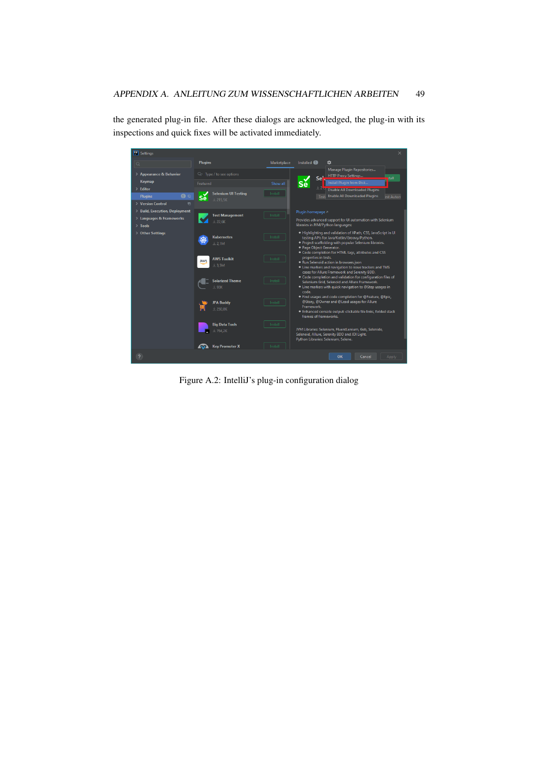the generated plug-in file. After these dialogs are acknowledged, the plug-in with its inspections and quick fixes will be activated immediately.

Figure A.2: IntelliJ's plug-in configuration dialog